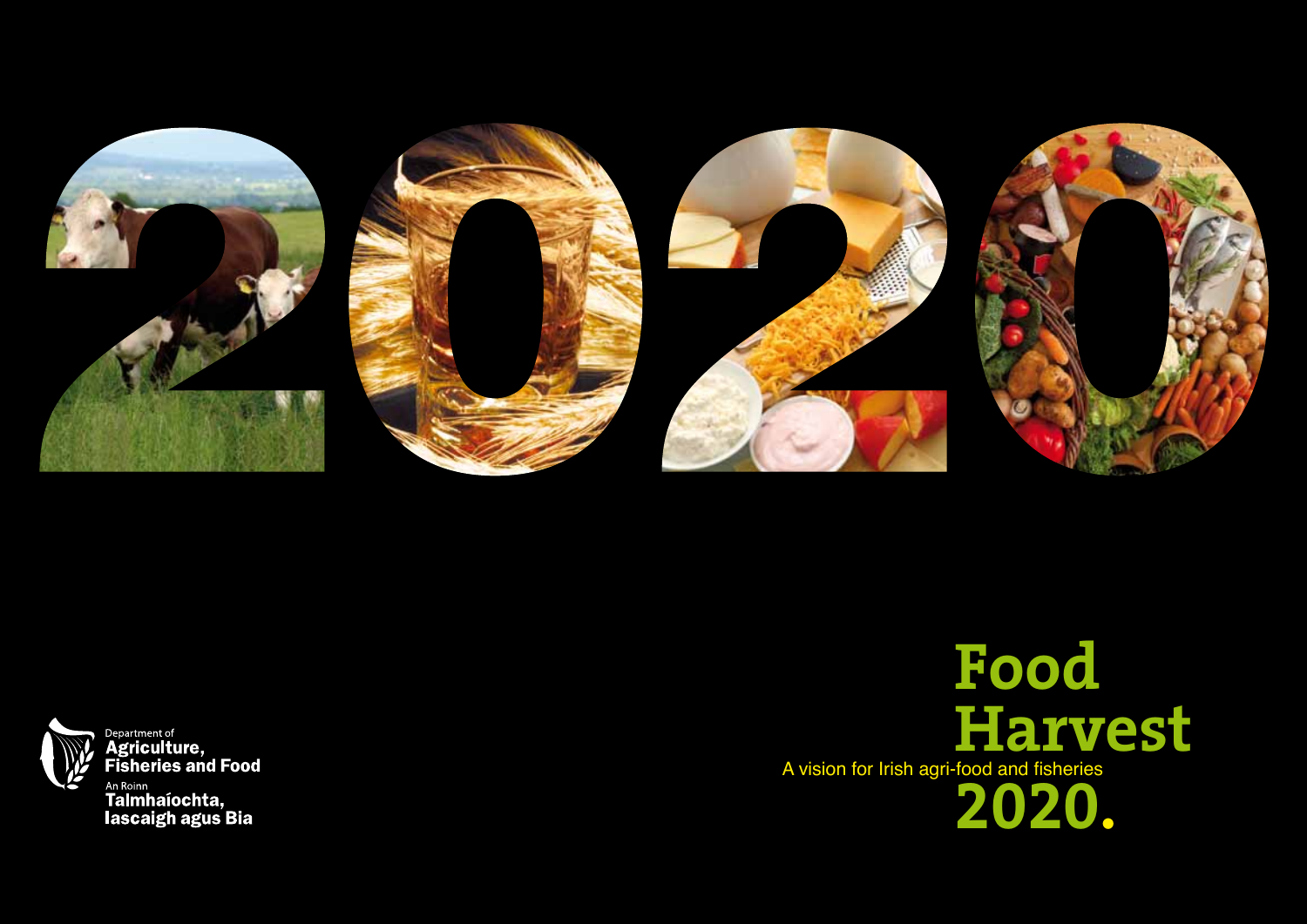# Food Harvest 2020.

A vision for Irish agri-food and fisheries

Department of
**Agriculture, Fisheries and Food**

An Roinn
**Talmhaíochta, Iascaigh agus Bia**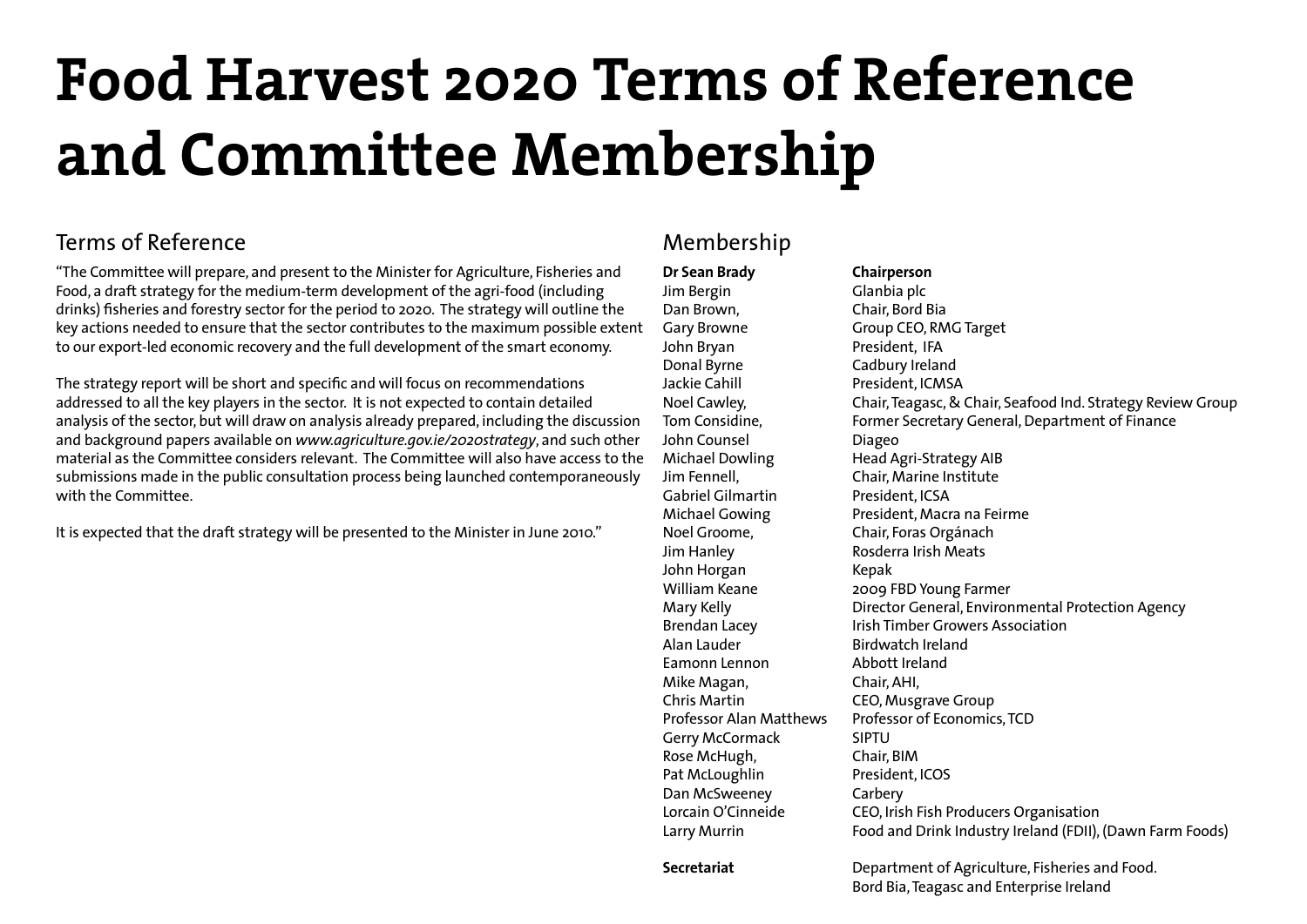# Food Harvest 2020 Terms of Reference and Committee Membership

## Terms of Reference

"The Committee will prepare, and present to the Minister for Agriculture, Fisheries and Food, a draft strategy for the medium-term development of the agri-food (including drinks) fisheries and forestry sector for the period to 2020. The strategy will outline the key actions needed to ensure that the sector contributes to the maximum possible extent to our export-led economic recovery and the full development of the smart economy.

The strategy report will be short and specific and will focus on recommendations addressed to all the key players in the sector. It is not expected to contain detailed analysis of the sector, but will draw on analysis already prepared, including the discussion and background papers available on *www.agriculture.gov.ie/2020strategy*, and such other material as the Committee considers relevant. The Committee will also have access to the submissions made in the public consultation process being launched contemporaneously with the Committee.

It is expected that the draft strategy will be presented to the Minister in June 2010."

## Membership

| | |
|---|---|
| **Dr Sean Brady** | **Chairperson** |
| Jim Bergin | Glanbia plc |
| Dan Brown, | Chair, Bord Bia |
| Gary Browne | Group CEO, RMG Target |
| John Bryan | President, IFA |
| Donal Byrne | Cadbury Ireland |
| Jackie Cahill | President, ICMSA |
| Noel Cawley, | Chair, Teagasc, & Chair, Seafood Ind. Strategy Review Group |
| Tom Considine, | Former Secretary General, Department of Finance |
| John Counsel | Diageo |
| Michael Dowling | Head Agri-Strategy AIB |
| Jim Fennell, | Chair, Marine Institute |
| Gabriel Gilmartin | President, ICSA |
| Michael Gowing | President, Macra na Feirme |
| Noel Groome, | Chair, Foras Orgánach |
| Jim Hanley | Rosderra Irish Meats |
| John Horgan | Kepak |
| William Keane | 2009 FBD Young Farmer |
| Mary Kelly | Director General, Environmental Protection Agency |
| Brendan Lacey | Irish Timber Growers Association |
| Alan Lauder | Birdwatch Ireland |
| Eamonn Lennon | Abbott Ireland |
| Mike Magan, | Chair, AHI, |
| Chris Martin | CEO, Musgrave Group |
| Professor Alan Matthews | Professor of Economics, TCD |
| Gerry McCormack | SIPTU |
| Rose McHugh, | Chair, BIM |
| Pat McLoughlin | President, ICOS |
| Dan McSweeney | Carbery |
| Lorcain O'Cinneide | CEO, Irish Fish Producers Organisation |
| Larry Murrin | Food and Drink Industry Ireland (FDII), (Dawn Farm Foods) |
| **Secretariat** | Department of Agriculture, Fisheries and Food. Bord Bia, Teagasc and Enterprise Ireland |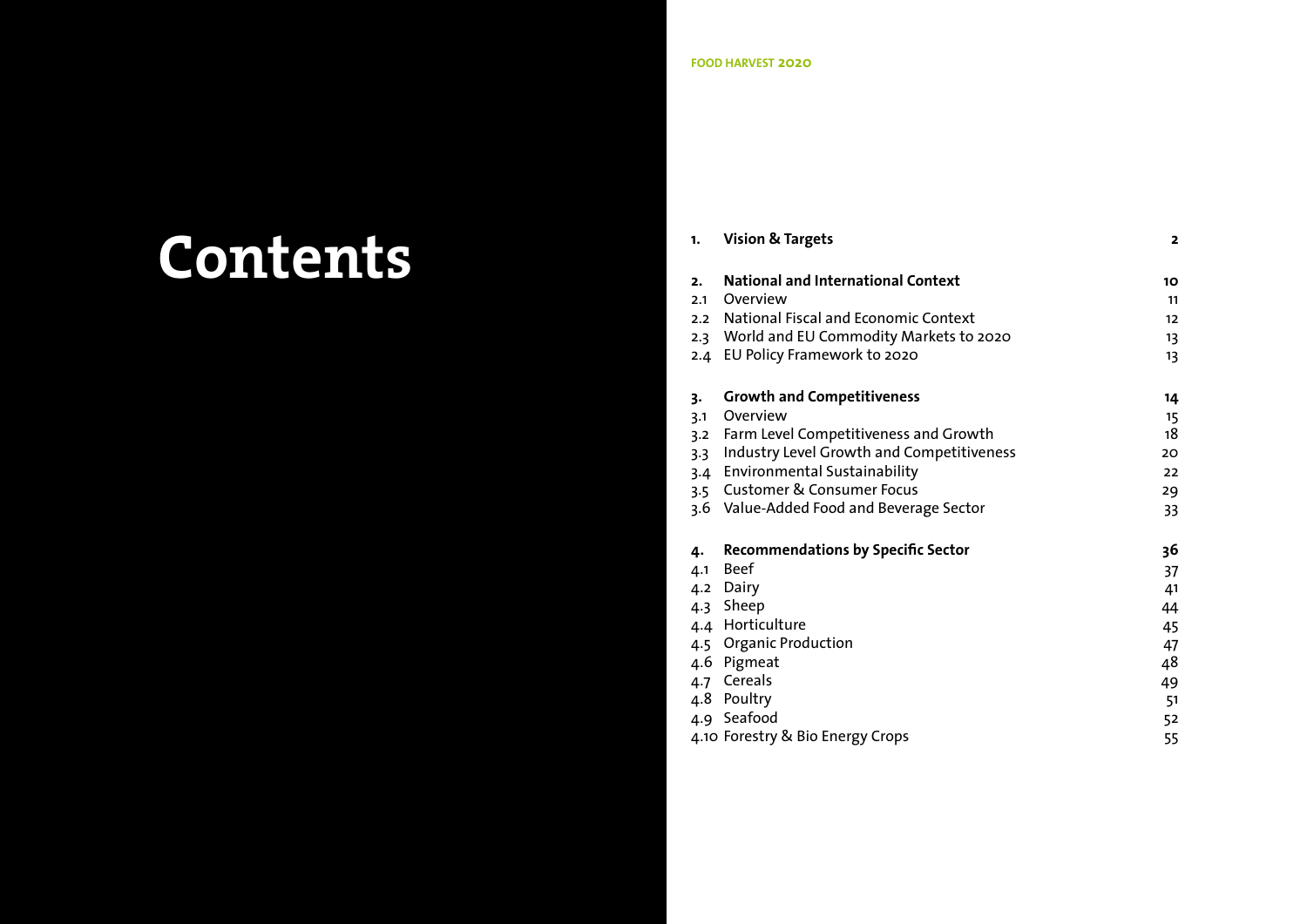# Contents

| | | |
|---|---|---|
| **1.** | **Vision & Targets** | **2** |
| **2.** | **National and International Context** | **10** |
| 2.1 | Overview | 11 |
| 2.2 | National Fiscal and Economic Context | 12 |
| 2.3 | World and EU Commodity Markets to 2020 | 13 |
| 2.4 | EU Policy Framework to 2020 | 13 |
| **3.** | **Growth and Competitiveness** | **14** |
| 3.1 | Overview | 15 |
| 3.2 | Farm Level Competitiveness and Growth | 18 |
| 3.3 | Industry Level Growth and Competitiveness | 20 |
| 3.4 | Environmental Sustainability | 22 |
| 3.5 | Customer & Consumer Focus | 29 |
| 3.6 | Value-Added Food and Beverage Sector | 33 |
| **4.** | **Recommendations by Specific Sector** | **36** |
| 4.1 | Beef | 37 |
| 4.2 | Dairy | 41 |
| 4.3 | Sheep | 44 |
| 4.4 | Horticulture | 45 |
| 4.5 | Organic Production | 47 |
| 4.6 | Pigmeat | 48 |
| 4.7 | Cereals | 49 |
| 4.8 | Poultry | 51 |
| 4.9 | Seafood | 52 |
| 4.10 | Forestry & Bio Energy Crops | 55 |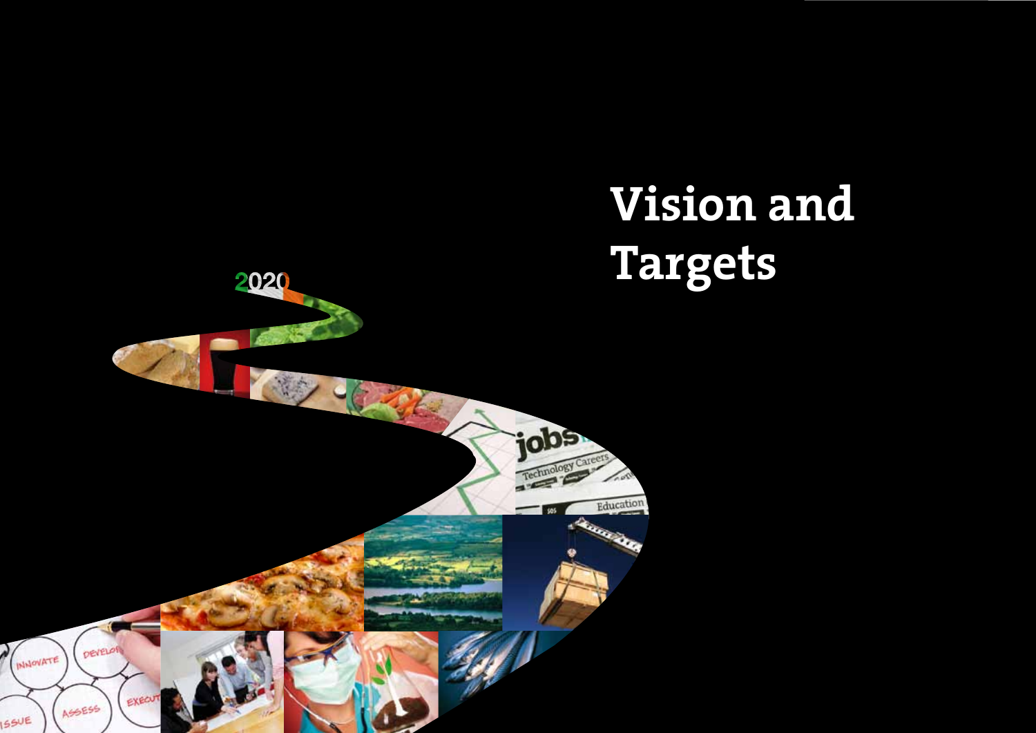# Vision and Targets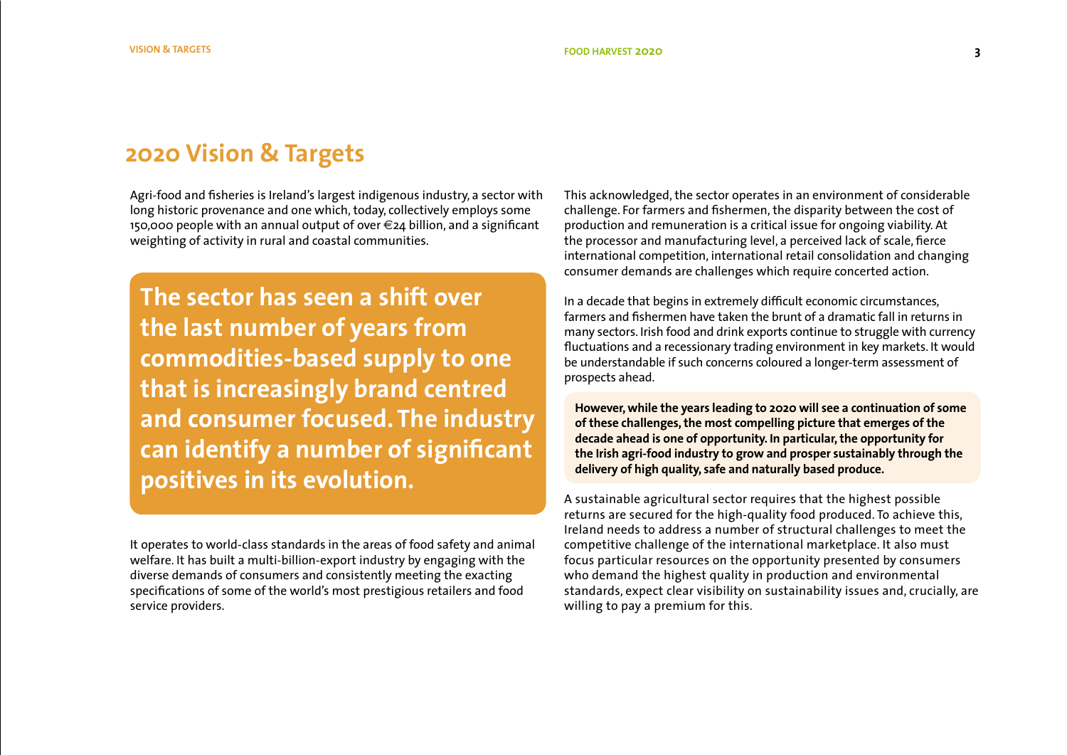## 2020 Vision & Targets

Agri-food and fisheries is Ireland's largest indigenous industry, a sector with long historic provenance and one which, today, collectively employs some 150,000 people with an annual output of over €24 billion, and a significant weighting of activity in rural and coastal communities.

**The sector has seen a shift over the last number of years from commodities-based supply to one that is increasingly brand centred and consumer focused. The industry can identify a number of significant positives in its evolution.**

It operates to world-class standards in the areas of food safety and animal welfare. It has built a multi-billion-export industry by engaging with the diverse demands of consumers and consistently meeting the exacting specifications of some of the world's most prestigious retailers and food service providers.

This acknowledged, the sector operates in an environment of considerable challenge. For farmers and fishermen, the disparity between the cost of production and remuneration is a critical issue for ongoing viability. At the processor and manufacturing level, a perceived lack of scale, fierce international competition, international retail consolidation and changing consumer demands are challenges which require concerted action.

In a decade that begins in extremely difficult economic circumstances, farmers and fishermen have taken the brunt of a dramatic fall in returns in many sectors. Irish food and drink exports continue to struggle with currency fluctuations and a recessionary trading environment in key markets. It would be understandable if such concerns coloured a longer-term assessment of prospects ahead.

**However, while the years leading to 2020 will see a continuation of some of these challenges, the most compelling picture that emerges of the decade ahead is one of opportunity. In particular, the opportunity for the Irish agri-food industry to grow and prosper sustainably through the delivery of high quality, safe and naturally based produce.**

A sustainable agricultural sector requires that the highest possible returns are secured for the high-quality food produced. To achieve this, Ireland needs to address a number of structural challenges to meet the competitive challenge of the international marketplace. It also must focus particular resources on the opportunity presented by consumers who demand the highest quality in production and environmental standards, expect clear visibility on sustainability issues and, crucially, are willing to pay a premium for this.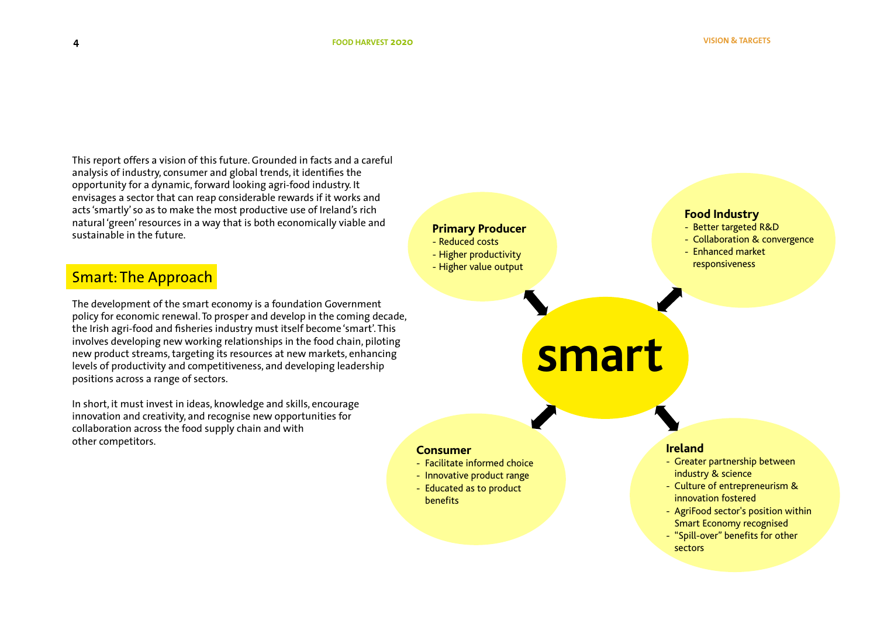This report offers a vision of this future. Grounded in facts and a careful analysis of industry, consumer and global trends, it identifies the opportunity for a dynamic, forward looking agri-food industry. It envisages a sector that can reap considerable rewards if it works and acts 'smartly' so as to make the most productive use of Ireland's rich natural 'green' resources in a way that is both economically viable and sustainable in the future.

## Smart: The Approach

The development of the smart economy is a foundation Government policy for economic renewal. To prosper and develop in the coming decade, the Irish agri-food and fisheries industry must itself become 'smart'. This involves developing new working relationships in the food chain, piloting new product streams, targeting its resources at new markets, enhancing levels of productivity and competitiveness, and developing leadership positions across a range of sectors.

In short, it must invest in ideas, knowledge and skills, encourage innovation and creativity, and recognise new opportunities for collaboration across the food supply chain and with other competitors.

**Primary Producer**
- Reduced costs
- Higher productivity
- Higher value output

**Food Industry**
- Better targeted R&D
- Collaboration & convergence
- Enhanced market responsiveness

**smart**

**Consumer**
- Facilitate informed choice
- Innovative product range
- Educated as to product benefits

**Ireland**
- Greater partnership between industry & science
- Culture of entrepreneurism & innovation fostered
- AgriFood sector's position within Smart Economy recognised
- "Spill-over" benefits for other sectors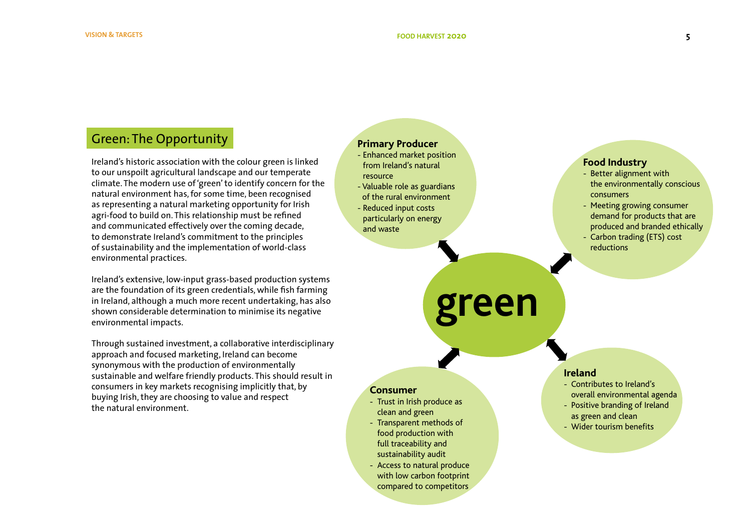## Green: The Opportunity

Ireland's historic association with the colour green is linked to our unspoilt agricultural landscape and our temperate climate. The modern use of 'green' to identify concern for the natural environment has, for some time, been recognised as representing a natural marketing opportunity for Irish agri-food to build on. This relationship must be refined and communicated effectively over the coming decade, to demonstrate Ireland's commitment to the principles of sustainability and the implementation of world-class environmental practices.

Ireland's extensive, low-input grass-based production systems are the foundation of its green credentials, while fish farming in Ireland, although a much more recent undertaking, has also shown considerable determination to minimise its negative environmental impacts.

Through sustained investment, a collaborative interdisciplinary approach and focused marketing, Ireland can become synonymous with the production of environmentally sustainable and welfare friendly products. This should result in consumers in key markets recognising implicitly that, by buying Irish, they are choosing to value and respect the natural environment.

**green**

**Primary Producer**

- Enhanced market position from Ireland's natural resource
- Valuable role as guardians of the rural environment
- Reduced input costs particularly on energy and waste

**Food Industry**

- Better alignment with the environmentally conscious consumers
- Meeting growing consumer demand for products that are produced and branded ethically
- Carbon trading (ETS) cost reductions

**Consumer**

- Trust in Irish produce as clean and green
- Transparent methods of food production with full traceability and sustainability audit
- Access to natural produce with low carbon footprint compared to competitors

**Ireland**

- Contributes to Ireland's overall environmental agenda
- Positive branding of Ireland as green and clean
- Wider tourism benefits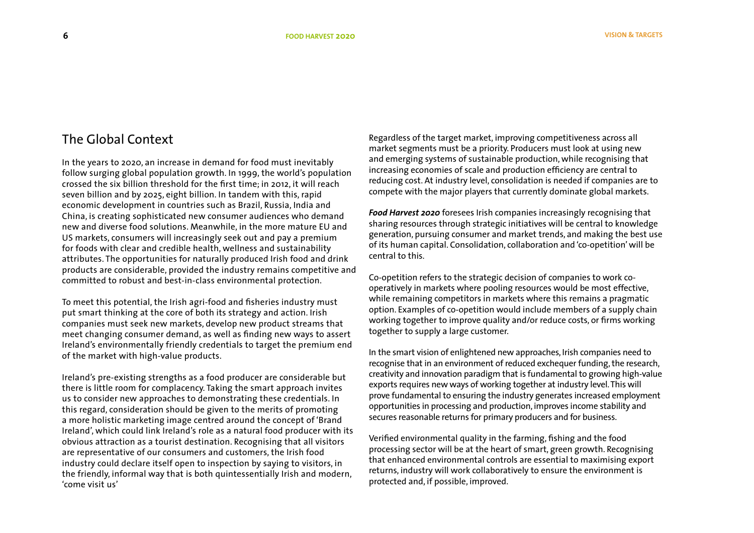## The Global Context

In the years to 2020, an increase in demand for food must inevitably follow surging global population growth. In 1999, the world's population crossed the six billion threshold for the first time; in 2012, it will reach seven billion and by 2025, eight billion. In tandem with this, rapid economic development in countries such as Brazil, Russia, India and China, is creating sophisticated new consumer audiences who demand new and diverse food solutions. Meanwhile, in the more mature EU and US markets, consumers will increasingly seek out and pay a premium for foods with clear and credible health, wellness and sustainability attributes. The opportunities for naturally produced Irish food and drink products are considerable, provided the industry remains competitive and committed to robust and best-in-class environmental protection.

To meet this potential, the Irish agri-food and fisheries industry must put smart thinking at the core of both its strategy and action. Irish companies must seek new markets, develop new product streams that meet changing consumer demand, as well as finding new ways to assert Ireland's environmentally friendly credentials to target the premium end of the market with high-value products.

Ireland's pre-existing strengths as a food producer are considerable but there is little room for complacency. Taking the smart approach invites us to consider new approaches to demonstrating these credentials. In this regard, consideration should be given to the merits of promoting a more holistic marketing image centred around the concept of 'Brand Ireland', which could link Ireland's role as a natural food producer with its obvious attraction as a tourist destination. Recognising that all visitors are representative of our consumers and customers, the Irish food industry could declare itself open to inspection by saying to visitors, in the friendly, informal way that is both quintessentially Irish and modern, 'come visit us'

Regardless of the target market, improving competitiveness across all market segments must be a priority. Producers must look at using new and emerging systems of sustainable production, while recognising that increasing economies of scale and production efficiency are central to reducing cost. At industry level, consolidation is needed if companies are to compete with the major players that currently dominate global markets.

***Food Harvest 2020*** foresees Irish companies increasingly recognising that sharing resources through strategic initiatives will be central to knowledge generation, pursuing consumer and market trends, and making the best use of its human capital. Consolidation, collaboration and 'co-opetition' will be central to this.

Co-opetition refers to the strategic decision of companies to work co-operatively in markets where pooling resources would be most effective, while remaining competitors in markets where this remains a pragmatic option. Examples of co-opetition would include members of a supply chain working together to improve quality and/or reduce costs, or firms working together to supply a large customer.

In the smart vision of enlightened new approaches, Irish companies need to recognise that in an environment of reduced exchequer funding, the research, creativity and innovation paradigm that is fundamental to growing high-value exports requires new ways of working together at industry level. This will prove fundamental to ensuring the industry generates increased employment opportunities in processing and production, improves income stability and secures reasonable returns for primary producers and for business.

Verified environmental quality in the farming, fishing and the food processing sector will be at the heart of smart, green growth. Recognising that enhanced environmental controls are essential to maximising export returns, industry will work collaboratively to ensure the environment is protected and, if possible, improved.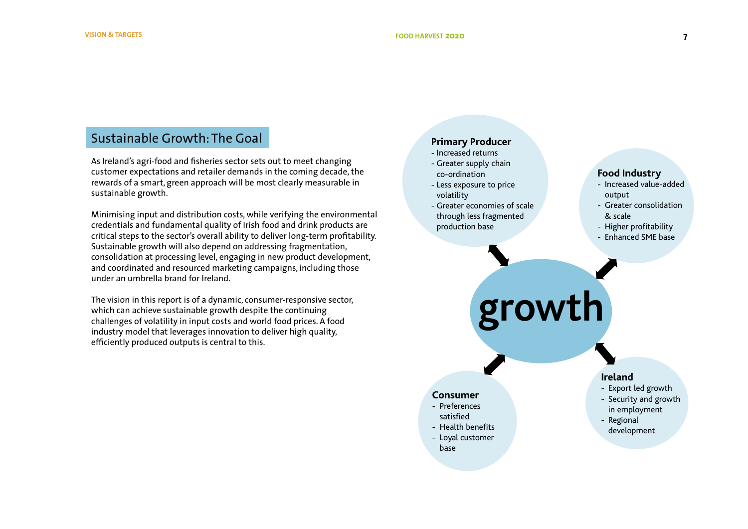## Sustainable Growth: The Goal

As Ireland's agri-food and fisheries sector sets out to meet changing customer expectations and retailer demands in the coming decade, the rewards of a smart, green approach will be most clearly measurable in sustainable growth.

Minimising input and distribution costs, while verifying the environmental credentials and fundamental quality of Irish food and drink products are critical steps to the sector's overall ability to deliver long-term profitability. Sustainable growth will also depend on addressing fragmentation, consolidation at processing level, engaging in new product development, and coordinated and resourced marketing campaigns, including those under an umbrella brand for Ireland.

The vision in this report is of a dynamic, consumer-responsive sector, which can achieve sustainable growth despite the continuing challenges of volatility in input costs and world food prices. A food industry model that leverages innovation to deliver high quality, efficiently produced outputs is central to this.

**growth**

**Primary Producer**
- Increased returns
- Greater supply chain co-ordination
- Less exposure to price volatility
- Greater economies of scale through less fragmented production base

**Food Industry**
- Increased value-added output
- Greater consolidation & scale
- Higher profitability
- Enhanced SME base

**Consumer**
- Preferences satisfied
- Health benefits
- Loyal customer base

**Ireland**
- Export led growth
- Security and growth in employment
- Regional development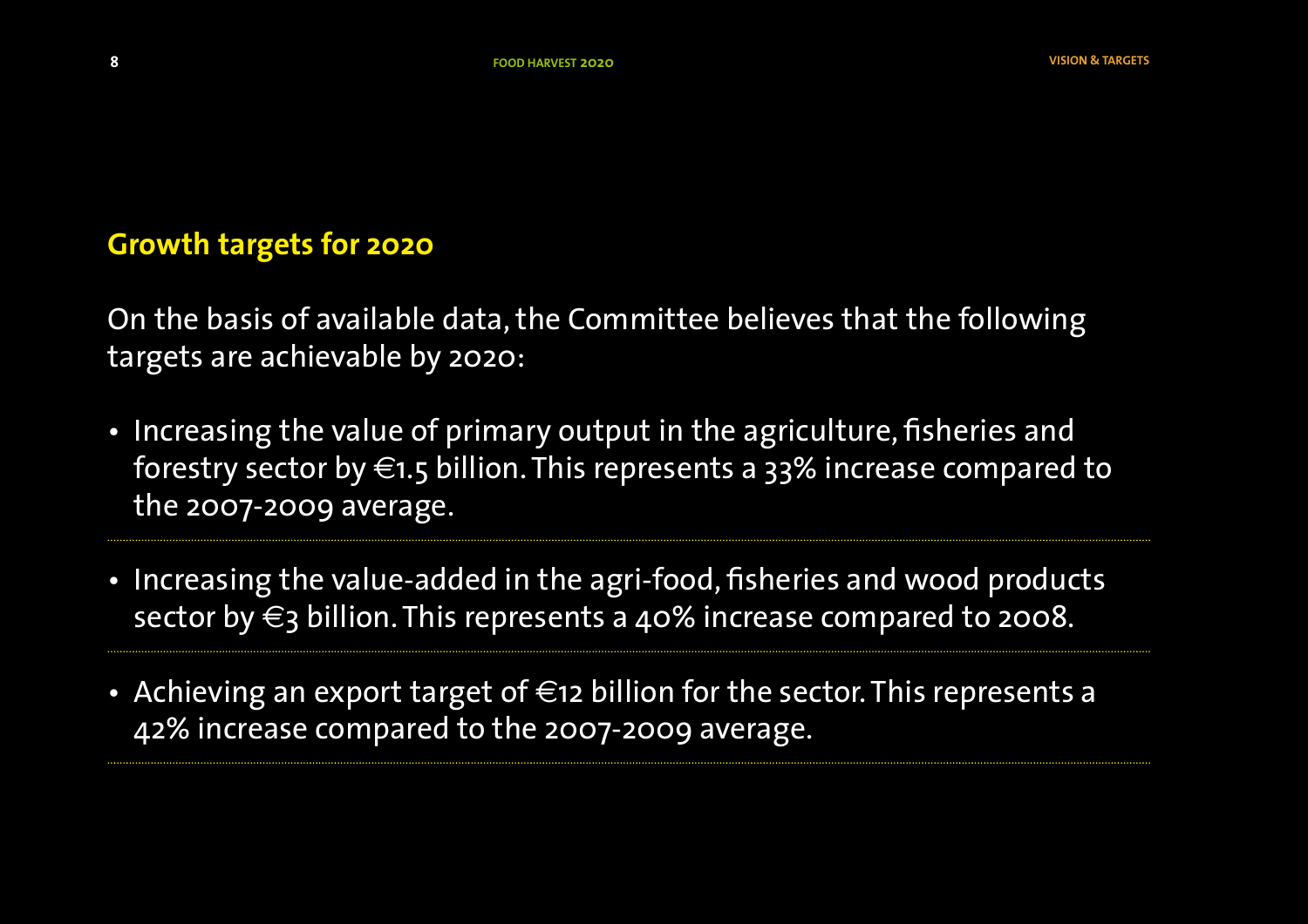## Growth targets for 2020

On the basis of available data, the Committee believes that the following targets are achievable by 2020:

- Increasing the value of primary output in the agriculture, fisheries and forestry sector by €1.5 billion. This represents a 33% increase compared to the 2007-2009 average.
- Increasing the value-added in the agri-food, fisheries and wood products sector by €3 billion. This represents a 40% increase compared to 2008.
- Achieving an export target of €12 billion for the sector. This represents a 42% increase compared to the 2007-2009 average.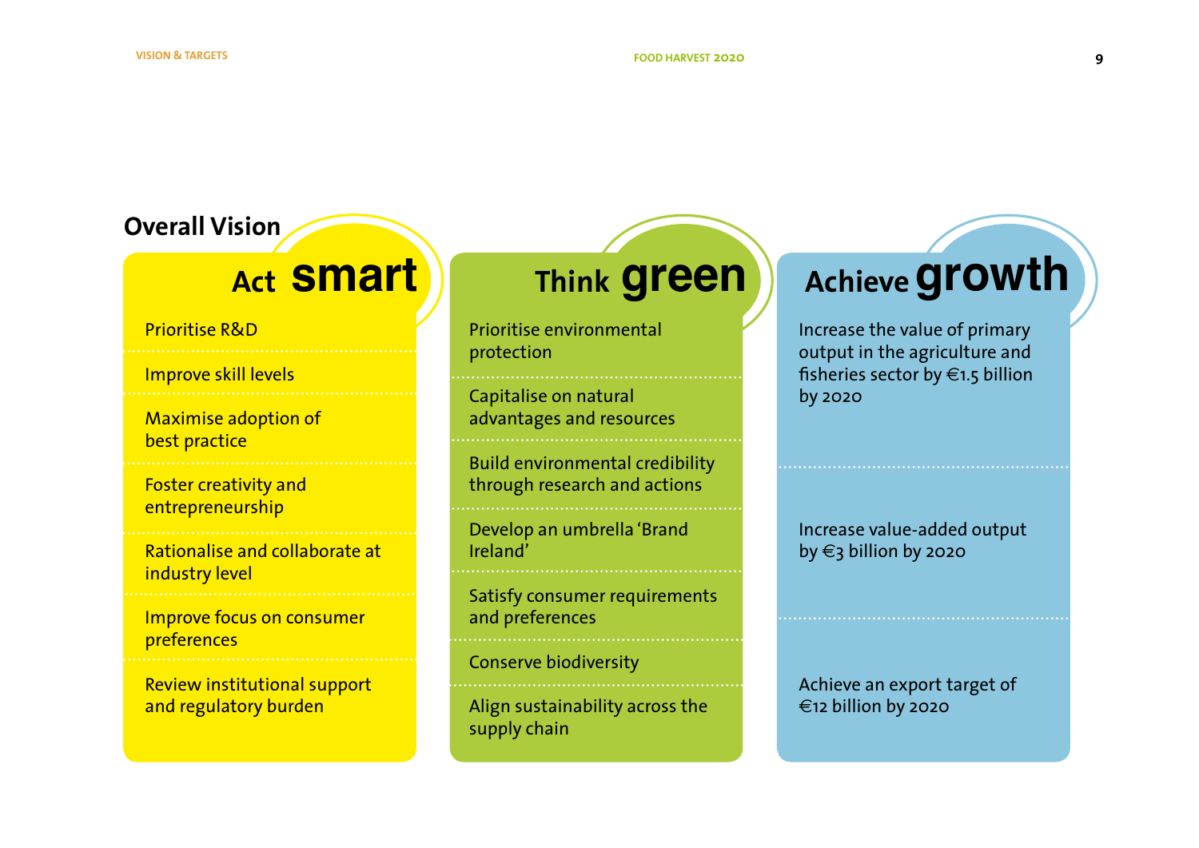## Overall Vision

### Act smart

- Prioritise R&D
- Improve skill levels
- Maximise adoption of best practice
- Foster creativity and entrepreneurship
- Rationalise and collaborate at industry level
- Improve focus on consumer preferences
- Review institutional support and regulatory burden

### Think green

- Prioritise environmental protection
- Capitalise on natural advantages and resources
- Build environmental credibility through research and actions
- Develop an umbrella 'Brand Ireland'
- Satisfy consumer requirements and preferences
- Conserve biodiversity
- Align sustainability across the supply chain

### Achieve growth

- Increase the value of primary output in the agriculture and fisheries sector by €1.5 billion by 2020
- Increase value-added output by €3 billion by 2020
- Achieve an export target of €12 billion by 2020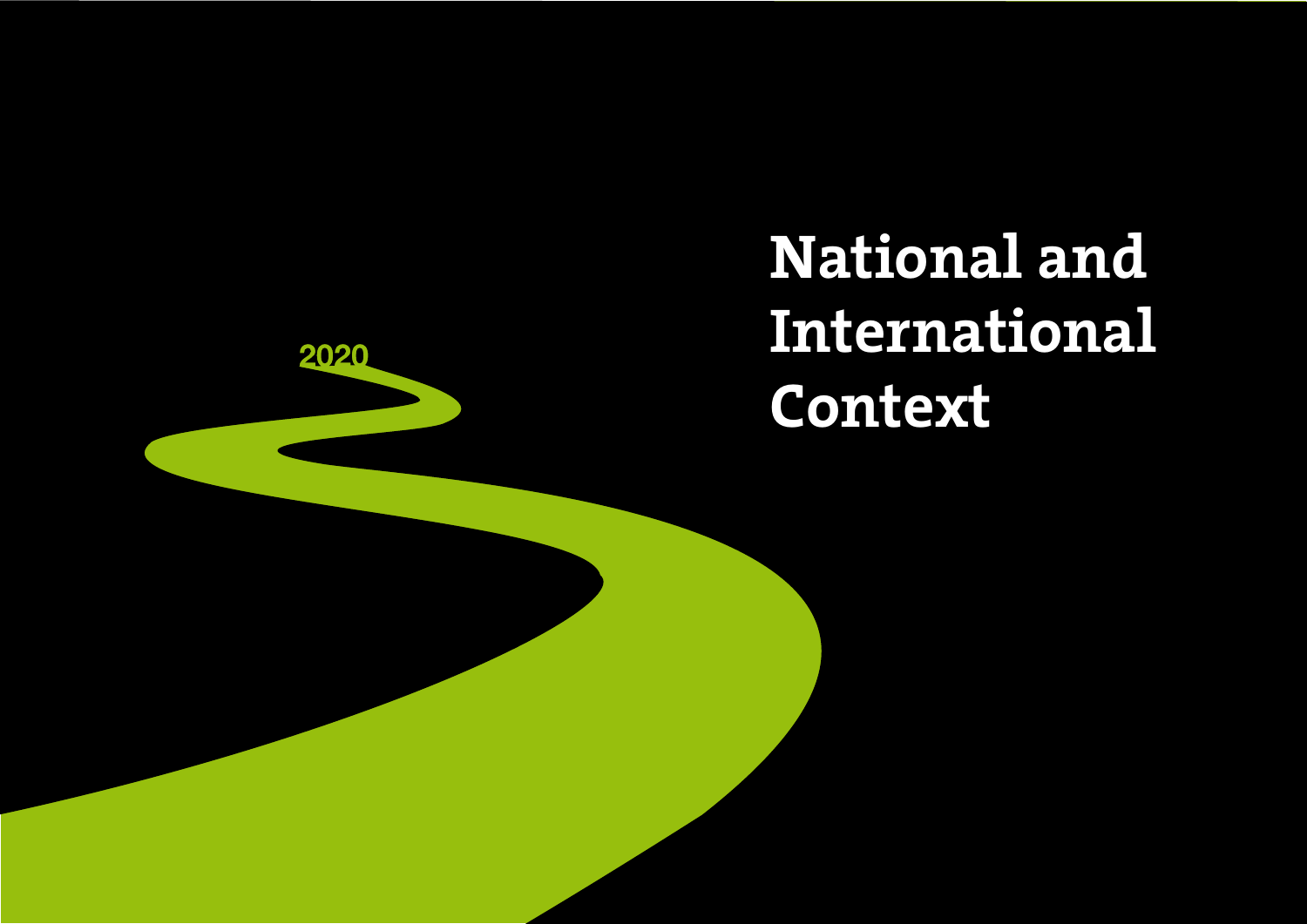2020

# National and International Context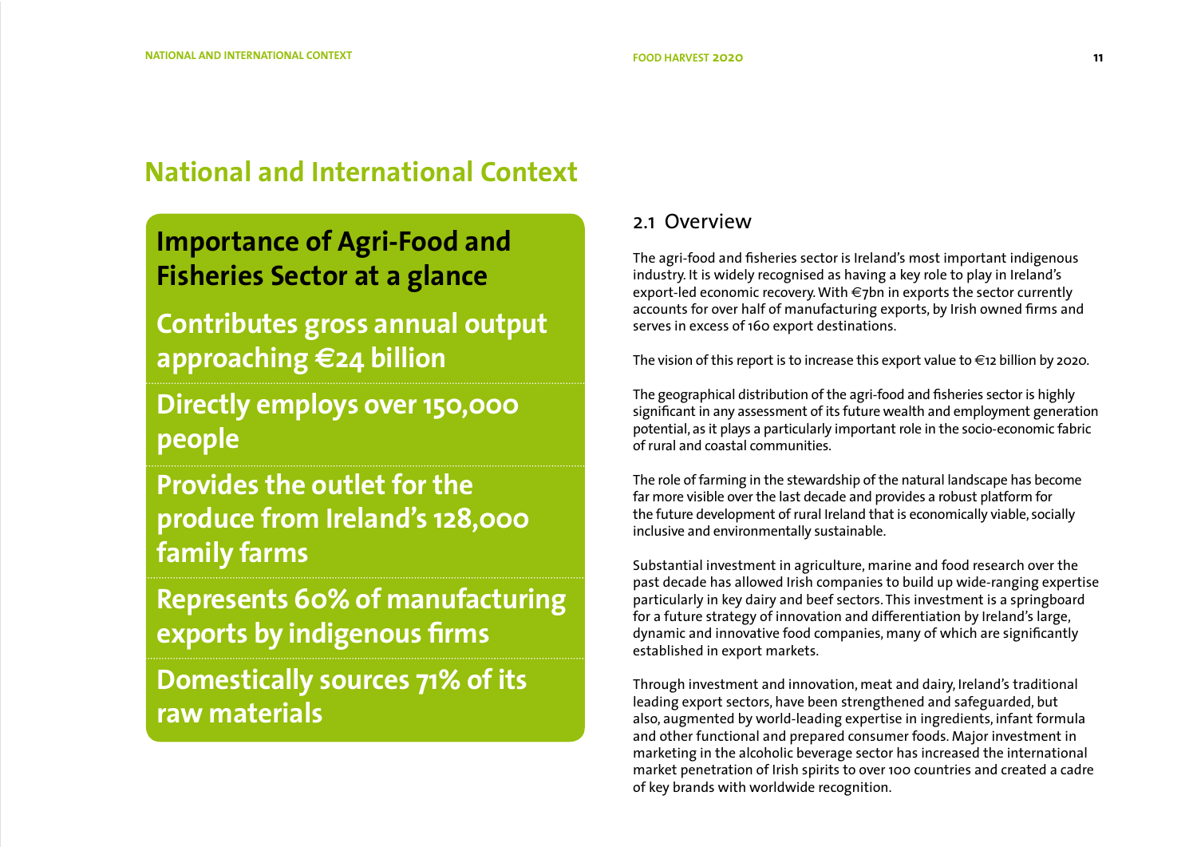# National and International Context

## Importance of Agri-Food and Fisheries Sector at a glance

**Contributes gross annual output approaching €24 billion**

**Directly employs over 150,000 people**

**Provides the outlet for the produce from Ireland's 128,000 family farms**

**Represents 60% of manufacturing exports by indigenous firms**

**Domestically sources 71% of its raw materials**

## 2.1 Overview

The agri-food and fisheries sector is Ireland's most important indigenous industry. It is widely recognised as having a key role to play in Ireland's export-led economic recovery. With €7bn in exports the sector currently accounts for over half of manufacturing exports, by Irish owned firms and serves in excess of 160 export destinations.

The vision of this report is to increase this export value to €12 billion by 2020.

The geographical distribution of the agri-food and fisheries sector is highly significant in any assessment of its future wealth and employment generation potential, as it plays a particularly important role in the socio-economic fabric of rural and coastal communities.

The role of farming in the stewardship of the natural landscape has become far more visible over the last decade and provides a robust platform for the future development of rural Ireland that is economically viable, socially inclusive and environmentally sustainable.

Substantial investment in agriculture, marine and food research over the past decade has allowed Irish companies to build up wide-ranging expertise particularly in key dairy and beef sectors. This investment is a springboard for a future strategy of innovation and differentiation by Ireland's large, dynamic and innovative food companies, many of which are significantly established in export markets.

Through investment and innovation, meat and dairy, Ireland's traditional leading export sectors, have been strengthened and safeguarded, but also, augmented by world-leading expertise in ingredients, infant formula and other functional and prepared consumer foods. Major investment in marketing in the alcoholic beverage sector has increased the international market penetration of Irish spirits to over 100 countries and created a cadre of key brands with worldwide recognition.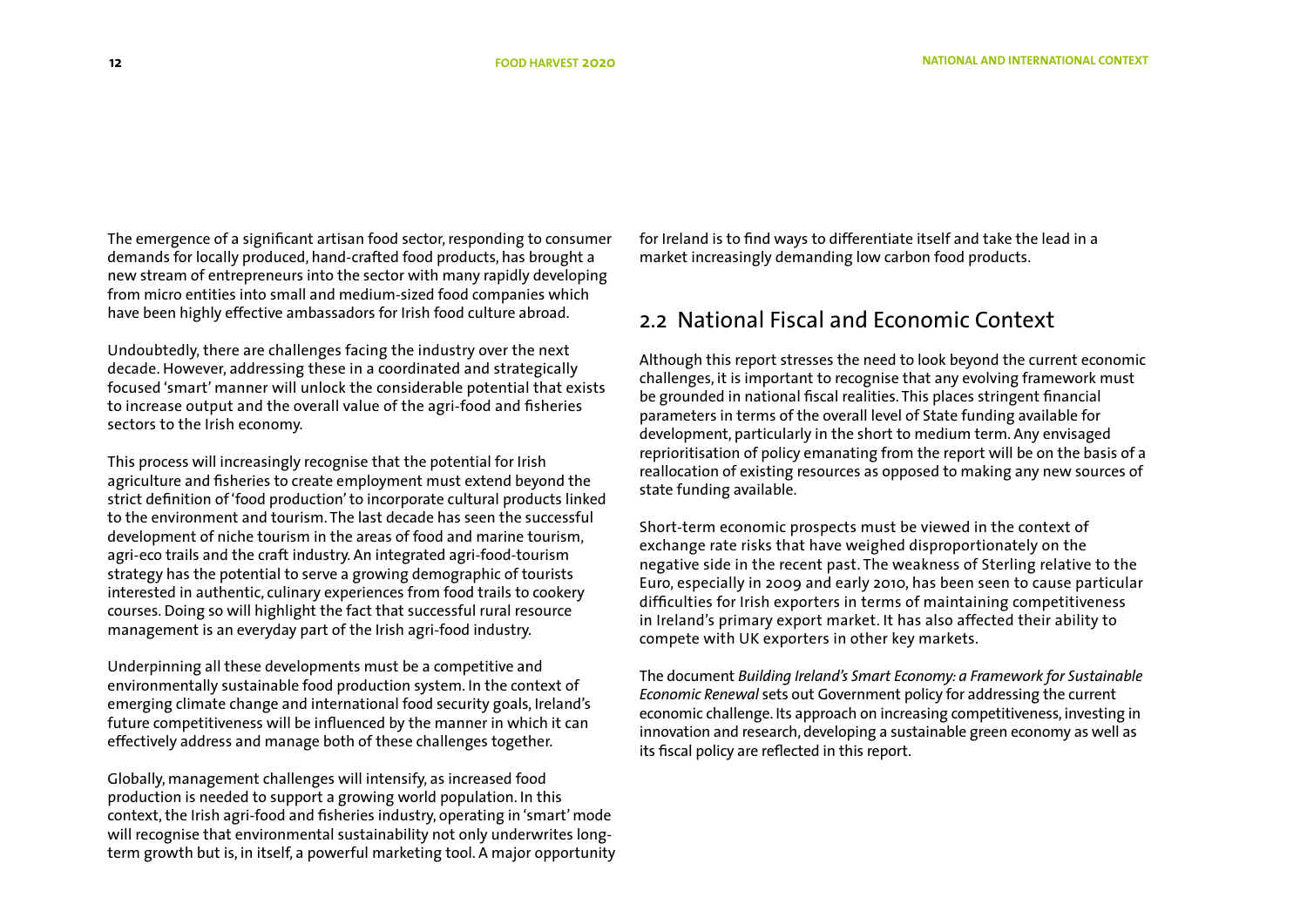The emergence of a significant artisan food sector, responding to consumer demands for locally produced, hand-crafted food products, has brought a new stream of entrepreneurs into the sector with many rapidly developing from micro entities into small and medium-sized food companies which have been highly effective ambassadors for Irish food culture abroad.

Undoubtedly, there are challenges facing the industry over the next decade. However, addressing these in a coordinated and strategically focused 'smart' manner will unlock the considerable potential that exists to increase output and the overall value of the agri-food and fisheries sectors to the Irish economy.

This process will increasingly recognise that the potential for Irish agriculture and fisheries to create employment must extend beyond the strict definition of 'food production' to incorporate cultural products linked to the environment and tourism. The last decade has seen the successful development of niche tourism in the areas of food and marine tourism, agri-eco trails and the craft industry. An integrated agri-food-tourism strategy has the potential to serve a growing demographic of tourists interested in authentic, culinary experiences from food trails to cookery courses. Doing so will highlight the fact that successful rural resource management is an everyday part of the Irish agri-food industry.

Underpinning all these developments must be a competitive and environmentally sustainable food production system. In the context of emerging climate change and international food security goals, Ireland's future competitiveness will be influenced by the manner in which it can effectively address and manage both of these challenges together.

Globally, management challenges will intensify, as increased food production is needed to support a growing world population. In this context, the Irish agri-food and fisheries industry, operating in 'smart' mode will recognise that environmental sustainability not only underwrites long-term growth but is, in itself, a powerful marketing tool. A major opportunity for Ireland is to find ways to differentiate itself and take the lead in a market increasingly demanding low carbon food products.

## 2.2 National Fiscal and Economic Context

Although this report stresses the need to look beyond the current economic challenges, it is important to recognise that any evolving framework must be grounded in national fiscal realities. This places stringent financial parameters in terms of the overall level of State funding available for development, particularly in the short to medium term. Any envisaged reprioritisation of policy emanating from the report will be on the basis of a reallocation of existing resources as opposed to making any new sources of state funding available.

Short-term economic prospects must be viewed in the context of exchange rate risks that have weighed disproportionately on the negative side in the recent past. The weakness of Sterling relative to the Euro, especially in 2009 and early 2010, has been seen to cause particular difficulties for Irish exporters in terms of maintaining competitiveness in Ireland's primary export market. It has also affected their ability to compete with UK exporters in other key markets.

The document *Building Ireland's Smart Economy: a Framework for Sustainable Economic Renewal* sets out Government policy for addressing the current economic challenge. Its approach on increasing competitiveness, investing in innovation and research, developing a sustainable green economy as well as its fiscal policy are reflected in this report.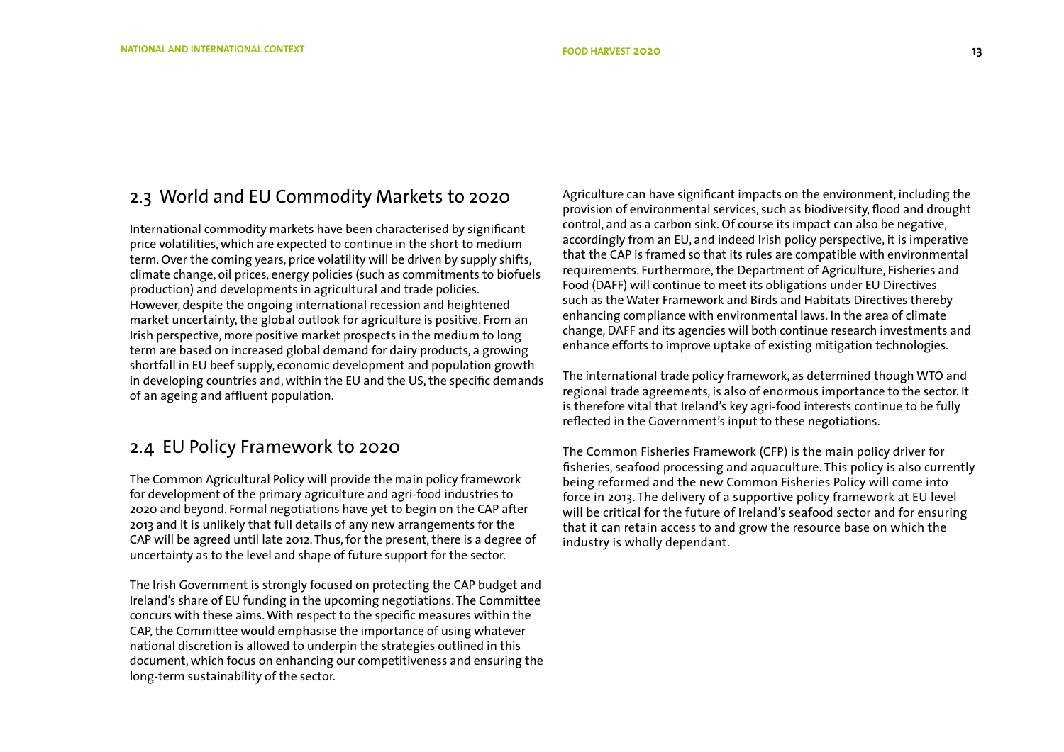## 2.3 World and EU Commodity Markets to 2020

International commodity markets have been characterised by significant price volatilities, which are expected to continue in the short to medium term. Over the coming years, price volatility will be driven by supply shifts, climate change, oil prices, energy policies (such as commitments to biofuels production) and developments in agricultural and trade policies. However, despite the ongoing international recession and heightened market uncertainty, the global outlook for agriculture is positive. From an Irish perspective, more positive market prospects in the medium to long term are based on increased global demand for dairy products, a growing shortfall in EU beef supply, economic development and population growth in developing countries and, within the EU and the US, the specific demands of an ageing and affluent population.

## 2.4 EU Policy Framework to 2020

The Common Agricultural Policy will provide the main policy framework for development of the primary agriculture and agri-food industries to 2020 and beyond. Formal negotiations have yet to begin on the CAP after 2013 and it is unlikely that full details of any new arrangements for the CAP will be agreed until late 2012. Thus, for the present, there is a degree of uncertainty as to the level and shape of future support for the sector.

The Irish Government is strongly focused on protecting the CAP budget and Ireland's share of EU funding in the upcoming negotiations. The Committee concurs with these aims. With respect to the specific measures within the CAP, the Committee would emphasise the importance of using whatever national discretion is allowed to underpin the strategies outlined in this document, which focus on enhancing our competitiveness and ensuring the long-term sustainability of the sector.

Agriculture can have significant impacts on the environment, including the provision of environmental services, such as biodiversity, flood and drought control, and as a carbon sink. Of course its impact can also be negative, accordingly from an EU, and indeed Irish policy perspective, it is imperative that the CAP is framed so that its rules are compatible with environmental requirements. Furthermore, the Department of Agriculture, Fisheries and Food (DAFF) will continue to meet its obligations under EU Directives such as the Water Framework and Birds and Habitats Directives thereby enhancing compliance with environmental laws. In the area of climate change, DAFF and its agencies will both continue research investments and enhance efforts to improve uptake of existing mitigation technologies.

The international trade policy framework, as determined though WTO and regional trade agreements, is also of enormous importance to the sector. It is therefore vital that Ireland's key agri-food interests continue to be fully reflected in the Government's input to these negotiations.

The Common Fisheries Framework (CFP) is the main policy driver for fisheries, seafood processing and aquaculture. This policy is also currently being reformed and the new Common Fisheries Policy will come into force in 2013. The delivery of a supportive policy framework at EU level will be critical for the future of Ireland's seafood sector and for ensuring that it can retain access to and grow the resource base on which the industry is wholly dependant.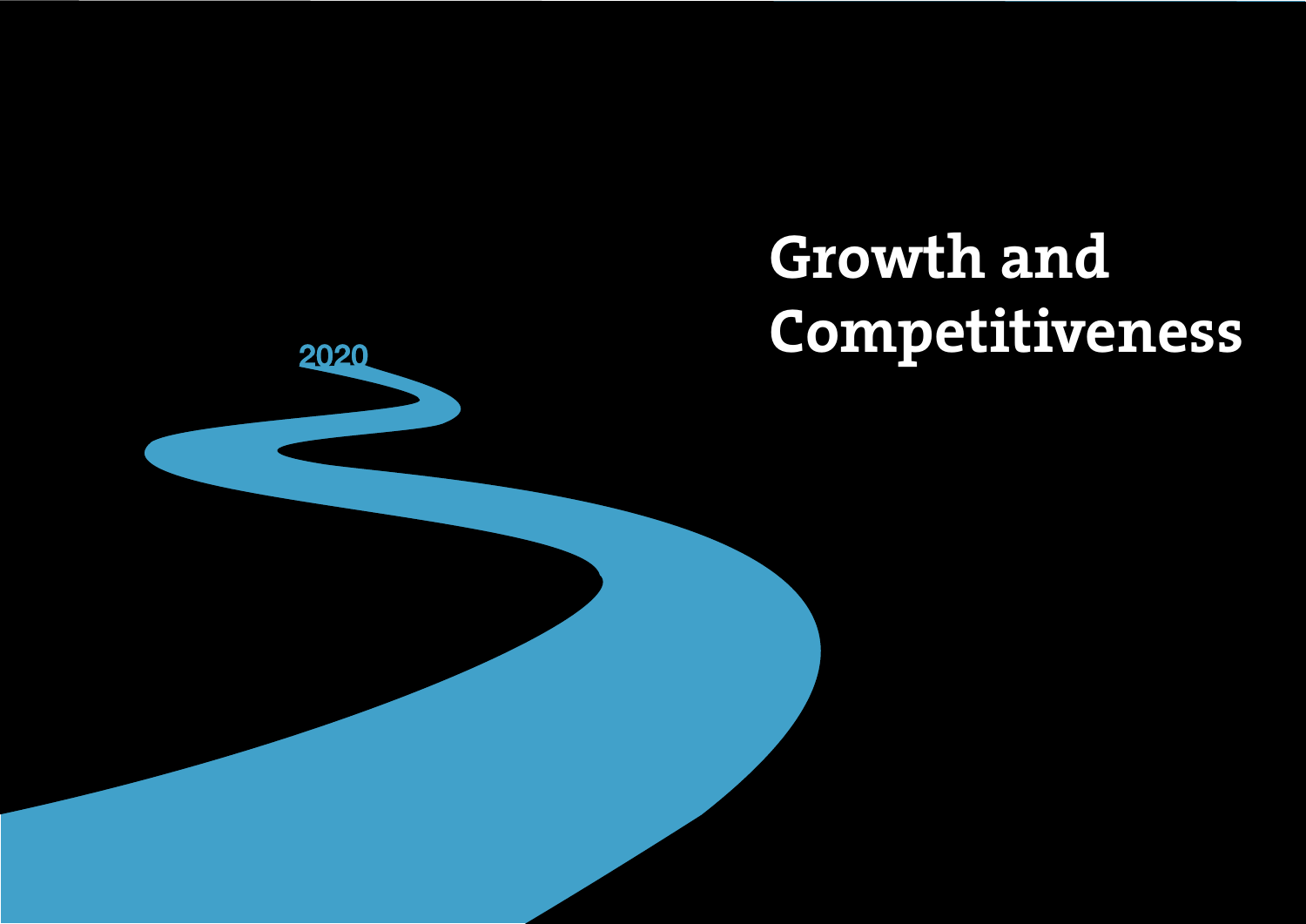2020

# Growth and Competitiveness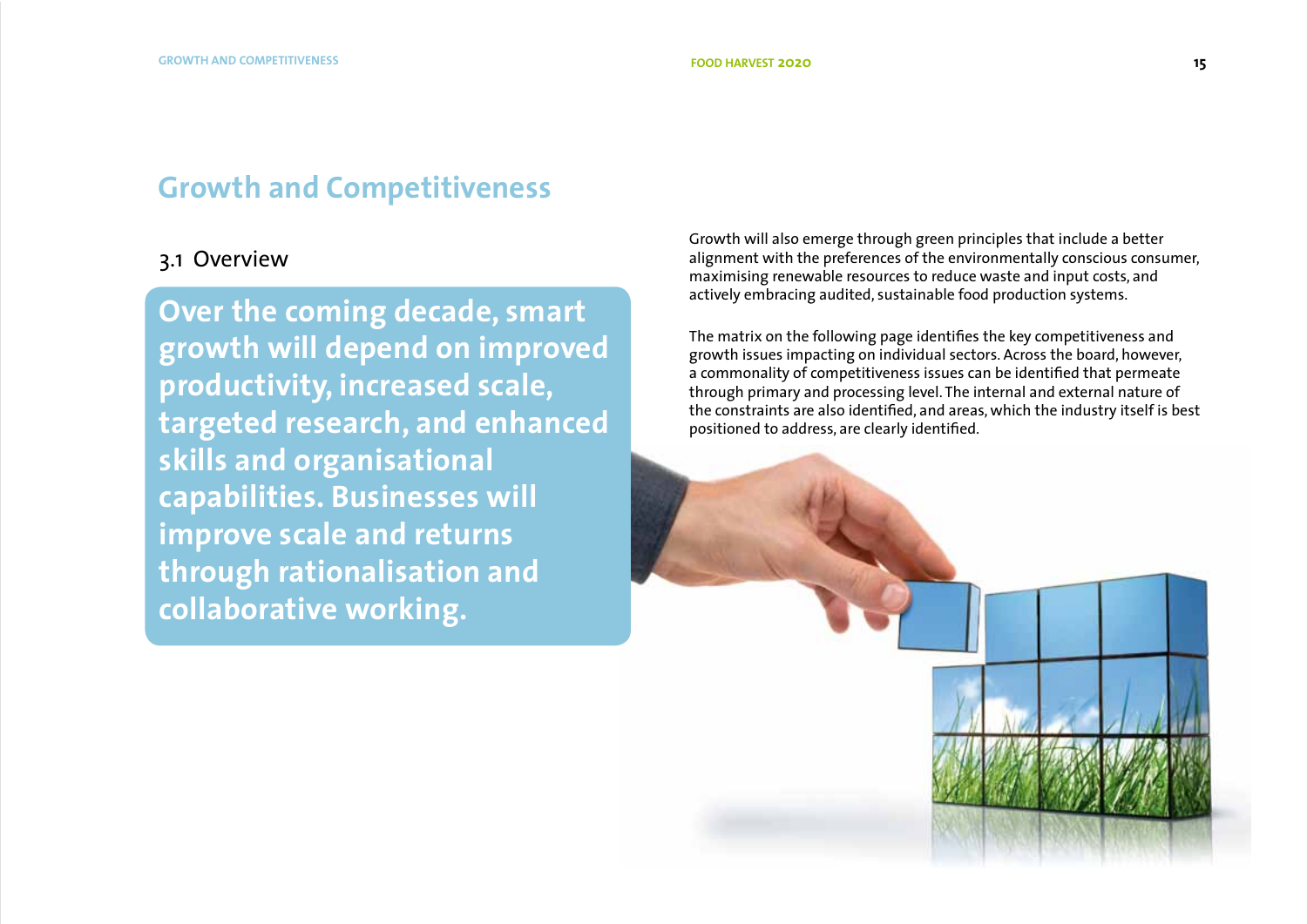# Growth and Competitiveness

## 3.1 Overview

**Over the coming decade, smart growth will depend on improved productivity, increased scale, targeted research, and enhanced skills and organisational capabilities. Businesses will improve scale and returns through rationalisation and collaborative working.**

Growth will also emerge through green principles that include a better alignment with the preferences of the environmentally conscious consumer, maximising renewable resources to reduce waste and input costs, and actively embracing audited, sustainable food production systems.

The matrix on the following page identifies the key competitiveness and growth issues impacting on individual sectors. Across the board, however, a commonality of competitiveness issues can be identified that permeate through primary and processing level. The internal and external nature of the constraints are also identified, and areas, which the industry itself is best positioned to address, are clearly identified.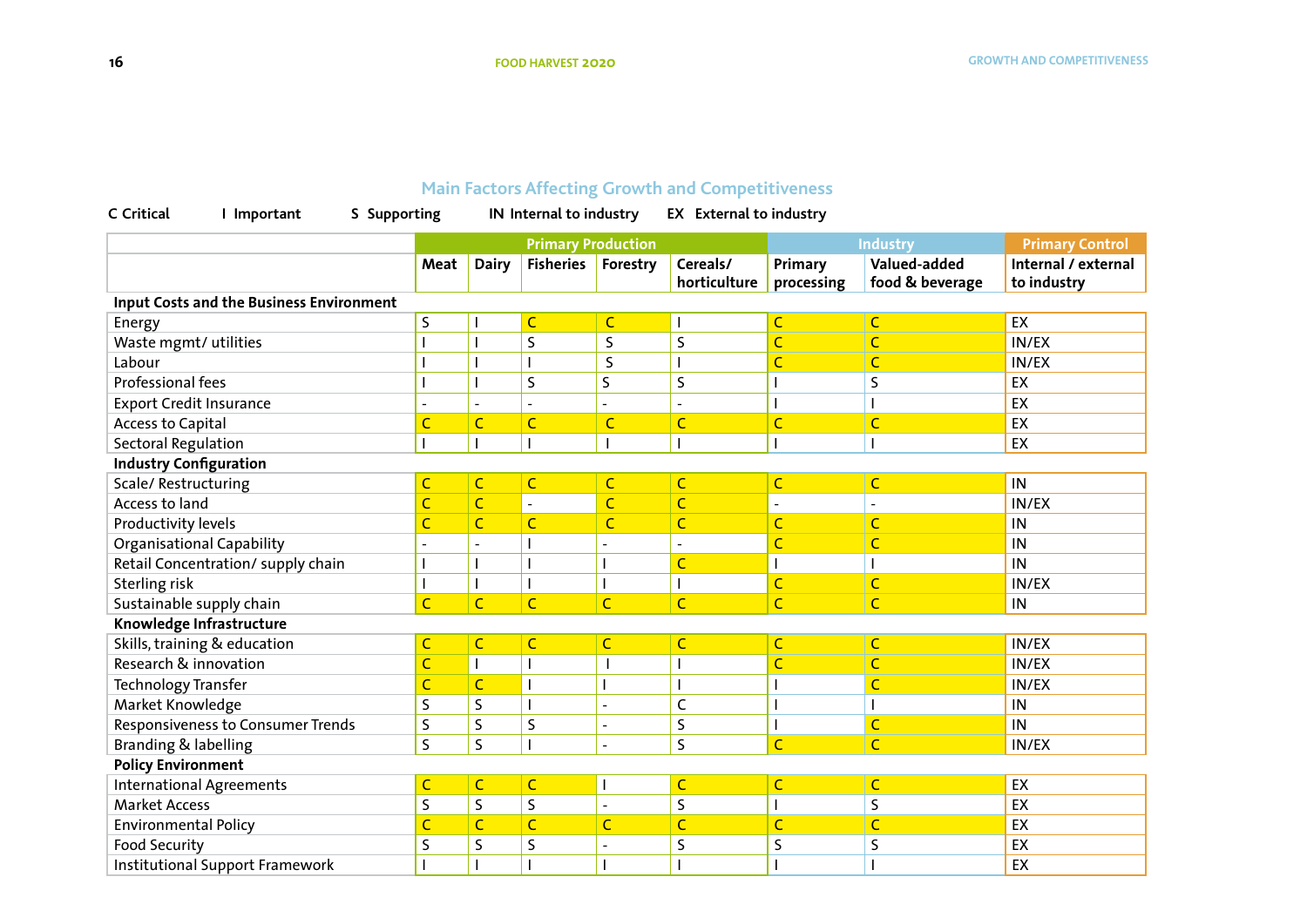## Main Factors Affecting Growth and Competitiveness

**C** Critical  **I** Important  **S** Supporting  **IN** Internal to industry  **EX** External to industry

| | Primary Production | | | | | Industry | | Primary Control |
|---|---|---|---|---|---|---|---|---|
| | Meat | Dairy | Fisheries | Forestry | Cereals/ horticulture | Primary processing | Valued-added food & beverage | Internal / external to industry |
| **Input Costs and the Business Environment** | | | | | | | | |
| Energy | S | I | C | C | I | C | C | EX |
| Waste mgmt/ utilities | I | I | S | S | S | C | C | IN/EX |
| Labour | I | I | I | S | I | C | C | IN/EX |
| Professional fees | I | I | S | S | S | I | S | EX |
| Export Credit Insurance | - | - | - | - | - | I | I | EX |
| Access to Capital | C | C | C | C | C | C | C | EX |
| Sectoral Regulation | I | I | I | I | I | I | I | EX |
| **Industry Configuration** | | | | | | | | |
| Scale/ Restructuring | C | C | C | C | C | C | C | IN |
| Access to land | C | C | - | C | C | - | - | IN/EX |
| Productivity levels | C | C | C | C | C | C | C | IN |
| Organisational Capability | - | - | I | - | - | C | C | IN |
| Retail Concentration/ supply chain | I | I | I | I | C | I | I | IN |
| Sterling risk | I | I | I | I | I | C | C | IN/EX |
| Sustainable supply chain | C | C | C | C | C | C | C | IN |
| **Knowledge Infrastructure** | | | | | | | | |
| Skills, training & education | C | C | C | C | C | C | C | IN/EX |
| Research & innovation | C | I | I | I | I | C | C | IN/EX |
| Technology Transfer | C | C | I | I | I | I | C | IN/EX |
| Market Knowledge | S | S | I | - | C | I | I | IN |
| Responsiveness to Consumer Trends | S | S | S | - | S | I | C | IN |
| Branding & labelling | S | S | I | - | S | C | C | IN/EX |
| **Policy Environment** | | | | | | | | |
| International Agreements | C | C | C | I | C | C | C | EX |
| Market Access | S | S | S | - | S | I | S | EX |
| Environmental Policy | C | C | C | C | C | C | C | EX |
| Food Security | S | S | S | - | S | S | S | EX |
| Institutional Support Framework | I | I | I | I | I | I | I | EX |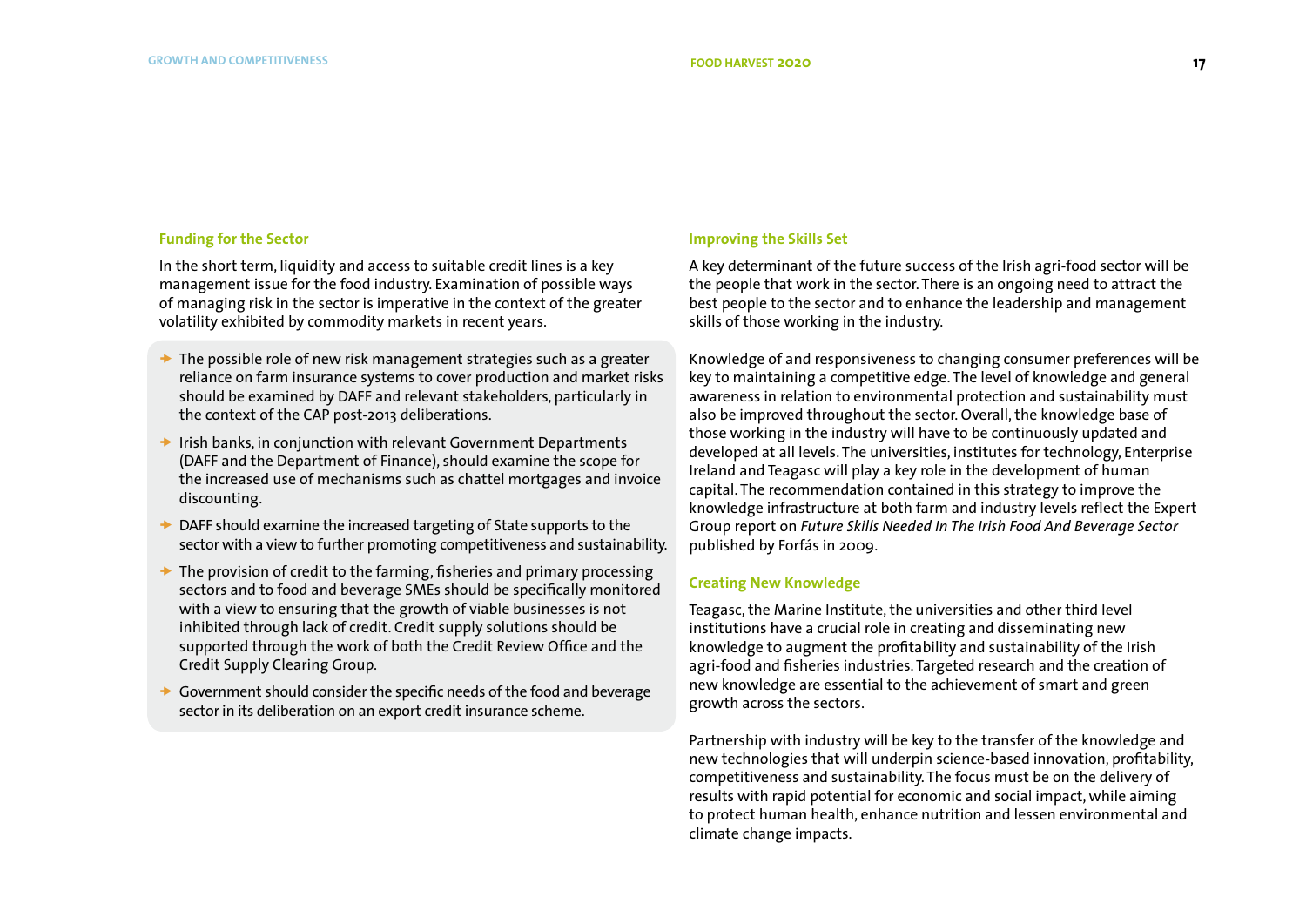### Funding for the Sector

In the short term, liquidity and access to suitable credit lines is a key management issue for the food industry. Examination of possible ways of managing risk in the sector is imperative in the context of the greater volatility exhibited by commodity markets in recent years.

- The possible role of new risk management strategies such as a greater reliance on farm insurance systems to cover production and market risks should be examined by DAFF and relevant stakeholders, particularly in the context of the CAP post-2013 deliberations.
- Irish banks, in conjunction with relevant Government Departments (DAFF and the Department of Finance), should examine the scope for the increased use of mechanisms such as chattel mortgages and invoice discounting.
- DAFF should examine the increased targeting of State supports to the sector with a view to further promoting competitiveness and sustainability.
- The provision of credit to the farming, fisheries and primary processing sectors and to food and beverage SMEs should be specifically monitored with a view to ensuring that the growth of viable businesses is not inhibited through lack of credit. Credit supply solutions should be supported through the work of both the Credit Review Office and the Credit Supply Clearing Group.
- Government should consider the specific needs of the food and beverage sector in its deliberation on an export credit insurance scheme.

### Improving the Skills Set

A key determinant of the future success of the Irish agri-food sector will be the people that work in the sector. There is an ongoing need to attract the best people to the sector and to enhance the leadership and management skills of those working in the industry.

Knowledge of and responsiveness to changing consumer preferences will be key to maintaining a competitive edge. The level of knowledge and general awareness in relation to environmental protection and sustainability must also be improved throughout the sector. Overall, the knowledge base of those working in the industry will have to be continuously updated and developed at all levels. The universities, institutes for technology, Enterprise Ireland and Teagasc will play a key role in the development of human capital. The recommendation contained in this strategy to improve the knowledge infrastructure at both farm and industry levels reflect the Expert Group report on *Future Skills Needed In The Irish Food And Beverage Sector* published by Forfás in 2009.

### Creating New Knowledge

Teagasc, the Marine Institute, the universities and other third level institutions have a crucial role in creating and disseminating new knowledge to augment the profitability and sustainability of the Irish agri-food and fisheries industries. Targeted research and the creation of new knowledge are essential to the achievement of smart and green growth across the sectors.

Partnership with industry will be key to the transfer of the knowledge and new technologies that will underpin science-based innovation, profitability, competitiveness and sustainability. The focus must be on the delivery of results with rapid potential for economic and social impact, while aiming to protect human health, enhance nutrition and lessen environmental and climate change impacts.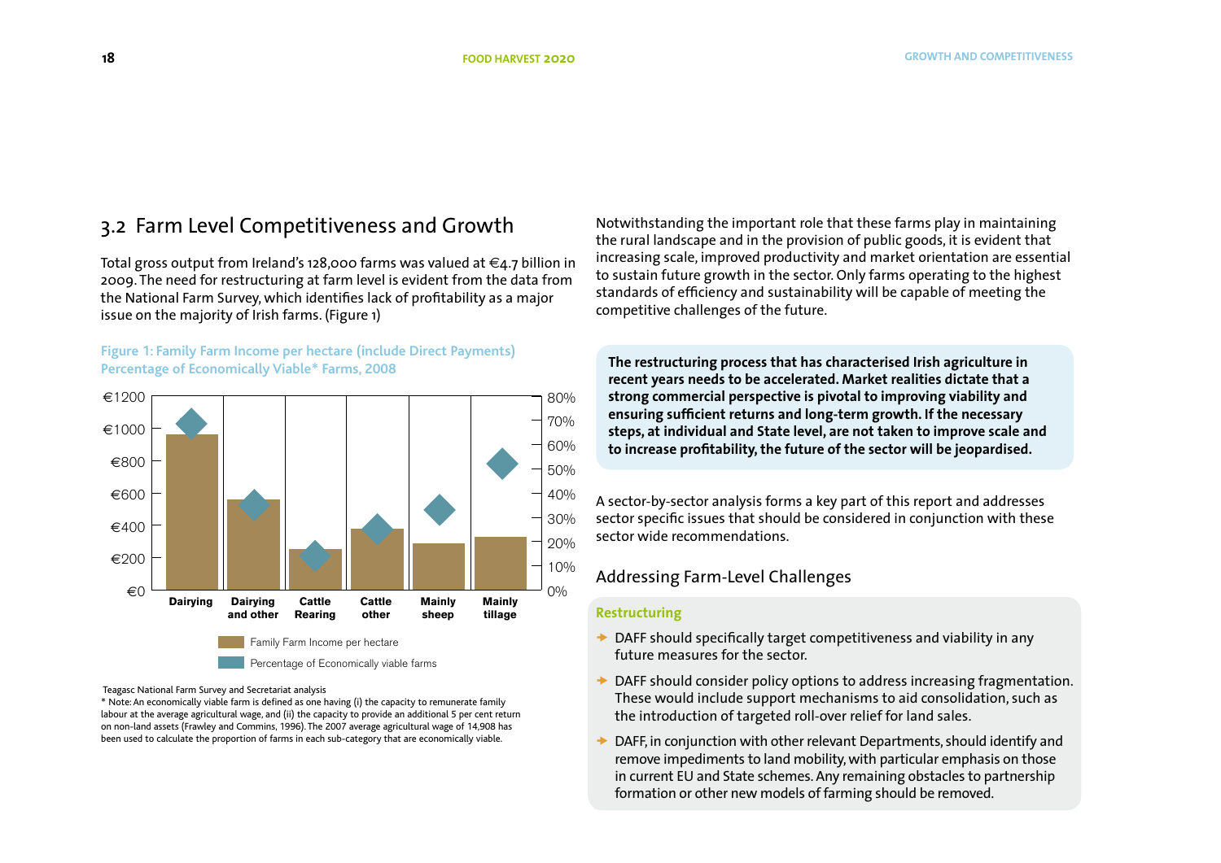## 3.2 Farm Level Competitiveness and Growth

Total gross output from Ireland's 128,000 farms was valued at €4.7 billion in 2009. The need for restructuring at farm level is evident from the data from the National Farm Survey, which identifies lack of profitability as a major issue on the majority of Irish farms. (Figure 1)

**Figure 1: Family Farm Income per hectare (include Direct Payments) Percentage of Economically Viable* Farms, 2008**

Teagasc National Farm Survey and Secretariat analysis

* Note: An economically viable farm is defined as one having (i) the capacity to remunerate family labour at the average agricultural wage, and (ii) the capacity to provide an additional 5 per cent return on non-land assets (Frawley and Commins, 1996). The 2007 average agricultural wage of 14,908 has been used to calculate the proportion of farms in each sub-category that are economically viable.

Notwithstanding the important role that these farms play in maintaining the rural landscape and in the provision of public goods, it is evident that increasing scale, improved productivity and market orientation are essential to sustain future growth in the sector. Only farms operating to the highest standards of efficiency and sustainability will be capable of meeting the competitive challenges of the future.

**The restructuring process that has characterised Irish agriculture in recent years needs to be accelerated. Market realities dictate that a strong commercial perspective is pivotal to improving viability and ensuring sufficient returns and long-term growth. If the necessary steps, at individual and State level, are not taken to improve scale and to increase profitability, the future of the sector will be jeopardised.**

A sector-by-sector analysis forms a key part of this report and addresses sector specific issues that should be considered in conjunction with these sector wide recommendations.

### Addressing Farm-Level Challenges

**Restructuring**

- DAFF should specifically target competitiveness and viability in any future measures for the sector.
- DAFF should consider policy options to address increasing fragmentation. These would include support mechanisms to aid consolidation, such as the introduction of targeted roll-over relief for land sales.
- DAFF, in conjunction with other relevant Departments, should identify and remove impediments to land mobility, with particular emphasis on those in current EU and State schemes. Any remaining obstacles to partnership formation or other new models of farming should be removed.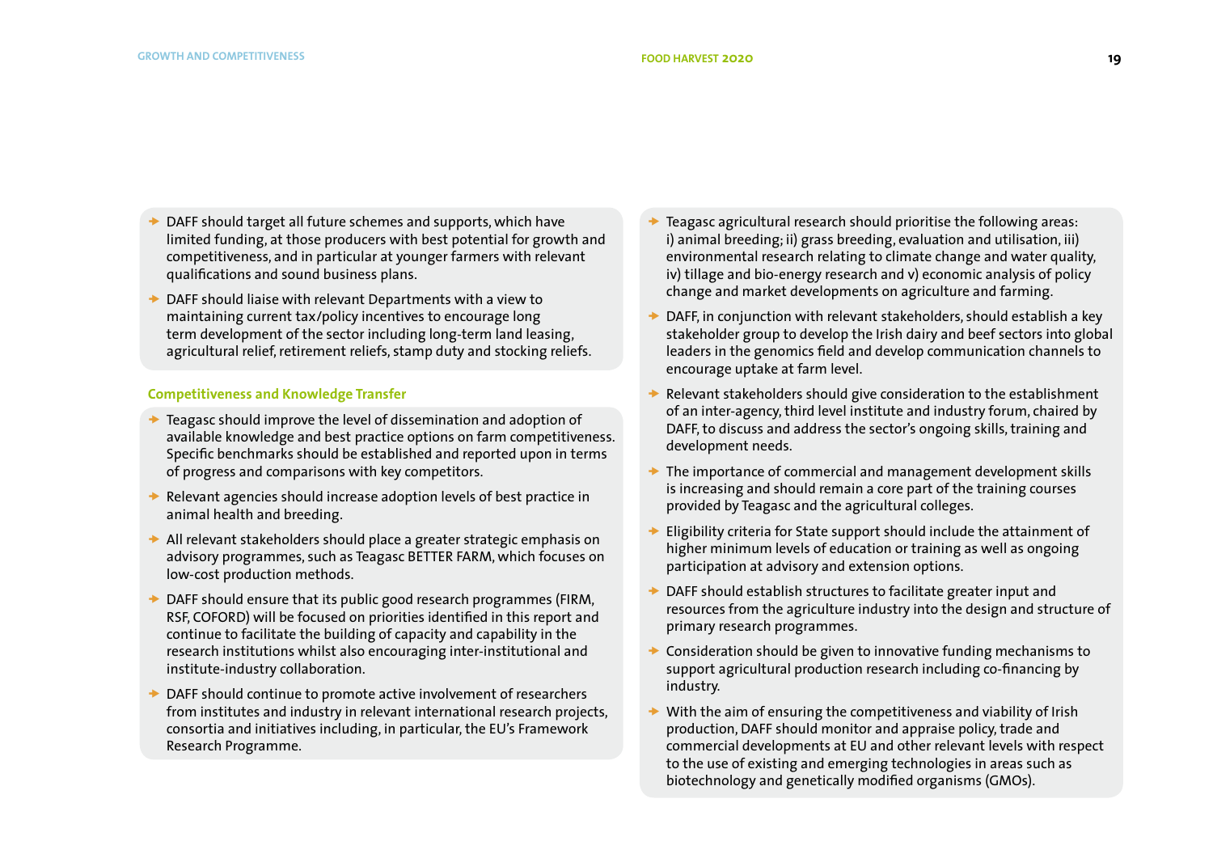- DAFF should target all future schemes and supports, which have limited funding, at those producers with best potential for growth and competitiveness, and in particular at younger farmers with relevant qualifications and sound business plans.
- DAFF should liaise with relevant Departments with a view to maintaining current tax/policy incentives to encourage long term development of the sector including long-term land leasing, agricultural relief, retirement reliefs, stamp duty and stocking reliefs.

### Competitiveness and Knowledge Transfer

- Teagasc should improve the level of dissemination and adoption of available knowledge and best practice options on farm competitiveness. Specific benchmarks should be established and reported upon in terms of progress and comparisons with key competitors.
- Relevant agencies should increase adoption levels of best practice in animal health and breeding.
- All relevant stakeholders should place a greater strategic emphasis on advisory programmes, such as Teagasc BETTER FARM, which focuses on low-cost production methods.
- DAFF should ensure that its public good research programmes (FIRM, RSF, COFORD) will be focused on priorities identified in this report and continue to facilitate the building of capacity and capability in the research institutions whilst also encouraging inter-institutional and institute-industry collaboration.
- DAFF should continue to promote active involvement of researchers from institutes and industry in relevant international research projects, consortia and initiatives including, in particular, the EU's Framework Research Programme.
- Teagasc agricultural research should prioritise the following areas: i) animal breeding; ii) grass breeding, evaluation and utilisation, iii) environmental research relating to climate change and water quality, iv) tillage and bio-energy research and v) economic analysis of policy change and market developments on agriculture and farming.
- DAFF, in conjunction with relevant stakeholders, should establish a key stakeholder group to develop the Irish dairy and beef sectors into global leaders in the genomics field and develop communication channels to encourage uptake at farm level.
- Relevant stakeholders should give consideration to the establishment of an inter-agency, third level institute and industry forum, chaired by DAFF, to discuss and address the sector's ongoing skills, training and development needs.
- The importance of commercial and management development skills is increasing and should remain a core part of the training courses provided by Teagasc and the agricultural colleges.
- Eligibility criteria for State support should include the attainment of higher minimum levels of education or training as well as ongoing participation at advisory and extension options.
- DAFF should establish structures to facilitate greater input and resources from the agriculture industry into the design and structure of primary research programmes.
- Consideration should be given to innovative funding mechanisms to support agricultural production research including co-financing by industry.
- With the aim of ensuring the competitiveness and viability of Irish production, DAFF should monitor and appraise policy, trade and commercial developments at EU and other relevant levels with respect to the use of existing and emerging technologies in areas such as biotechnology and genetically modified organisms (GMOs).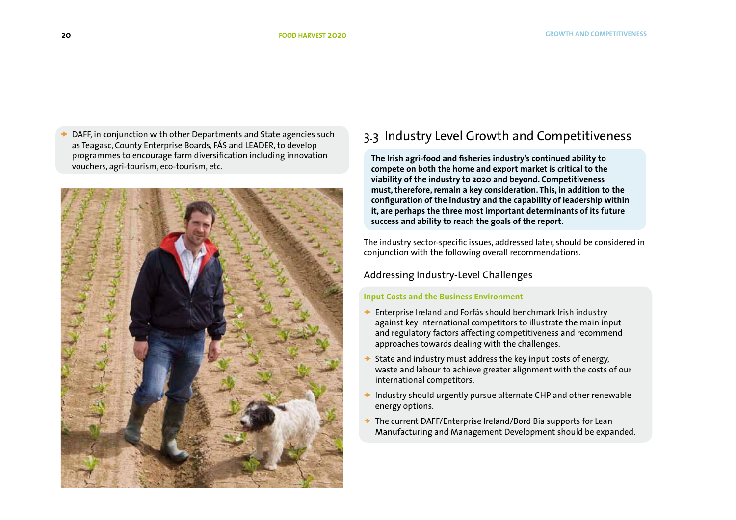- DAFF, in conjunction with other Departments and State agencies such as Teagasc, County Enterprise Boards, FÁS and LEADER, to develop programmes to encourage farm diversification including innovation vouchers, agri-tourism, eco-tourism, etc.

## 3.3 Industry Level Growth and Competitiveness

**The Irish agri-food and fisheries industry's continued ability to compete on both the home and export market is critical to the viability of the industry to 2020 and beyond. Competitiveness must, therefore, remain a key consideration. This, in addition to the configuration of the industry and the capability of leadership within it, are perhaps the three most important determinants of its future success and ability to reach the goals of the report.**

The industry sector-specific issues, addressed later, should be considered in conjunction with the following overall recommendations.

### Addressing Industry-Level Challenges

#### Input Costs and the Business Environment

- Enterprise Ireland and Forfás should benchmark Irish industry against key international competitors to illustrate the main input and regulatory factors affecting competitiveness and recommend approaches towards dealing with the challenges.
- State and industry must address the key input costs of energy, waste and labour to achieve greater alignment with the costs of our international competitors.
- Industry should urgently pursue alternate CHP and other renewable energy options.
- The current DAFF/Enterprise Ireland/Bord Bia supports for Lean Manufacturing and Management Development should be expanded.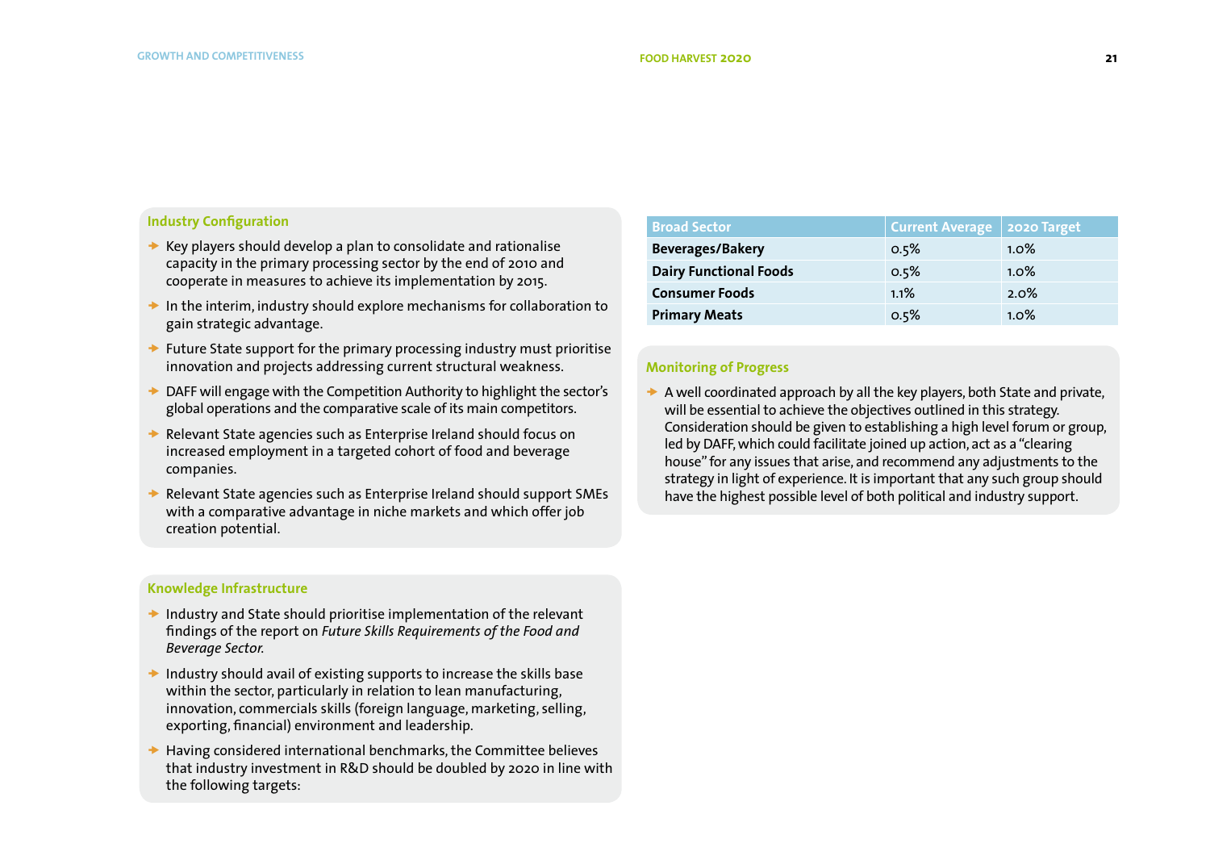## Industry Configuration

- Key players should develop a plan to consolidate and rationalise capacity in the primary processing sector by the end of 2010 and cooperate in measures to achieve its implementation by 2015.
- In the interim, industry should explore mechanisms for collaboration to gain strategic advantage.
- Future State support for the primary processing industry must prioritise innovation and projects addressing current structural weakness.
- DAFF will engage with the Competition Authority to highlight the sector's global operations and the comparative scale of its main competitors.
- Relevant State agencies such as Enterprise Ireland should focus on increased employment in a targeted cohort of food and beverage companies.
- Relevant State agencies such as Enterprise Ireland should support SMEs with a comparative advantage in niche markets and which offer job creation potential.

## Knowledge Infrastructure

- Industry and State should prioritise implementation of the relevant findings of the report on *Future Skills Requirements of the Food and Beverage Sector.*
- Industry should avail of existing supports to increase the skills base within the sector, particularly in relation to lean manufacturing, innovation, commercials skills (foreign language, marketing, selling, exporting, financial) environment and leadership.
- Having considered international benchmarks, the Committee believes that industry investment in R&D should be doubled by 2020 in line with the following targets:

| Broad Sector | Current Average | 2020 Target |
|---|---|---|
| **Beverages/Bakery** | 0.5% | 1.0% |
| **Dairy Functional Foods** | 0.5% | 1.0% |
| **Consumer Foods** | 1.1% | 2.0% |
| **Primary Meats** | 0.5% | 1.0% |

## Monitoring of Progress

- A well coordinated approach by all the key players, both State and private, will be essential to achieve the objectives outlined in this strategy. Consideration should be given to establishing a high level forum or group, led by DAFF, which could facilitate joined up action, act as a "clearing house" for any issues that arise, and recommend any adjustments to the strategy in light of experience. It is important that any such group should have the highest possible level of both political and industry support.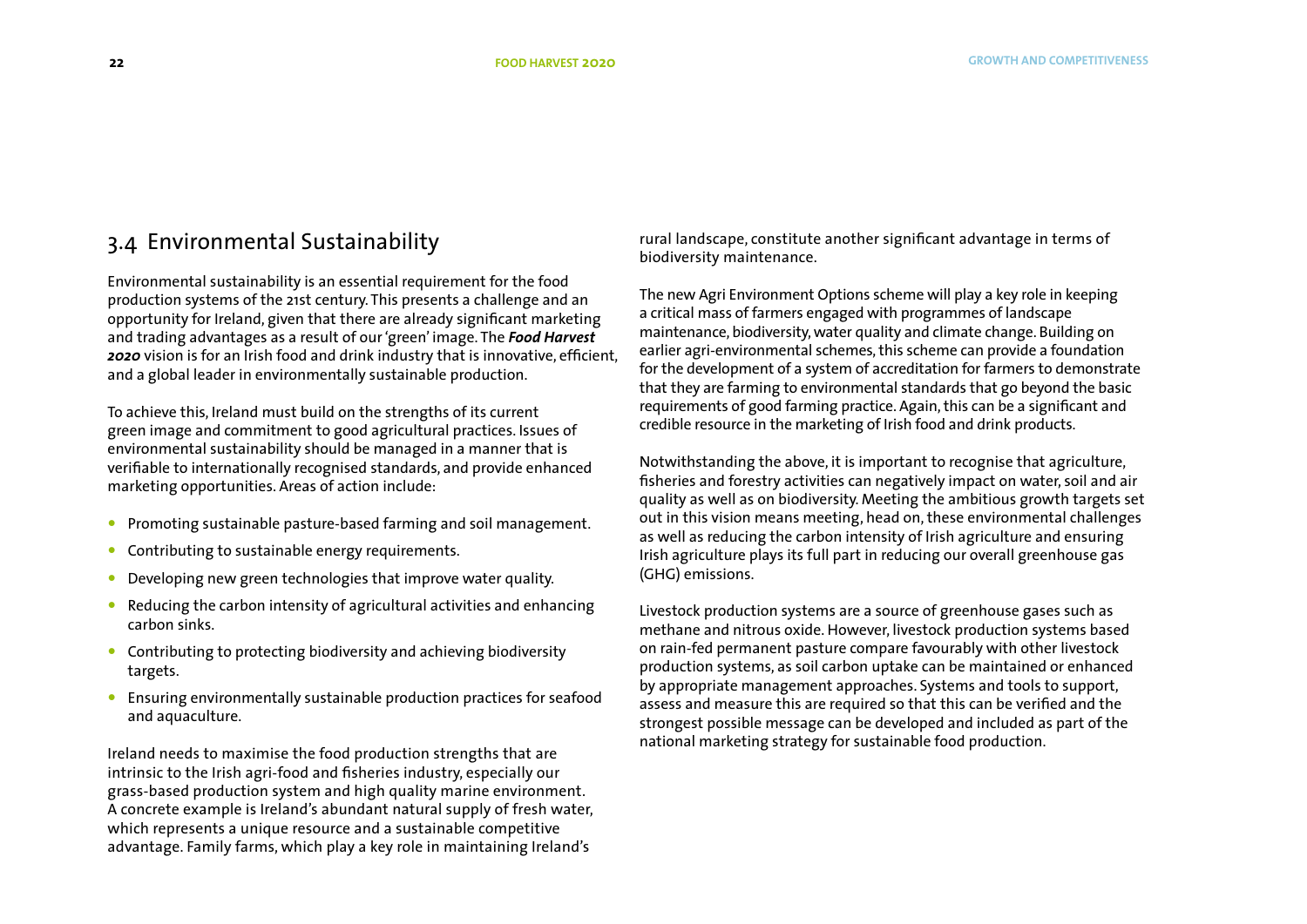## 3.4 Environmental Sustainability

Environmental sustainability is an essential requirement for the food production systems of the 21st century. This presents a challenge and an opportunity for Ireland, given that there are already significant marketing and trading advantages as a result of our 'green' image. The ***Food Harvest 2020*** vision is for an Irish food and drink industry that is innovative, efficient, and a global leader in environmentally sustainable production.

To achieve this, Ireland must build on the strengths of its current green image and commitment to good agricultural practices. Issues of environmental sustainability should be managed in a manner that is verifiable to internationally recognised standards, and provide enhanced marketing opportunities. Areas of action include:

- Promoting sustainable pasture-based farming and soil management.
- Contributing to sustainable energy requirements.
- Developing new green technologies that improve water quality.
- Reducing the carbon intensity of agricultural activities and enhancing carbon sinks.
- Contributing to protecting biodiversity and achieving biodiversity targets.
- Ensuring environmentally sustainable production practices for seafood and aquaculture.

Ireland needs to maximise the food production strengths that are intrinsic to the Irish agri-food and fisheries industry, especially our grass-based production system and high quality marine environment. A concrete example is Ireland's abundant natural supply of fresh water, which represents a unique resource and a sustainable competitive advantage. Family farms, which play a key role in maintaining Ireland's rural landscape, constitute another significant advantage in terms of biodiversity maintenance.

The new Agri Environment Options scheme will play a key role in keeping a critical mass of farmers engaged with programmes of landscape maintenance, biodiversity, water quality and climate change. Building on earlier agri-environmental schemes, this scheme can provide a foundation for the development of a system of accreditation for farmers to demonstrate that they are farming to environmental standards that go beyond the basic requirements of good farming practice. Again, this can be a significant and credible resource in the marketing of Irish food and drink products.

Notwithstanding the above, it is important to recognise that agriculture, fisheries and forestry activities can negatively impact on water, soil and air quality as well as on biodiversity. Meeting the ambitious growth targets set out in this vision means meeting, head on, these environmental challenges as well as reducing the carbon intensity of Irish agriculture and ensuring Irish agriculture plays its full part in reducing our overall greenhouse gas (GHG) emissions.

Livestock production systems are a source of greenhouse gases such as methane and nitrous oxide. However, livestock production systems based on rain-fed permanent pasture compare favourably with other livestock production systems, as soil carbon uptake can be maintained or enhanced by appropriate management approaches. Systems and tools to support, assess and measure this are required so that this can be verified and the strongest possible message can be developed and included as part of the national marketing strategy for sustainable food production.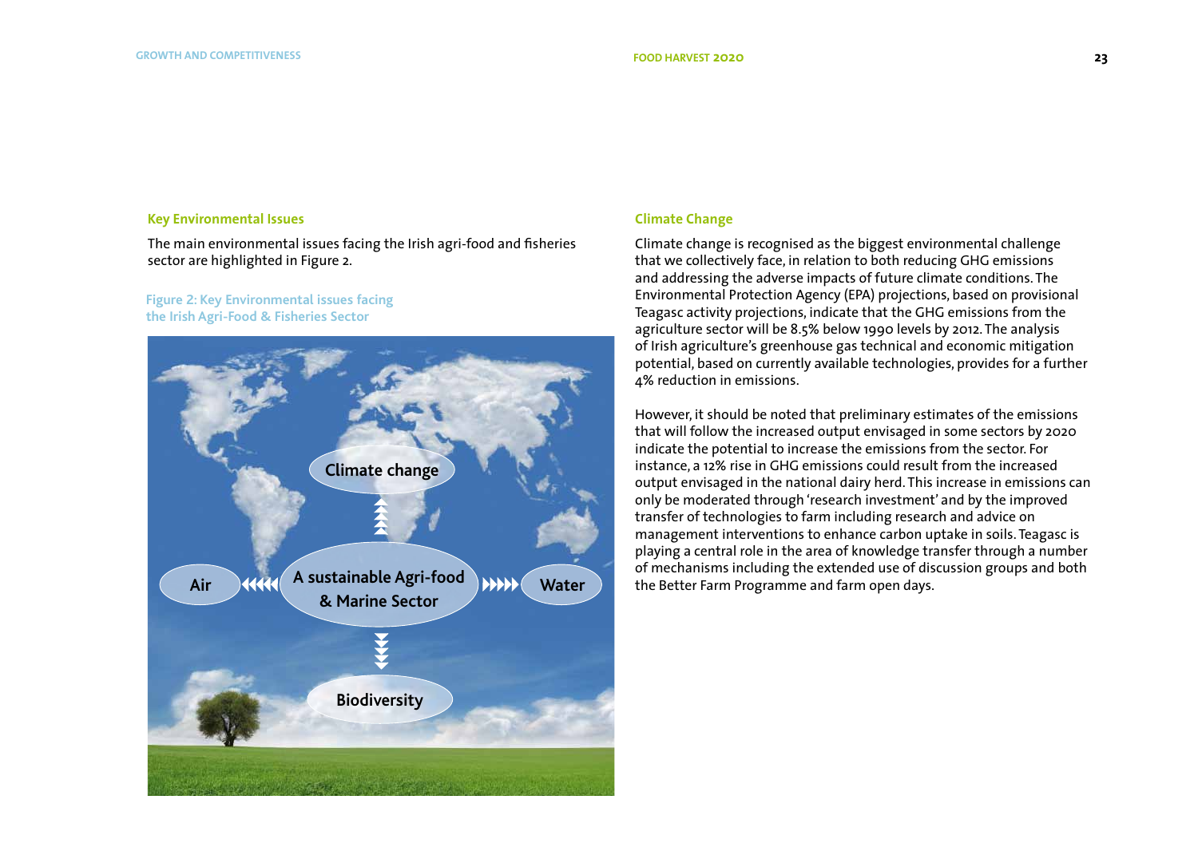## Key Environmental Issues

The main environmental issues facing the Irish agri-food and fisheries sector are highlighted in Figure 2.

Figure 2: Key Environmental issues facing the Irish Agri-Food & Fisheries Sector

## Climate Change

Climate change is recognised as the biggest environmental challenge that we collectively face, in relation to both reducing GHG emissions and addressing the adverse impacts of future climate conditions. The Environmental Protection Agency (EPA) projections, based on provisional Teagasc activity projections, indicate that the GHG emissions from the agriculture sector will be 8.5% below 1990 levels by 2012. The analysis of Irish agriculture's greenhouse gas technical and economic mitigation potential, based on currently available technologies, provides for a further 4% reduction in emissions.

However, it should be noted that preliminary estimates of the emissions that will follow the increased output envisaged in some sectors by 2020 indicate the potential to increase the emissions from the sector. For instance, a 12% rise in GHG emissions could result from the increased output envisaged in the national dairy herd. This increase in emissions can only be moderated through 'research investment' and by the improved transfer of technologies to farm including research and advice on management interventions to enhance carbon uptake in soils. Teagasc is playing a central role in the area of knowledge transfer through a number of mechanisms including the extended use of discussion groups and both the Better Farm Programme and farm open days.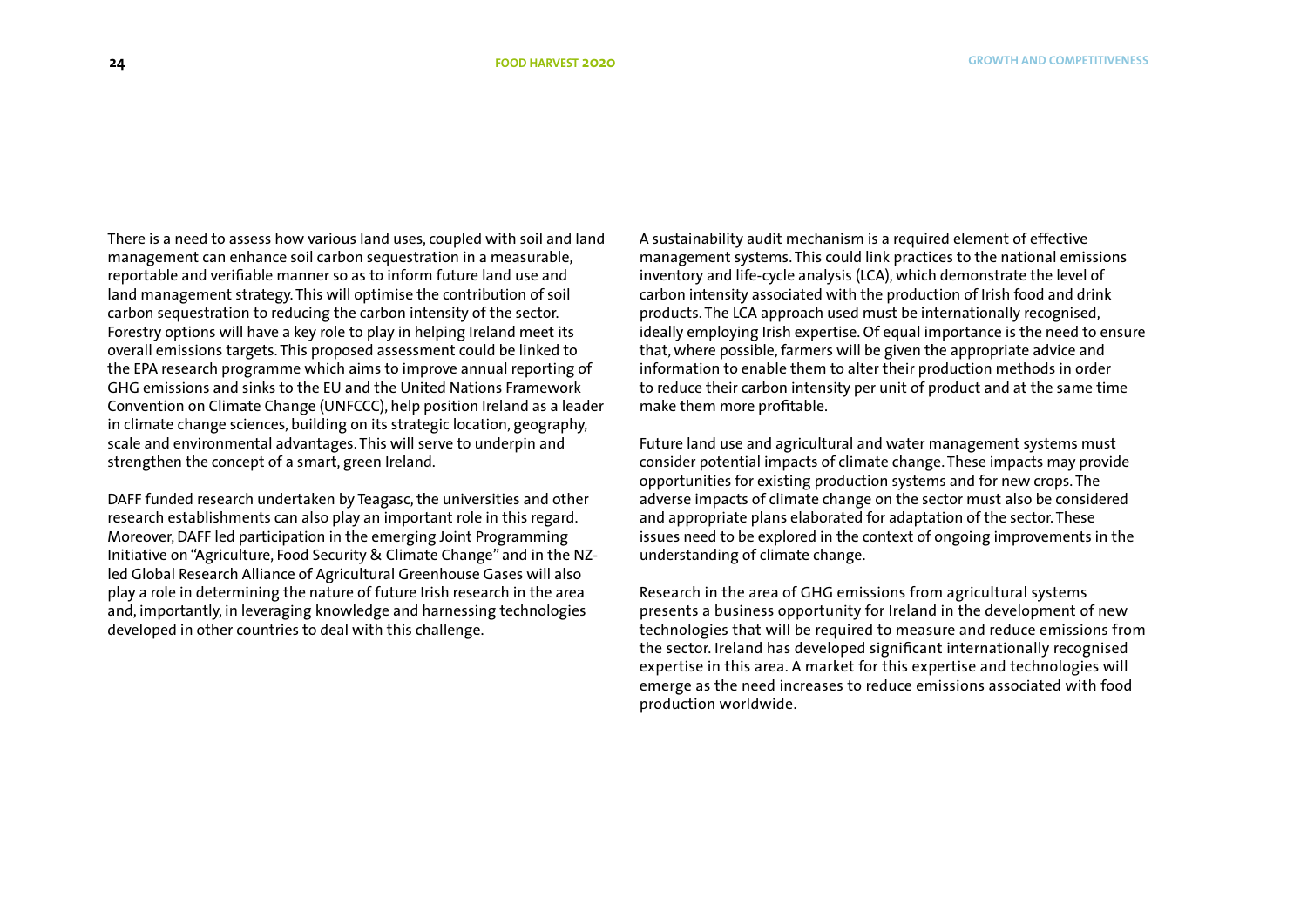There is a need to assess how various land uses, coupled with soil and land management can enhance soil carbon sequestration in a measurable, reportable and verifiable manner so as to inform future land use and land management strategy. This will optimise the contribution of soil carbon sequestration to reducing the carbon intensity of the sector. Forestry options will have a key role to play in helping Ireland meet its overall emissions targets. This proposed assessment could be linked to the EPA research programme which aims to improve annual reporting of GHG emissions and sinks to the EU and the United Nations Framework Convention on Climate Change (UNFCCC), help position Ireland as a leader in climate change sciences, building on its strategic location, geography, scale and environmental advantages. This will serve to underpin and strengthen the concept of a smart, green Ireland.

DAFF funded research undertaken by Teagasc, the universities and other research establishments can also play an important role in this regard. Moreover, DAFF led participation in the emerging Joint Programming Initiative on "Agriculture, Food Security & Climate Change" and in the NZ-led Global Research Alliance of Agricultural Greenhouse Gases will also play a role in determining the nature of future Irish research in the area and, importantly, in leveraging knowledge and harnessing technologies developed in other countries to deal with this challenge.

A sustainability audit mechanism is a required element of effective management systems. This could link practices to the national emissions inventory and life-cycle analysis (LCA), which demonstrate the level of carbon intensity associated with the production of Irish food and drink products. The LCA approach used must be internationally recognised, ideally employing Irish expertise. Of equal importance is the need to ensure that, where possible, farmers will be given the appropriate advice and information to enable them to alter their production methods in order to reduce their carbon intensity per unit of product and at the same time make them more profitable.

Future land use and agricultural and water management systems must consider potential impacts of climate change. These impacts may provide opportunities for existing production systems and for new crops. The adverse impacts of climate change on the sector must also be considered and appropriate plans elaborated for adaptation of the sector. These issues need to be explored in the context of ongoing improvements in the understanding of climate change.

Research in the area of GHG emissions from agricultural systems presents a business opportunity for Ireland in the development of new technologies that will be required to measure and reduce emissions from the sector. Ireland has developed significant internationally recognised expertise in this area. A market for this expertise and technologies will emerge as the need increases to reduce emissions associated with food production worldwide.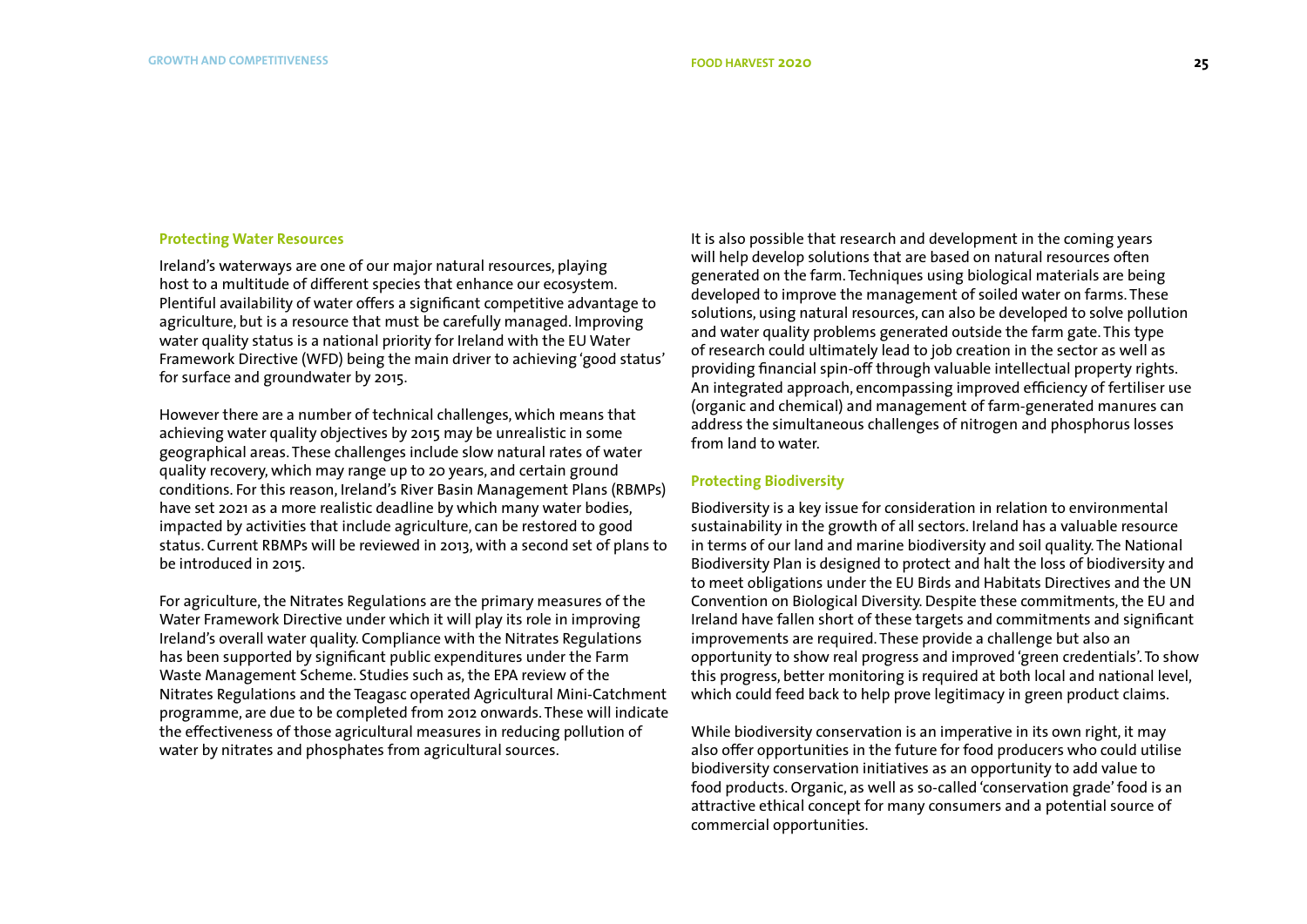## Protecting Water Resources

Ireland's waterways are one of our major natural resources, playing host to a multitude of different species that enhance our ecosystem. Plentiful availability of water offers a significant competitive advantage to agriculture, but is a resource that must be carefully managed. Improving water quality status is a national priority for Ireland with the EU Water Framework Directive (WFD) being the main driver to achieving 'good status' for surface and groundwater by 2015.

However there are a number of technical challenges, which means that achieving water quality objectives by 2015 may be unrealistic in some geographical areas. These challenges include slow natural rates of water quality recovery, which may range up to 20 years, and certain ground conditions. For this reason, Ireland's River Basin Management Plans (RBMPs) have set 2021 as a more realistic deadline by which many water bodies, impacted by activities that include agriculture, can be restored to good status. Current RBMPs will be reviewed in 2013, with a second set of plans to be introduced in 2015.

For agriculture, the Nitrates Regulations are the primary measures of the Water Framework Directive under which it will play its role in improving Ireland's overall water quality. Compliance with the Nitrates Regulations has been supported by significant public expenditures under the Farm Waste Management Scheme. Studies such as, the EPA review of the Nitrates Regulations and the Teagasc operated Agricultural Mini-Catchment programme, are due to be completed from 2012 onwards. These will indicate the effectiveness of those agricultural measures in reducing pollution of water by nitrates and phosphates from agricultural sources.

It is also possible that research and development in the coming years will help develop solutions that are based on natural resources often generated on the farm. Techniques using biological materials are being developed to improve the management of soiled water on farms. These solutions, using natural resources, can also be developed to solve pollution and water quality problems generated outside the farm gate. This type of research could ultimately lead to job creation in the sector as well as providing financial spin-off through valuable intellectual property rights. An integrated approach, encompassing improved efficiency of fertiliser use (organic and chemical) and management of farm-generated manures can address the simultaneous challenges of nitrogen and phosphorus losses from land to water.

## Protecting Biodiversity

Biodiversity is a key issue for consideration in relation to environmental sustainability in the growth of all sectors. Ireland has a valuable resource in terms of our land and marine biodiversity and soil quality. The National Biodiversity Plan is designed to protect and halt the loss of biodiversity and to meet obligations under the EU Birds and Habitats Directives and the UN Convention on Biological Diversity. Despite these commitments, the EU and Ireland have fallen short of these targets and commitments and significant improvements are required. These provide a challenge but also an opportunity to show real progress and improved 'green credentials'. To show this progress, better monitoring is required at both local and national level, which could feed back to help prove legitimacy in green product claims.

While biodiversity conservation is an imperative in its own right, it may also offer opportunities in the future for food producers who could utilise biodiversity conservation initiatives as an opportunity to add value to food products. Organic, as well as so-called 'conservation grade' food is an attractive ethical concept for many consumers and a potential source of commercial opportunities.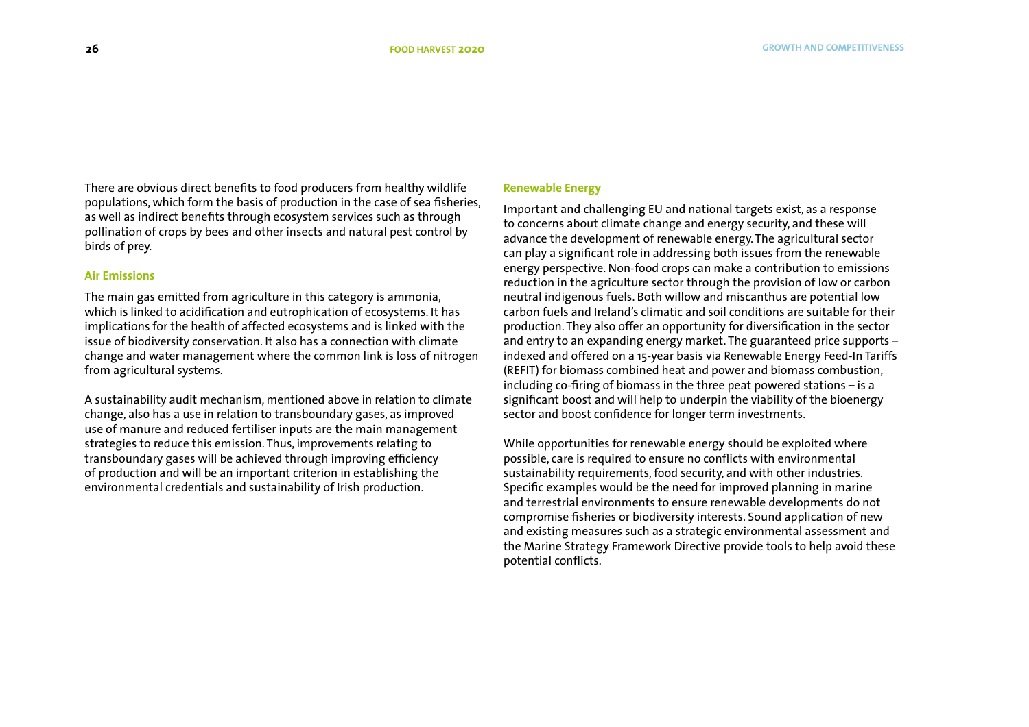There are obvious direct benefits to food producers from healthy wildlife populations, which form the basis of production in the case of sea fisheries, as well as indirect benefits through ecosystem services such as through pollination of crops by bees and other insects and natural pest control by birds of prey.

### Air Emissions

The main gas emitted from agriculture in this category is ammonia, which is linked to acidification and eutrophication of ecosystems. It has implications for the health of affected ecosystems and is linked with the issue of biodiversity conservation. It also has a connection with climate change and water management where the common link is loss of nitrogen from agricultural systems.

A sustainability audit mechanism, mentioned above in relation to climate change, also has a use in relation to transboundary gases, as improved use of manure and reduced fertiliser inputs are the main management strategies to reduce this emission. Thus, improvements relating to transboundary gases will be achieved through improving efficiency of production and will be an important criterion in establishing the environmental credentials and sustainability of Irish production.

### Renewable Energy

Important and challenging EU and national targets exist, as a response to concerns about climate change and energy security, and these will advance the development of renewable energy. The agricultural sector can play a significant role in addressing both issues from the renewable energy perspective. Non-food crops can make a contribution to emissions reduction in the agriculture sector through the provision of low or carbon neutral indigenous fuels. Both willow and miscanthus are potential low carbon fuels and Ireland's climatic and soil conditions are suitable for their production. They also offer an opportunity for diversification in the sector and entry to an expanding energy market. The guaranteed price supports – indexed and offered on a 15-year basis via Renewable Energy Feed-In Tariffs (REFIT) for biomass combined heat and power and biomass combustion, including co-firing of biomass in the three peat powered stations – is a significant boost and will help to underpin the viability of the bioenergy sector and boost confidence for longer term investments.

While opportunities for renewable energy should be exploited where possible, care is required to ensure no conflicts with environmental sustainability requirements, food security, and with other industries. Specific examples would be the need for improved planning in marine and terrestrial environments to ensure renewable developments do not compromise fisheries or biodiversity interests. Sound application of new and existing measures such as a strategic environmental assessment and the Marine Strategy Framework Directive provide tools to help avoid these potential conflicts.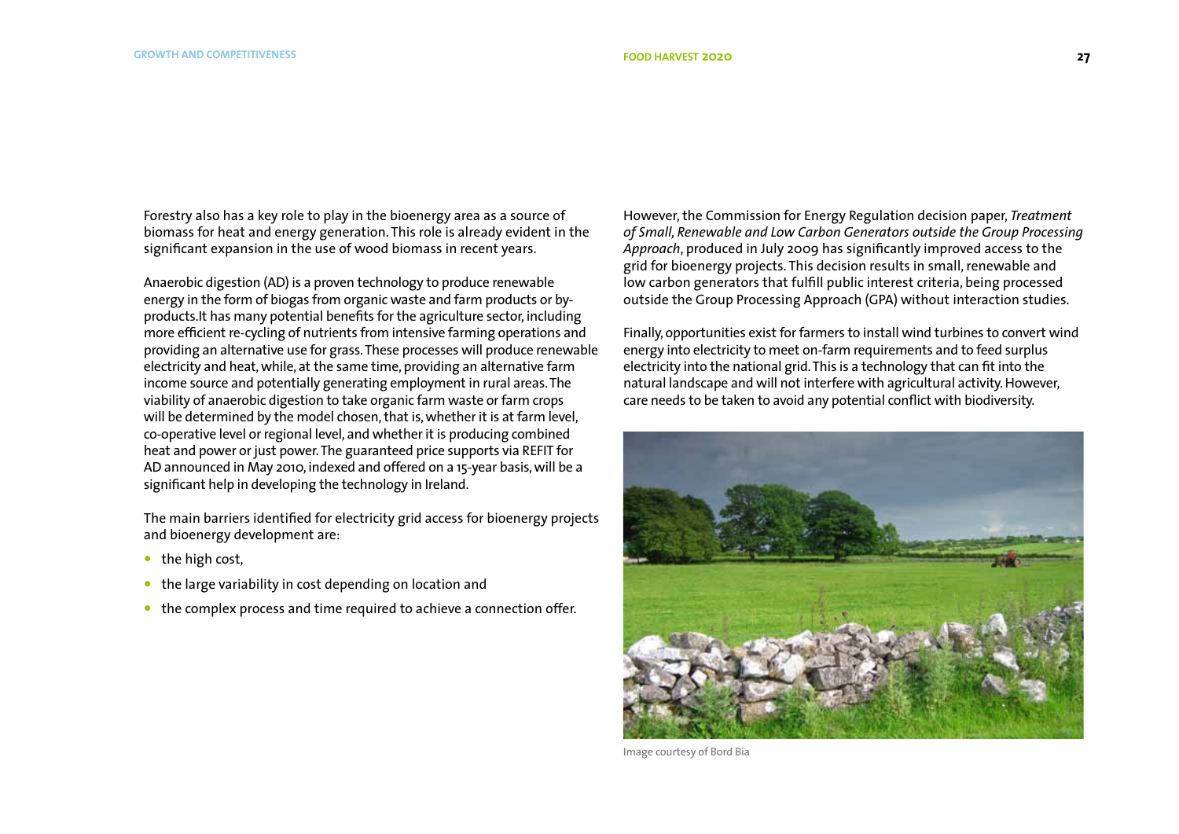Forestry also has a key role to play in the bioenergy area as a source of biomass for heat and energy generation. This role is already evident in the significant expansion in the use of wood biomass in recent years.

Anaerobic digestion (AD) is a proven technology to produce renewable energy in the form of biogas from organic waste and farm products or by-products.It has many potential benefits for the agriculture sector, including more efficient re-cycling of nutrients from intensive farming operations and providing an alternative use for grass. These processes will produce renewable electricity and heat, while, at the same time, providing an alternative farm income source and potentially generating employment in rural areas. The viability of anaerobic digestion to take organic farm waste or farm crops will be determined by the model chosen, that is, whether it is at farm level, co-operative level or regional level, and whether it is producing combined heat and power or just power. The guaranteed price supports via REFIT for AD announced in May 2010, indexed and offered on a 15-year basis, will be a significant help in developing the technology in Ireland.

The main barriers identified for electricity grid access for bioenergy projects and bioenergy development are:

- the high cost,
- the large variability in cost depending on location and
- the complex process and time required to achieve a connection offer.

However, the Commission for Energy Regulation decision paper, *Treatment of Small, Renewable and Low Carbon Generators outside the Group Processing Approach*, produced in July 2009 has significantly improved access to the grid for bioenergy projects. This decision results in small, renewable and low carbon generators that fulfill public interest criteria, being processed outside the Group Processing Approach (GPA) without interaction studies.

Finally, opportunities exist for farmers to install wind turbines to convert wind energy into electricity to meet on-farm requirements and to feed surplus electricity into the national grid. This is a technology that can fit into the natural landscape and will not interfere with agricultural activity. However, care needs to be taken to avoid any potential conflict with biodiversity.

Image courtesy of Bord Bia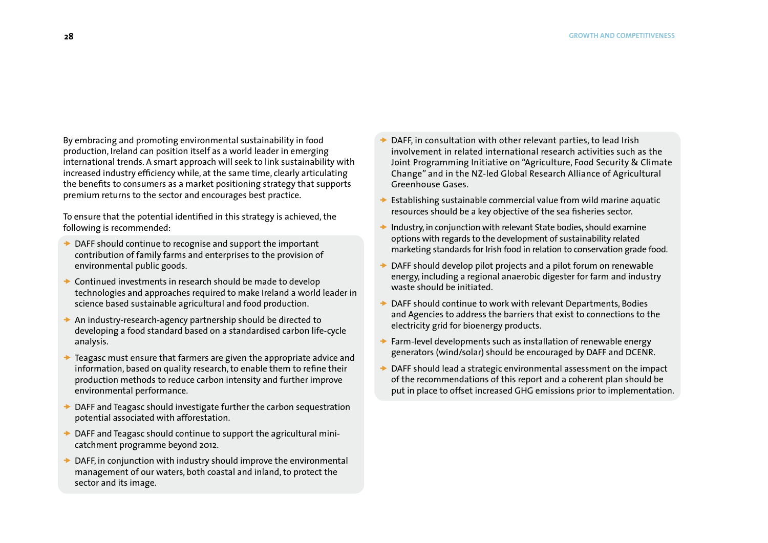By embracing and promoting environmental sustainability in food production, Ireland can position itself as a world leader in emerging international trends. A smart approach will seek to link sustainability with increased industry efficiency while, at the same time, clearly articulating the benefits to consumers as a market positioning strategy that supports premium returns to the sector and encourages best practice.

To ensure that the potential identified in this strategy is achieved, the following is recommended:

- DAFF should continue to recognise and support the important contribution of family farms and enterprises to the provision of environmental public goods.
- Continued investments in research should be made to develop technologies and approaches required to make Ireland a world leader in science based sustainable agricultural and food production.
- An industry-research-agency partnership should be directed to developing a food standard based on a standardised carbon life-cycle analysis.
- Teagasc must ensure that farmers are given the appropriate advice and information, based on quality research, to enable them to refine their production methods to reduce carbon intensity and further improve environmental performance.
- DAFF and Teagasc should investigate further the carbon sequestration potential associated with afforestation.
- DAFF and Teagasc should continue to support the agricultural mini-catchment programme beyond 2012.
- DAFF, in conjunction with industry should improve the environmental management of our waters, both coastal and inland, to protect the sector and its image.
- DAFF, in consultation with other relevant parties, to lead Irish involvement in related international research activities such as the Joint Programming Initiative on "Agriculture, Food Security & Climate Change" and in the NZ-led Global Research Alliance of Agricultural Greenhouse Gases.
- Establishing sustainable commercial value from wild marine aquatic resources should be a key objective of the sea fisheries sector.
- Industry, in conjunction with relevant State bodies, should examine options with regards to the development of sustainability related marketing standards for Irish food in relation to conservation grade food.
- DAFF should develop pilot projects and a pilot forum on renewable energy, including a regional anaerobic digester for farm and industry waste should be initiated.
- DAFF should continue to work with relevant Departments, Bodies and Agencies to address the barriers that exist to connections to the electricity grid for bioenergy products.
- Farm-level developments such as installation of renewable energy generators (wind/solar) should be encouraged by DAFF and DCENR.
- DAFF should lead a strategic environmental assessment on the impact of the recommendations of this report and a coherent plan should be put in place to offset increased GHG emissions prior to implementation.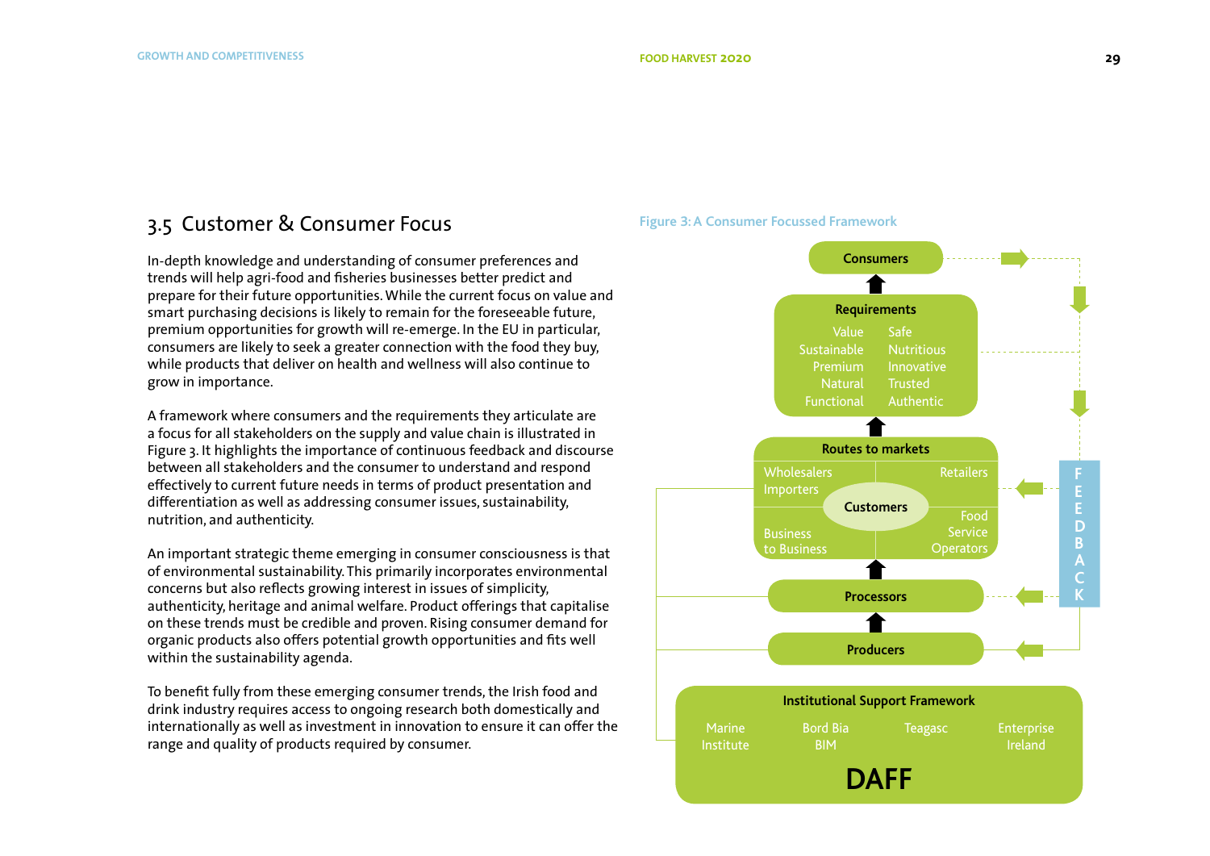## 3.5 Customer & Consumer Focus

In-depth knowledge and understanding of consumer preferences and trends will help agri-food and fisheries businesses better predict and prepare for their future opportunities. While the current focus on value and smart purchasing decisions is likely to remain for the foreseeable future, premium opportunities for growth will re-emerge. In the EU in particular, consumers are likely to seek a greater connection with the food they buy, while products that deliver on health and wellness will also continue to grow in importance.

A framework where consumers and the requirements they articulate are a focus for all stakeholders on the supply and value chain is illustrated in Figure 3. It highlights the importance of continuous feedback and discourse between all stakeholders and the consumer to understand and respond effectively to current future needs in terms of product presentation and differentiation as well as addressing consumer issues, sustainability, nutrition, and authenticity.

An important strategic theme emerging in consumer consciousness is that of environmental sustainability. This primarily incorporates environmental concerns but also reflects growing interest in issues of simplicity, authenticity, heritage and animal welfare. Product offerings that capitalise on these trends must be credible and proven. Rising consumer demand for organic products also offers potential growth opportunities and fits well within the sustainability agenda.

To benefit fully from these emerging consumer trends, the Irish food and drink industry requires access to ongoing research both domestically and internationally as well as investment in innovation to ensure it can offer the range and quality of products required by consumer.

Figure 3: A Consumer Focussed Framework

**Consumers**

**Requirements**
Value, Safe, Sustainable, Nutritious, Premium, Innovative, Natural, Trusted, Functional, Authentic

**Routes to markets**
Wholesalers, Importers, Retailers, **Customers**, Business to Business, Food Service Operators

**Processors**

**Producers**

**FEEDBACK**

**Institutional Support Framework**
Marine Institute, Bord Bia, BIM, Teagasc, Enterprise Ireland

**DAFF**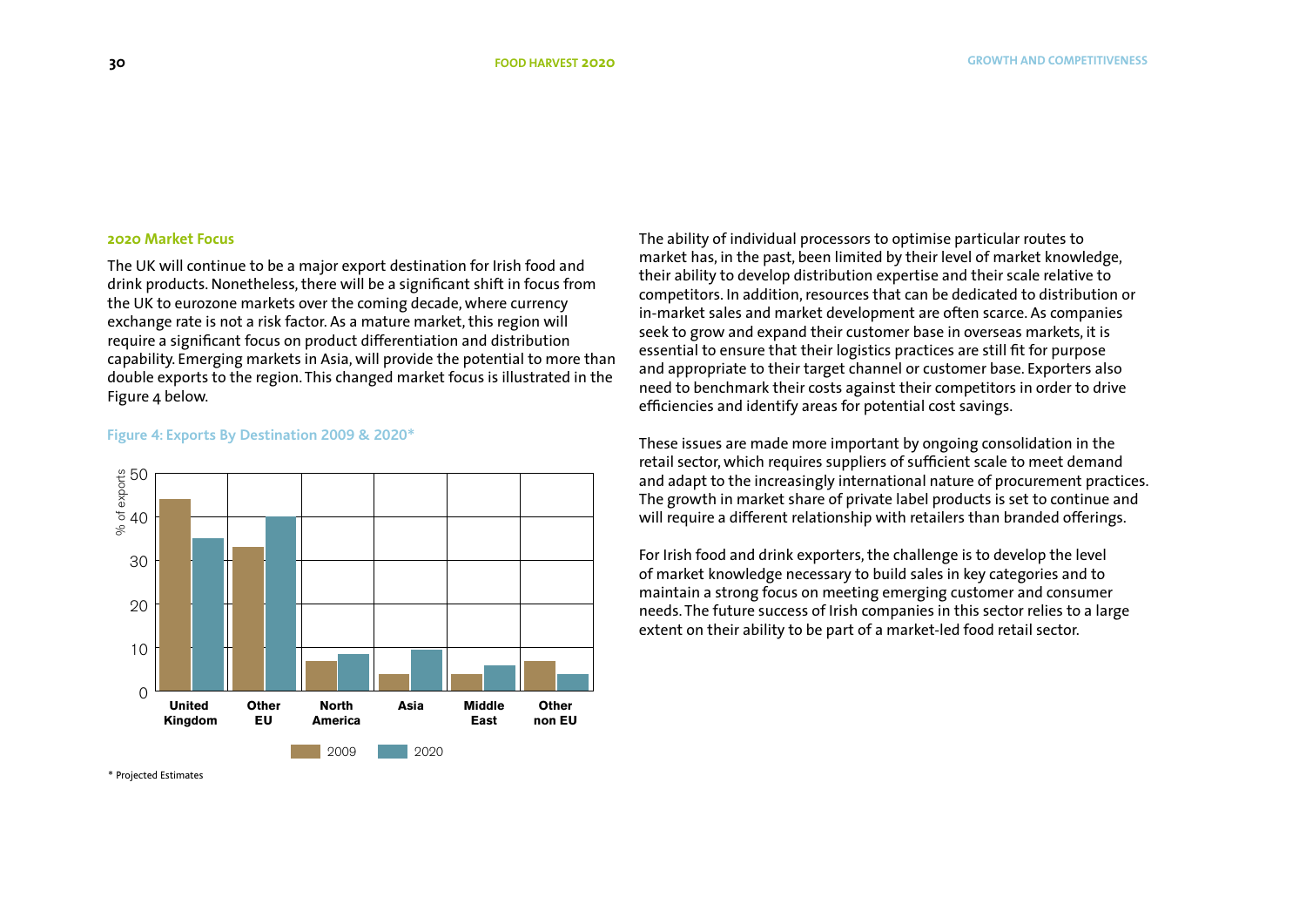## 2020 Market Focus

The UK will continue to be a major export destination for Irish food and drink products. Nonetheless, there will be a significant shift in focus from the UK to eurozone markets over the coming decade, where currency exchange rate is not a risk factor. As a mature market, this region will require a significant focus on product differentiation and distribution capability. Emerging markets in Asia, will provide the potential to more than double exports to the region. This changed market focus is illustrated in the Figure 4 below.

**Figure 4: Exports By Destination 2009 & 2020***

\* Projected Estimates

The ability of individual processors to optimise particular routes to market has, in the past, been limited by their level of market knowledge, their ability to develop distribution expertise and their scale relative to competitors. In addition, resources that can be dedicated to distribution or in-market sales and market development are often scarce. As companies seek to grow and expand their customer base in overseas markets, it is essential to ensure that their logistics practices are still fit for purpose and appropriate to their target channel or customer base. Exporters also need to benchmark their costs against their competitors in order to drive efficiencies and identify areas for potential cost savings.

These issues are made more important by ongoing consolidation in the retail sector, which requires suppliers of sufficient scale to meet demand and adapt to the increasingly international nature of procurement practices. The growth in market share of private label products is set to continue and will require a different relationship with retailers than branded offerings.

For Irish food and drink exporters, the challenge is to develop the level of market knowledge necessary to build sales in key categories and to maintain a strong focus on meeting emerging customer and consumer needs. The future success of Irish companies in this sector relies to a large extent on their ability to be part of a market-led food retail sector.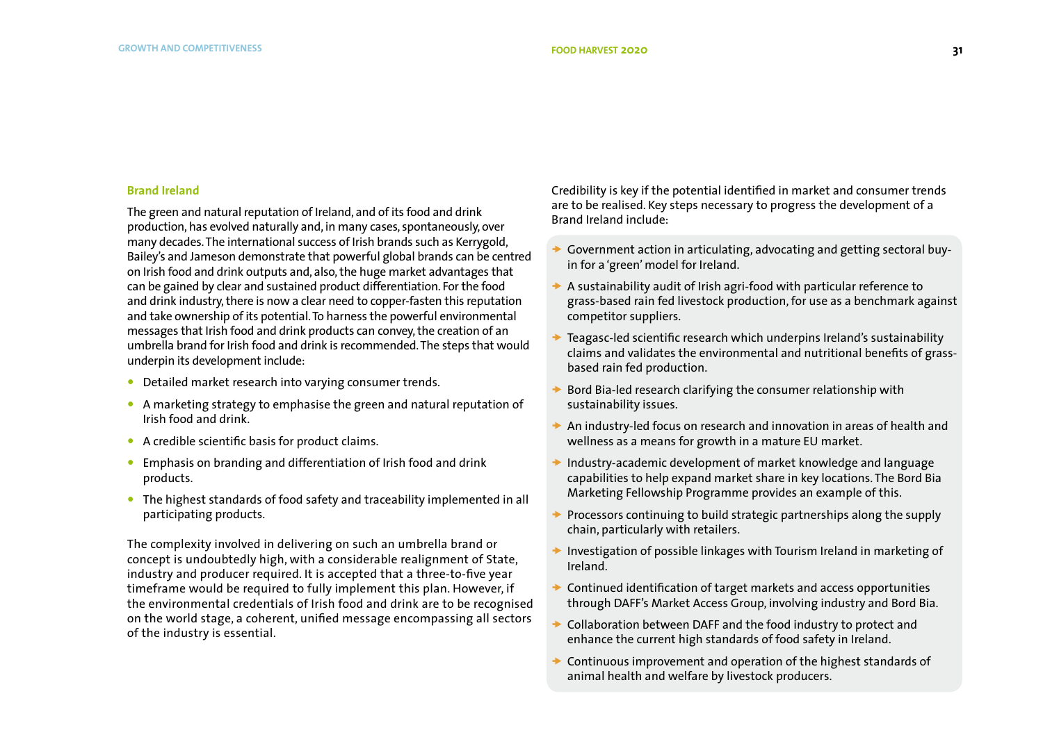## Brand Ireland

The green and natural reputation of Ireland, and of its food and drink production, has evolved naturally and, in many cases, spontaneously, over many decades. The international success of Irish brands such as Kerrygold, Bailey's and Jameson demonstrate that powerful global brands can be centred on Irish food and drink outputs and, also, the huge market advantages that can be gained by clear and sustained product differentiation. For the food and drink industry, there is now a clear need to copper-fasten this reputation and take ownership of its potential. To harness the powerful environmental messages that Irish food and drink products can convey, the creation of an umbrella brand for Irish food and drink is recommended. The steps that would underpin its development include:

- Detailed market research into varying consumer trends.
- A marketing strategy to emphasise the green and natural reputation of Irish food and drink.
- A credible scientific basis for product claims.
- Emphasis on branding and differentiation of Irish food and drink products.
- The highest standards of food safety and traceability implemented in all participating products.

The complexity involved in delivering on such an umbrella brand or concept is undoubtedly high, with a considerable realignment of State, industry and producer required. It is accepted that a three-to-five year timeframe would be required to fully implement this plan. However, if the environmental credentials of Irish food and drink are to be recognised on the world stage, a coherent, unified message encompassing all sectors of the industry is essential.

Credibility is key if the potential identified in market and consumer trends are to be realised. Key steps necessary to progress the development of a Brand Ireland include:

- Government action in articulating, advocating and getting sectoral buy-in for a 'green' model for Ireland.
- A sustainability audit of Irish agri-food with particular reference to grass-based rain fed livestock production, for use as a benchmark against competitor suppliers.
- Teagasc-led scientific research which underpins Ireland's sustainability claims and validates the environmental and nutritional benefits of grass-based rain fed production.
- Bord Bia-led research clarifying the consumer relationship with sustainability issues.
- An industry-led focus on research and innovation in areas of health and wellness as a means for growth in a mature EU market.
- Industry-academic development of market knowledge and language capabilities to help expand market share in key locations. The Bord Bia Marketing Fellowship Programme provides an example of this.
- Processors continuing to build strategic partnerships along the supply chain, particularly with retailers.
- Investigation of possible linkages with Tourism Ireland in marketing of Ireland.
- Continued identification of target markets and access opportunities through DAFF's Market Access Group, involving industry and Bord Bia.
- Collaboration between DAFF and the food industry to protect and enhance the current high standards of food safety in Ireland.
- Continuous improvement and operation of the highest standards of animal health and welfare by livestock producers.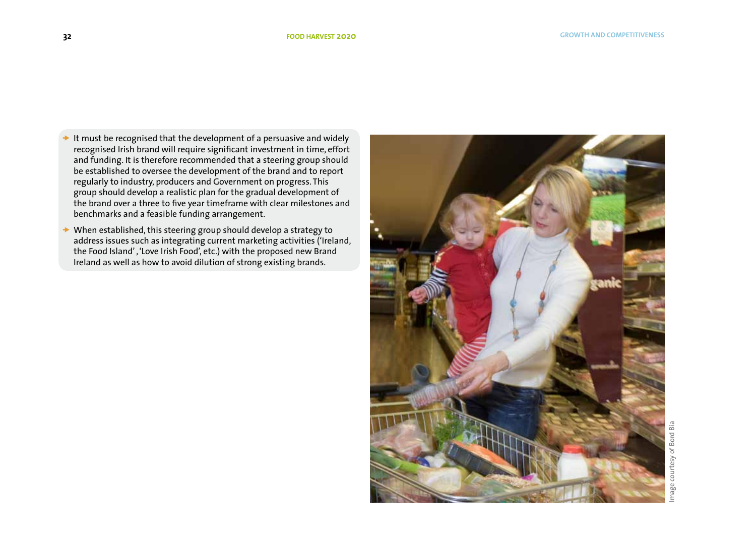- It must be recognised that the development of a persuasive and widely recognised Irish brand will require significant investment in time, effort and funding. It is therefore recommended that a steering group should be established to oversee the development of the brand and to report regularly to industry, producers and Government on progress. This group should develop a realistic plan for the gradual development of the brand over a three to five year timeframe with clear milestones and benchmarks and a feasible funding arrangement.
- When established, this steering group should develop a strategy to address issues such as integrating current marketing activities ('Ireland, the Food Island', 'Love Irish Food', etc.) with the proposed new Brand Ireland as well as how to avoid dilution of strong existing brands.

Image courtesy of Bord Bia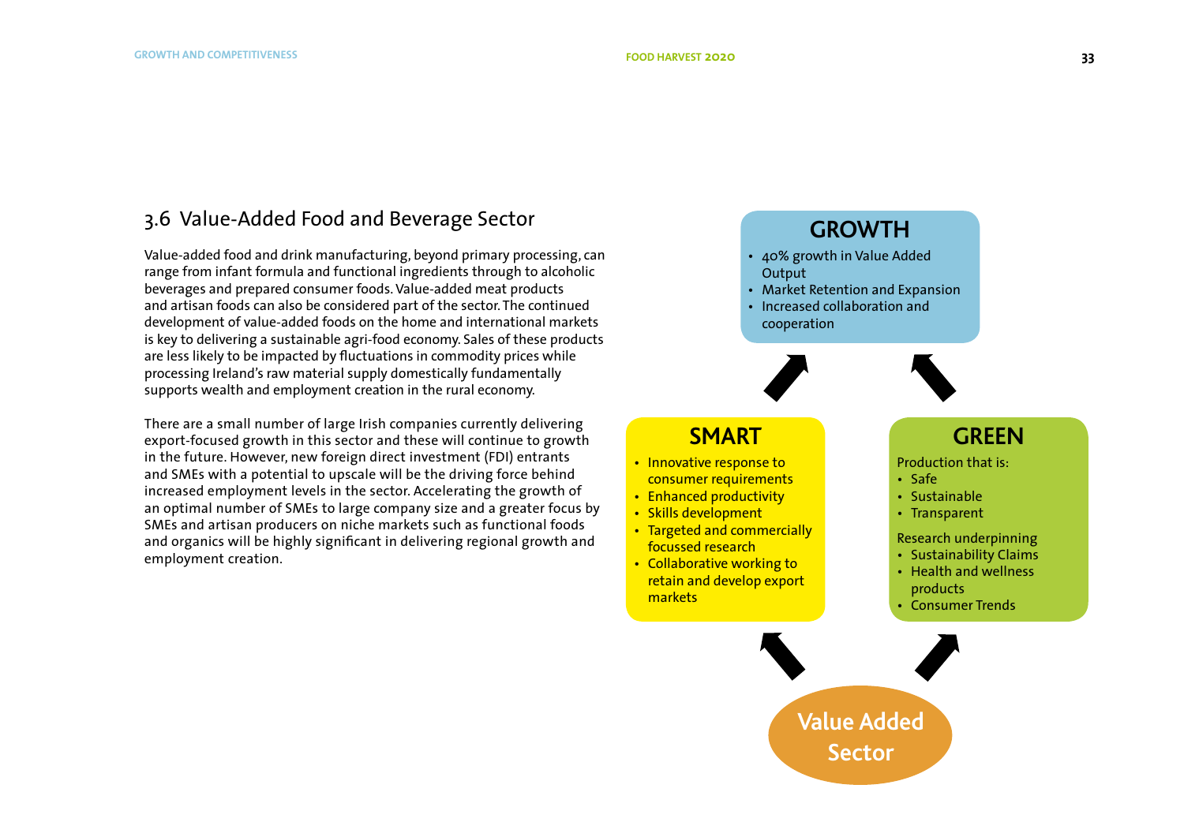## 3.6 Value-Added Food and Beverage Sector

Value-added food and drink manufacturing, beyond primary processing, can range from infant formula and functional ingredients through to alcoholic beverages and prepared consumer foods. Value-added meat products and artisan foods can also be considered part of the sector. The continued development of value-added foods on the home and international markets is key to delivering a sustainable agri-food economy. Sales of these products are less likely to be impacted by fluctuations in commodity prices while processing Ireland's raw material supply domestically fundamentally supports wealth and employment creation in the rural economy.

There are a small number of large Irish companies currently delivering export-focused growth in this sector and these will continue to growth in the future. However, new foreign direct investment (FDI) entrants and SMEs with a potential to upscale will be the driving force behind increased employment levels in the sector. Accelerating the growth of an optimal number of SMEs to large company size and a greater focus by SMEs and artisan producers on niche markets such as functional foods and organics will be highly significant in delivering regional growth and employment creation.

**GROWTH**

- 40% growth in Value Added Output
- Market Retention and Expansion
- Increased collaboration and cooperation

**SMART**

- Innovative response to consumer requirements
- Enhanced productivity
- Skills development
- Targeted and commercially focussed research
- Collaborative working to retain and develop export markets

**GREEN**

Production that is:

- Safe
- Sustainable
- Transparent

Research underpinning

- Sustainability Claims
- Health and wellness products
- Consumer Trends

**Value Added Sector**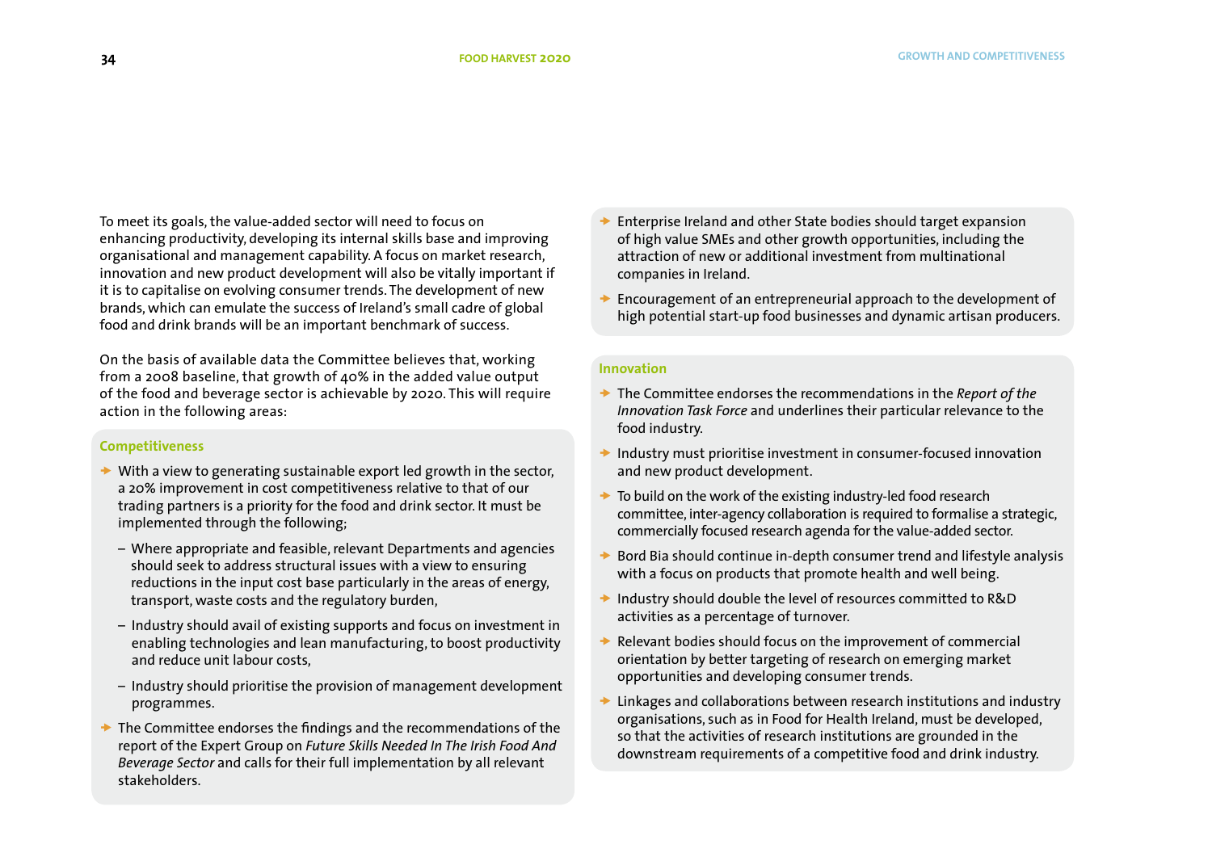To meet its goals, the value-added sector will need to focus on enhancing productivity, developing its internal skills base and improving organisational and management capability. A focus on market research, innovation and new product development will also be vitally important if it is to capitalise on evolving consumer trends. The development of new brands, which can emulate the success of Ireland's small cadre of global food and drink brands will be an important benchmark of success.

On the basis of available data the Committee believes that, working from a 2008 baseline, that growth of 40% in the added value output of the food and beverage sector is achievable by 2020. This will require action in the following areas:

### Competitiveness

- With a view to generating sustainable export led growth in the sector, a 20% improvement in cost competitiveness relative to that of our trading partners is a priority for the food and drink sector. It must be implemented through the following;
  - Where appropriate and feasible, relevant Departments and agencies should seek to address structural issues with a view to ensuring reductions in the input cost base particularly in the areas of energy, transport, waste costs and the regulatory burden,
  - Industry should avail of existing supports and focus on investment in enabling technologies and lean manufacturing, to boost productivity and reduce unit labour costs,
  - Industry should prioritise the provision of management development programmes.
- The Committee endorses the findings and the recommendations of the report of the Expert Group on *Future Skills Needed In The Irish Food And Beverage Sector* and calls for their full implementation by all relevant stakeholders.
- Enterprise Ireland and other State bodies should target expansion of high value SMEs and other growth opportunities, including the attraction of new or additional investment from multinational companies in Ireland.
- Encouragement of an entrepreneurial approach to the development of high potential start-up food businesses and dynamic artisan producers.

### Innovation

- The Committee endorses the recommendations in the *Report of the Innovation Task Force* and underlines their particular relevance to the food industry.
- Industry must prioritise investment in consumer-focused innovation and new product development.
- To build on the work of the existing industry-led food research committee, inter-agency collaboration is required to formalise a strategic, commercially focused research agenda for the value-added sector.
- Bord Bia should continue in-depth consumer trend and lifestyle analysis with a focus on products that promote health and well being.
- Industry should double the level of resources committed to R&D activities as a percentage of turnover.
- Relevant bodies should focus on the improvement of commercial orientation by better targeting of research on emerging market opportunities and developing consumer trends.
- Linkages and collaborations between research institutions and industry organisations, such as in Food for Health Ireland, must be developed, so that the activities of research institutions are grounded in the downstream requirements of a competitive food and drink industry.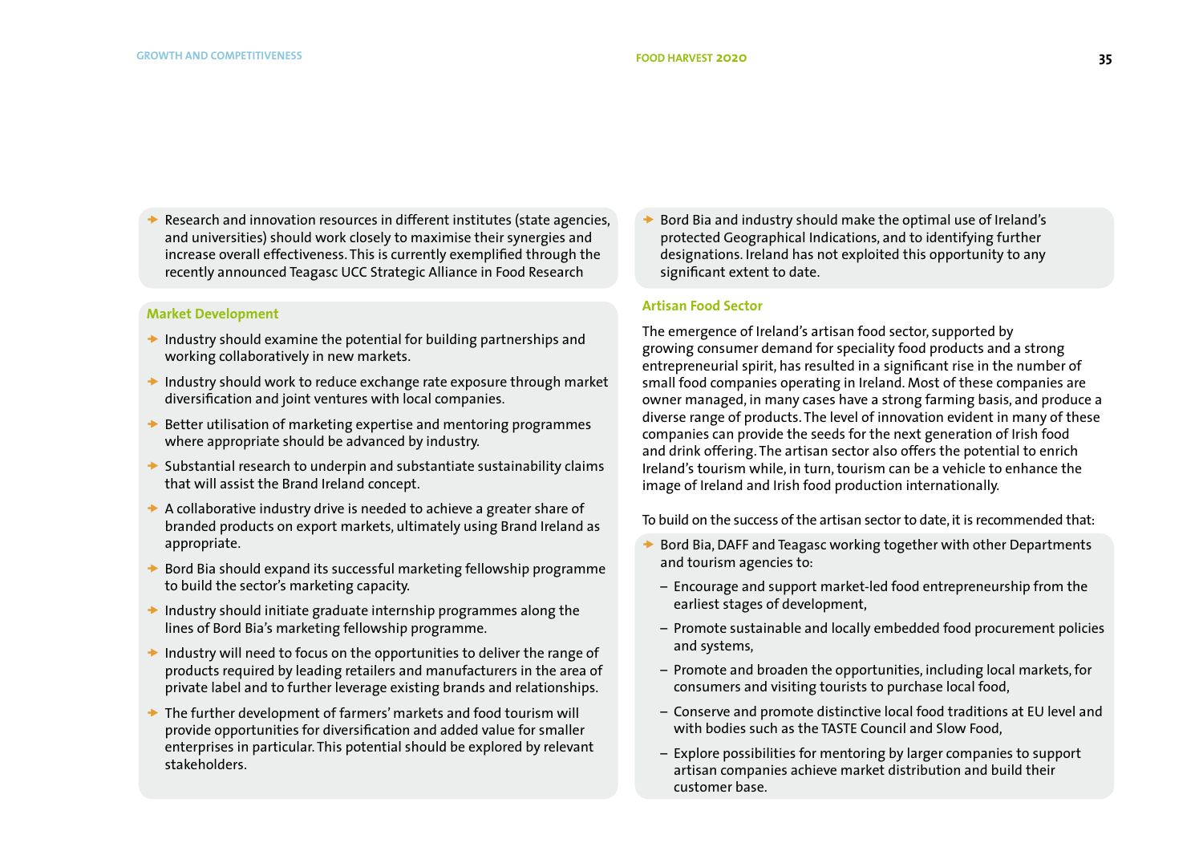- Research and innovation resources in different institutes (state agencies, and universities) should work closely to maximise their synergies and increase overall effectiveness. This is currently exemplified through the recently announced Teagasc UCC Strategic Alliance in Food Research

### Market Development

- Industry should examine the potential for building partnerships and working collaboratively in new markets.
- Industry should work to reduce exchange rate exposure through market diversification and joint ventures with local companies.
- Better utilisation of marketing expertise and mentoring programmes where appropriate should be advanced by industry.
- Substantial research to underpin and substantiate sustainability claims that will assist the Brand Ireland concept.
- A collaborative industry drive is needed to achieve a greater share of branded products on export markets, ultimately using Brand Ireland as appropriate.
- Bord Bia should expand its successful marketing fellowship programme to build the sector's marketing capacity.
- Industry should initiate graduate internship programmes along the lines of Bord Bia's marketing fellowship programme.
- Industry will need to focus on the opportunities to deliver the range of products required by leading retailers and manufacturers in the area of private label and to further leverage existing brands and relationships.
- The further development of farmers' markets and food tourism will provide opportunities for diversification and added value for smaller enterprises in particular. This potential should be explored by relevant stakeholders.

- Bord Bia and industry should make the optimal use of Ireland's protected Geographical Indications, and to identifying further designations. Ireland has not exploited this opportunity to any significant extent to date.

### Artisan Food Sector

The emergence of Ireland's artisan food sector, supported by growing consumer demand for speciality food products and a strong entrepreneurial spirit, has resulted in a significant rise in the number of small food companies operating in Ireland. Most of these companies are owner managed, in many cases have a strong farming basis, and produce a diverse range of products. The level of innovation evident in many of these companies can provide the seeds for the next generation of Irish food and drink offering. The artisan sector also offers the potential to enrich Ireland's tourism while, in turn, tourism can be a vehicle to enhance the image of Ireland and Irish food production internationally.

To build on the success of the artisan sector to date, it is recommended that:

- Bord Bia, DAFF and Teagasc working together with other Departments and tourism agencies to:
  - Encourage and support market-led food entrepreneurship from the earliest stages of development,
  - Promote sustainable and locally embedded food procurement policies and systems,
  - Promote and broaden the opportunities, including local markets, for consumers and visiting tourists to purchase local food,
  - Conserve and promote distinctive local food traditions at EU level and with bodies such as the TASTE Council and Slow Food,
  - Explore possibilities for mentoring by larger companies to support artisan companies achieve market distribution and build their customer base.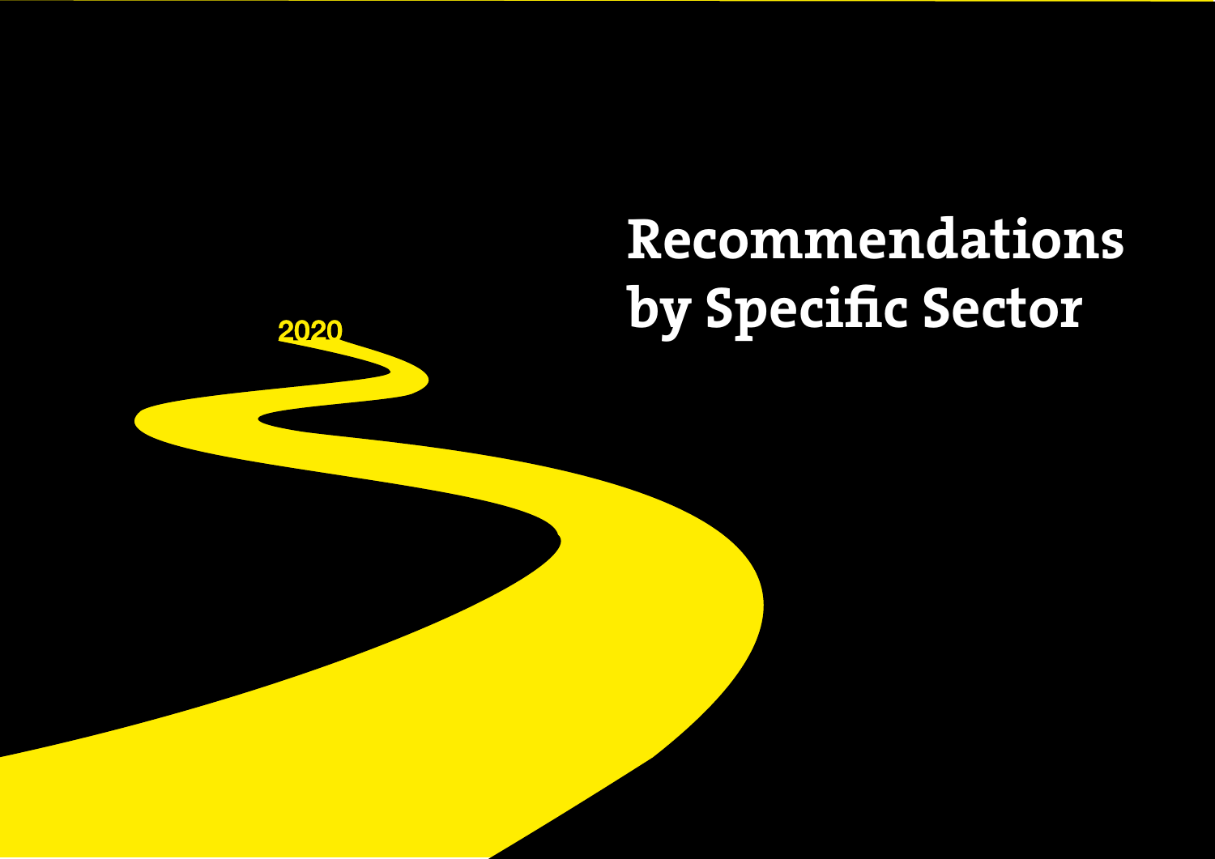# Recommendations by Specific Sector

2020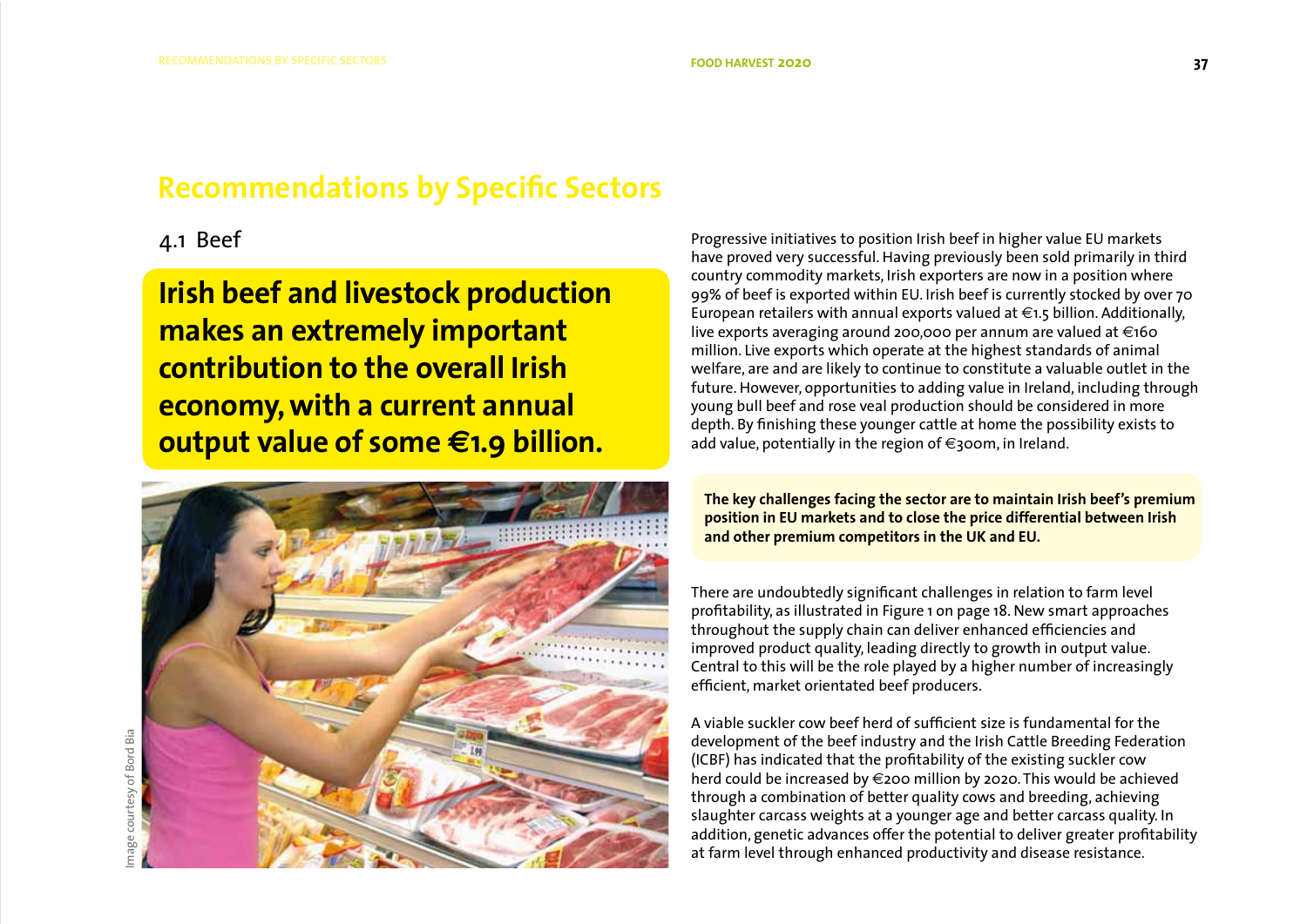# Recommendations by Specific Sectors

## 4.1 Beef

**Irish beef and livestock production makes an extremely important contribution to the overall Irish economy, with a current annual output value of some €1.9 billion.**

Image courtesy of Bord Bia

Progressive initiatives to position Irish beef in higher value EU markets have proved very successful. Having previously been sold primarily in third country commodity markets, Irish exporters are now in a position where 99% of beef is exported within EU. Irish beef is currently stocked by over 70 European retailers with annual exports valued at €1.5 billion. Additionally, live exports averaging around 200,000 per annum are valued at €160 million. Live exports which operate at the highest standards of animal welfare, are and are likely to continue to constitute a valuable outlet in the future. However, opportunities to adding value in Ireland, including through young bull beef and rose veal production should be considered in more depth. By finishing these younger cattle at home the possibility exists to add value, potentially in the region of €300m, in Ireland.

**The key challenges facing the sector are to maintain Irish beef's premium position in EU markets and to close the price differential between Irish and other premium competitors in the UK and EU.**

There are undoubtedly significant challenges in relation to farm level profitability, as illustrated in Figure 1 on page 18. New smart approaches throughout the supply chain can deliver enhanced efficiencies and improved product quality, leading directly to growth in output value. Central to this will be the role played by a higher number of increasingly efficient, market orientated beef producers.

A viable suckler cow beef herd of sufficient size is fundamental for the development of the beef industry and the Irish Cattle Breeding Federation (ICBF) has indicated that the profitability of the existing suckler cow herd could be increased by €200 million by 2020. This would be achieved through a combination of better quality cows and breeding, achieving slaughter carcass weights at a younger age and better carcass quality. In addition, genetic advances offer the potential to deliver greater profitability at farm level through enhanced productivity and disease resistance.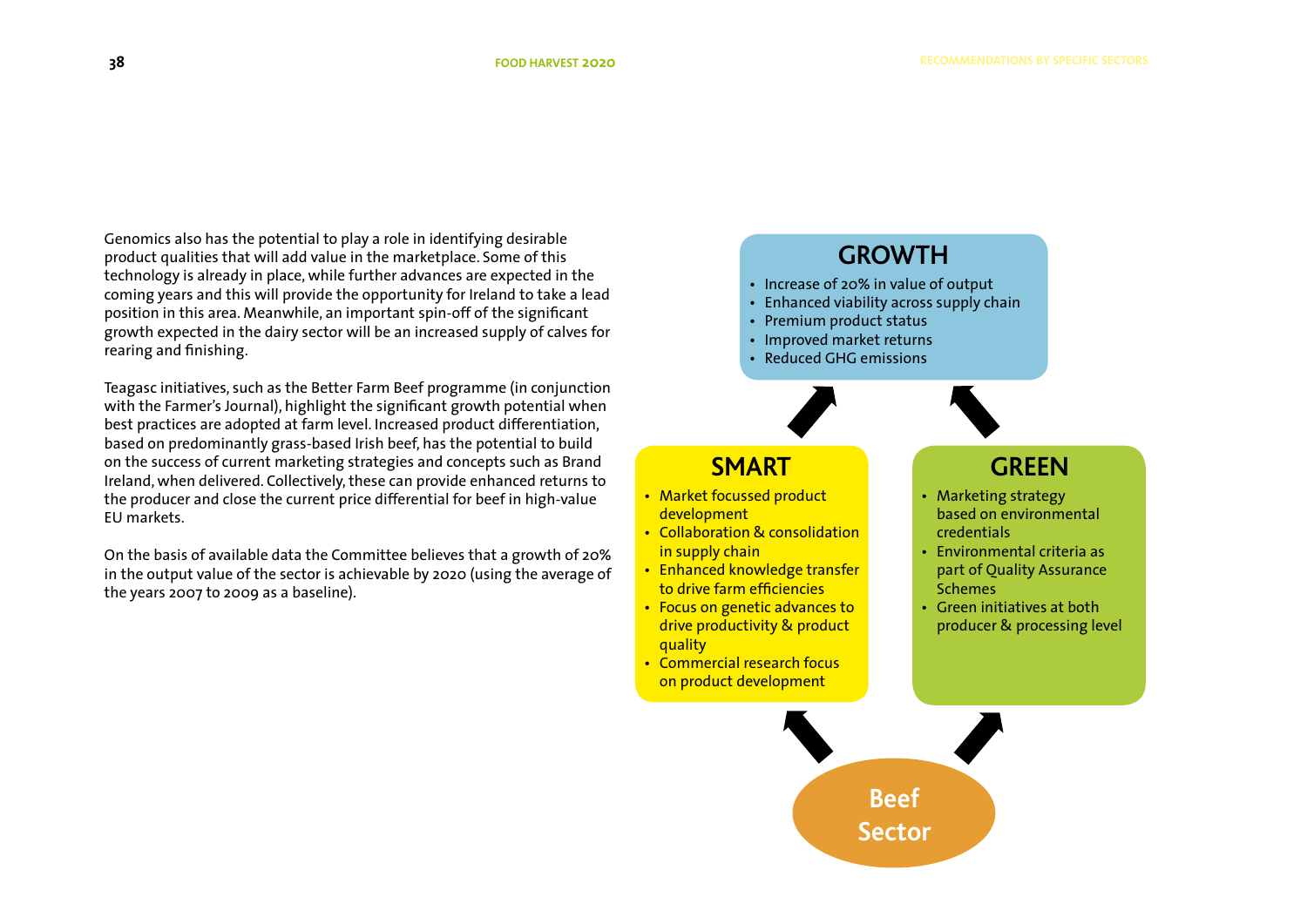Genomics also has the potential to play a role in identifying desirable product qualities that will add value in the marketplace. Some of this technology is already in place, while further advances are expected in the coming years and this will provide the opportunity for Ireland to take a lead position in this area. Meanwhile, an important spin-off of the significant growth expected in the dairy sector will be an increased supply of calves for rearing and finishing.

Teagasc initiatives, such as the Better Farm Beef programme (in conjunction with the Farmer's Journal), highlight the significant growth potential when best practices are adopted at farm level. Increased product differentiation, based on predominantly grass-based Irish beef, has the potential to build on the success of current marketing strategies and concepts such as Brand Ireland, when delivered. Collectively, these can provide enhanced returns to the producer and close the current price differential for beef in high-value EU markets.

On the basis of available data the Committee believes that a growth of 20% in the output value of the sector is achievable by 2020 (using the average of the years 2007 to 2009 as a baseline).

**GROWTH**

- Increase of 20% in value of output
- Enhanced viability across supply chain
- Premium product status
- Improved market returns
- Reduced GHG emissions

**SMART**

- Market focussed product development
- Collaboration & consolidation in supply chain
- Enhanced knowledge transfer to drive farm efficiencies
- Focus on genetic advances to drive productivity & product quality
- Commercial research focus on product development

**GREEN**

- Marketing strategy based on environmental credentials
- Environmental criteria as part of Quality Assurance Schemes
- Green initiatives at both producer & processing level

**Beef Sector**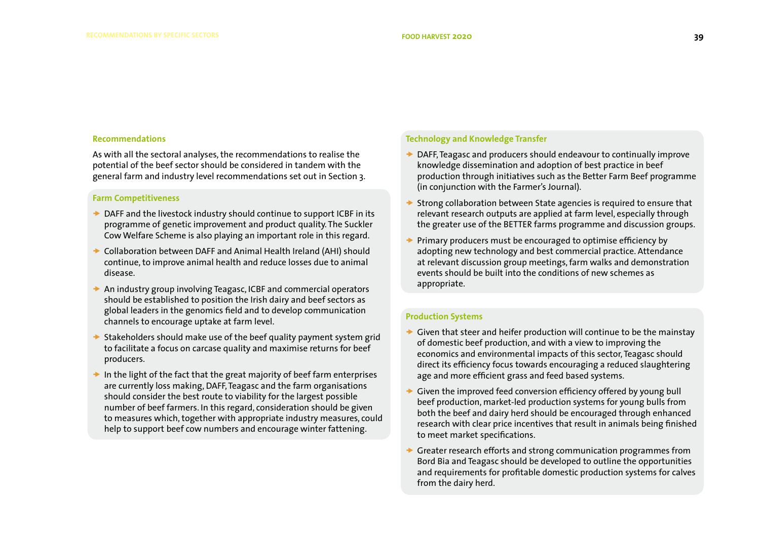### Recommendations

As with all the sectoral analyses, the recommendations to realise the potential of the beef sector should be considered in tandem with the general farm and industry level recommendations set out in Section 3.

#### Farm Competitiveness

- DAFF and the livestock industry should continue to support ICBF in its programme of genetic improvement and product quality. The Suckler Cow Welfare Scheme is also playing an important role in this regard.
- Collaboration between DAFF and Animal Health Ireland (AHI) should continue, to improve animal health and reduce losses due to animal disease.
- An industry group involving Teagasc, ICBF and commercial operators should be established to position the Irish dairy and beef sectors as global leaders in the genomics field and to develop communication channels to encourage uptake at farm level.
- Stakeholders should make use of the beef quality payment system grid to facilitate a focus on carcase quality and maximise returns for beef producers.
- In the light of the fact that the great majority of beef farm enterprises are currently loss making, DAFF, Teagasc and the farm organisations should consider the best route to viability for the largest possible number of beef farmers. In this regard, consideration should be given to measures which, together with appropriate industry measures, could help to support beef cow numbers and encourage winter fattening.

#### Technology and Knowledge Transfer

- DAFF, Teagasc and producers should endeavour to continually improve knowledge dissemination and adoption of best practice in beef production through initiatives such as the Better Farm Beef programme (in conjunction with the Farmer's Journal).
- Strong collaboration between State agencies is required to ensure that relevant research outputs are applied at farm level, especially through the greater use of the BETTER farms programme and discussion groups.
- Primary producers must be encouraged to optimise efficiency by adopting new technology and best commercial practice. Attendance at relevant discussion group meetings, farm walks and demonstration events should be built into the conditions of new schemes as appropriate.

#### Production Systems

- Given that steer and heifer production will continue to be the mainstay of domestic beef production, and with a view to improving the economics and environmental impacts of this sector, Teagasc should direct its efficiency focus towards encouraging a reduced slaughtering age and more efficient grass and feed based systems.
- Given the improved feed conversion efficiency offered by young bull beef production, market-led production systems for young bulls from both the beef and dairy herd should be encouraged through enhanced research with clear price incentives that result in animals being finished to meet market specifications.
- Greater research efforts and strong communication programmes from Bord Bia and Teagasc should be developed to outline the opportunities and requirements for profitable domestic production systems for calves from the dairy herd.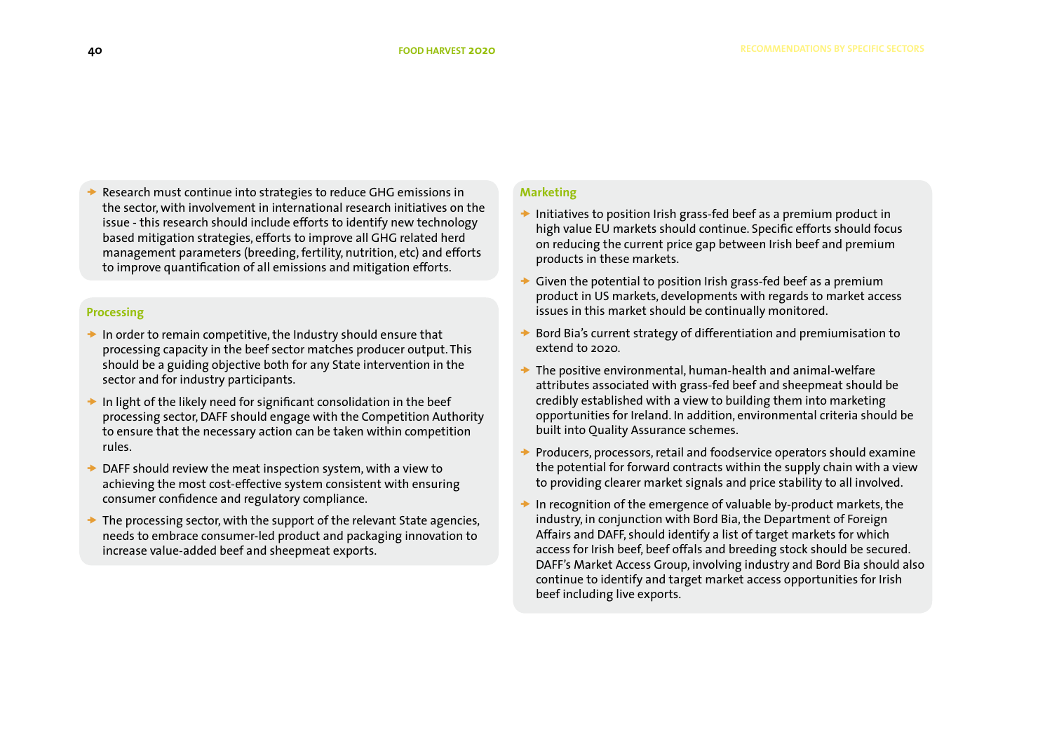- Research must continue into strategies to reduce GHG emissions in the sector, with involvement in international research initiatives on the issue - this research should include efforts to identify new technology based mitigation strategies, efforts to improve all GHG related herd management parameters (breeding, fertility, nutrition, etc) and efforts to improve quantification of all emissions and mitigation efforts.

### Processing

- In order to remain competitive, the Industry should ensure that processing capacity in the beef sector matches producer output. This should be a guiding objective both for any State intervention in the sector and for industry participants.
- In light of the likely need for significant consolidation in the beef processing sector, DAFF should engage with the Competition Authority to ensure that the necessary action can be taken within competition rules.
- DAFF should review the meat inspection system, with a view to achieving the most cost-effective system consistent with ensuring consumer confidence and regulatory compliance.
- The processing sector, with the support of the relevant State agencies, needs to embrace consumer-led product and packaging innovation to increase value-added beef and sheepmeat exports.

### Marketing

- Initiatives to position Irish grass-fed beef as a premium product in high value EU markets should continue. Specific efforts should focus on reducing the current price gap between Irish beef and premium products in these markets.
- Given the potential to position Irish grass-fed beef as a premium product in US markets, developments with regards to market access issues in this market should be continually monitored.
- Bord Bia's current strategy of differentiation and premiumisation to extend to 2020.
- The positive environmental, human-health and animal-welfare attributes associated with grass-fed beef and sheepmeat should be credibly established with a view to building them into marketing opportunities for Ireland. In addition, environmental criteria should be built into Quality Assurance schemes.
- Producers, processors, retail and foodservice operators should examine the potential for forward contracts within the supply chain with a view to providing clearer market signals and price stability to all involved.
- In recognition of the emergence of valuable by-product markets, the industry, in conjunction with Bord Bia, the Department of Foreign Affairs and DAFF, should identify a list of target markets for which access for Irish beef, beef offals and breeding stock should be secured. DAFF's Market Access Group, involving industry and Bord Bia should also continue to identify and target market access opportunities for Irish beef including live exports.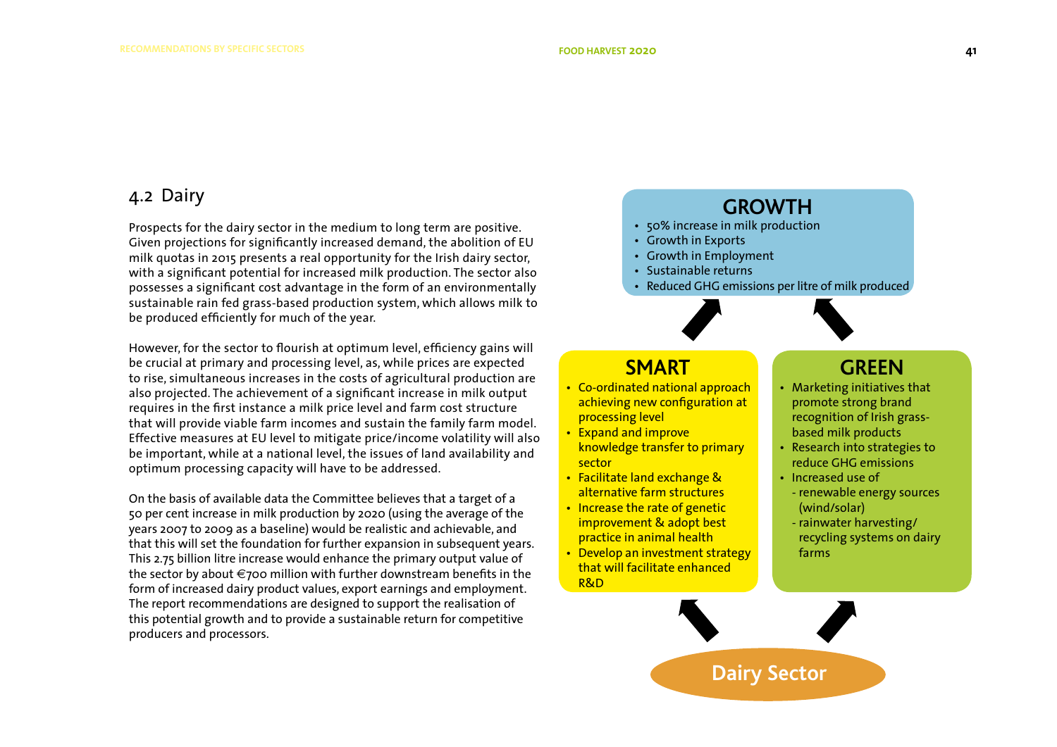## 4.2 Dairy

Prospects for the dairy sector in the medium to long term are positive. Given projections for significantly increased demand, the abolition of EU milk quotas in 2015 presents a real opportunity for the Irish dairy sector, with a significant potential for increased milk production. The sector also possesses a significant cost advantage in the form of an environmentally sustainable rain fed grass-based production system, which allows milk to be produced efficiently for much of the year.

However, for the sector to flourish at optimum level, efficiency gains will be crucial at primary and processing level, as, while prices are expected to rise, simultaneous increases in the costs of agricultural production are also projected. The achievement of a significant increase in milk output requires in the first instance a milk price level and farm cost structure that will provide viable farm incomes and sustain the family farm model. Effective measures at EU level to mitigate price/income volatility will also be important, while at a national level, the issues of land availability and optimum processing capacity will have to be addressed.

On the basis of available data the Committee believes that a target of a 50 per cent increase in milk production by 2020 (using the average of the years 2007 to 2009 as a baseline) would be realistic and achievable, and that this will set the foundation for further expansion in subsequent years. This 2.75 billion litre increase would enhance the primary output value of the sector by about €700 million with further downstream benefits in the form of increased dairy product values, export earnings and employment. The report recommendations are designed to support the realisation of this potential growth and to provide a sustainable return for competitive producers and processors.

**GROWTH**

- 50% increase in milk production
- Growth in Exports
- Growth in Employment
- Sustainable returns
- Reduced GHG emissions per litre of milk produced

**SMART**

- Co-ordinated national approach achieving new configuration at processing level
- Expand and improve knowledge transfer to primary sector
- Facilitate land exchange & alternative farm structures
- Increase the rate of genetic improvement & adopt best practice in animal health
- Develop an investment strategy that will facilitate enhanced R&D

**GREEN**

- Marketing initiatives that promote strong brand recognition of Irish grass-based milk products
- Research into strategies to reduce GHG emissions
- Increased use of
  - renewable energy sources (wind/solar)
  - rainwater harvesting/ recycling systems on dairy farms

**Dairy Sector**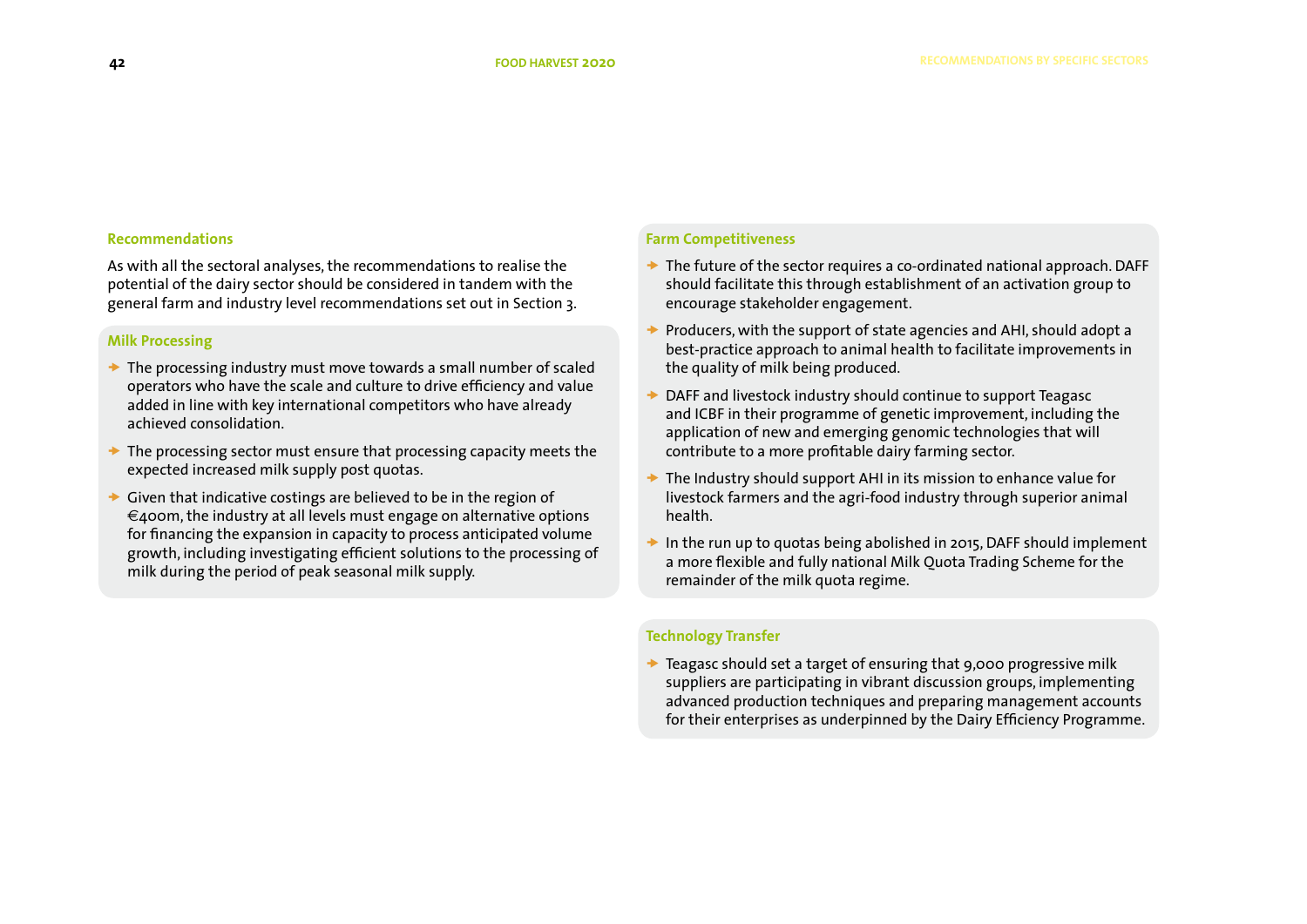### Recommendations

As with all the sectoral analyses, the recommendations to realise the potential of the dairy sector should be considered in tandem with the general farm and industry level recommendations set out in Section 3.

#### Milk Processing

- The processing industry must move towards a small number of scaled operators who have the scale and culture to drive efficiency and value added in line with key international competitors who have already achieved consolidation.
- The processing sector must ensure that processing capacity meets the expected increased milk supply post quotas.
- Given that indicative costings are believed to be in the region of €400m, the industry at all levels must engage on alternative options for financing the expansion in capacity to process anticipated volume growth, including investigating efficient solutions to the processing of milk during the period of peak seasonal milk supply.

#### Farm Competitiveness

- The future of the sector requires a co-ordinated national approach. DAFF should facilitate this through establishment of an activation group to encourage stakeholder engagement.
- Producers, with the support of state agencies and AHI, should adopt a best-practice approach to animal health to facilitate improvements in the quality of milk being produced.
- DAFF and livestock industry should continue to support Teagasc and ICBF in their programme of genetic improvement, including the application of new and emerging genomic technologies that will contribute to a more profitable dairy farming sector.
- The Industry should support AHI in its mission to enhance value for livestock farmers and the agri-food industry through superior animal health.
- In the run up to quotas being abolished in 2015, DAFF should implement a more flexible and fully national Milk Quota Trading Scheme for the remainder of the milk quota regime.

#### Technology Transfer

- Teagasc should set a target of ensuring that 9,000 progressive milk suppliers are participating in vibrant discussion groups, implementing advanced production techniques and preparing management accounts for their enterprises as underpinned by the Dairy Efficiency Programme.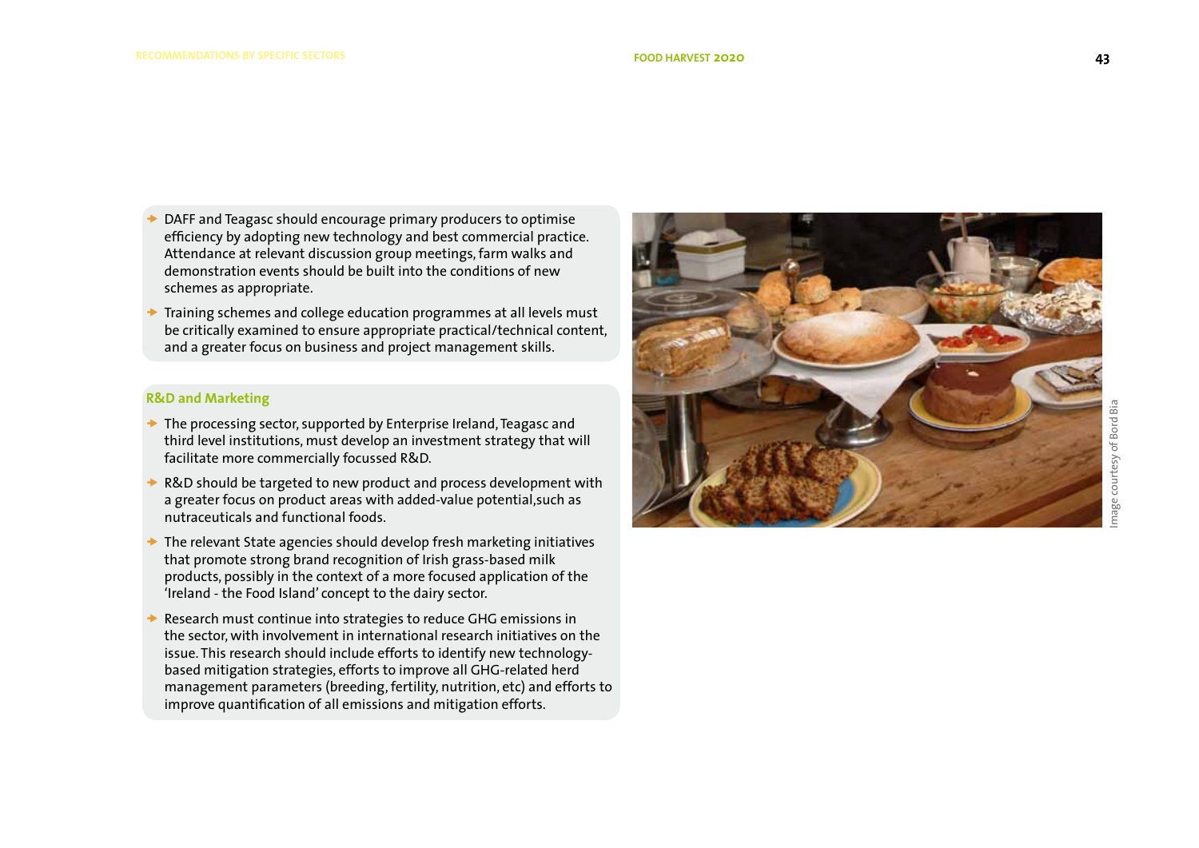- DAFF and Teagasc should encourage primary producers to optimise efficiency by adopting new technology and best commercial practice. Attendance at relevant discussion group meetings, farm walks and demonstration events should be built into the conditions of new schemes as appropriate.
- Training schemes and college education programmes at all levels must be critically examined to ensure appropriate practical/technical content, and a greater focus on business and project management skills.

### R&D and Marketing

- The processing sector, supported by Enterprise Ireland, Teagasc and third level institutions, must develop an investment strategy that will facilitate more commercially focussed R&D.
- R&D should be targeted to new product and process development with a greater focus on product areas with added-value potential,such as nutraceuticals and functional foods.
- The relevant State agencies should develop fresh marketing initiatives that promote strong brand recognition of Irish grass-based milk products, possibly in the context of a more focused application of the 'Ireland - the Food Island' concept to the dairy sector.
- Research must continue into strategies to reduce GHG emissions in the sector, with involvement in international research initiatives on the issue. This research should include efforts to identify new technology-based mitigation strategies, efforts to improve all GHG-related herd management parameters (breeding, fertility, nutrition, etc) and efforts to improve quantification of all emissions and mitigation efforts.

Image courtesy of Bord Bia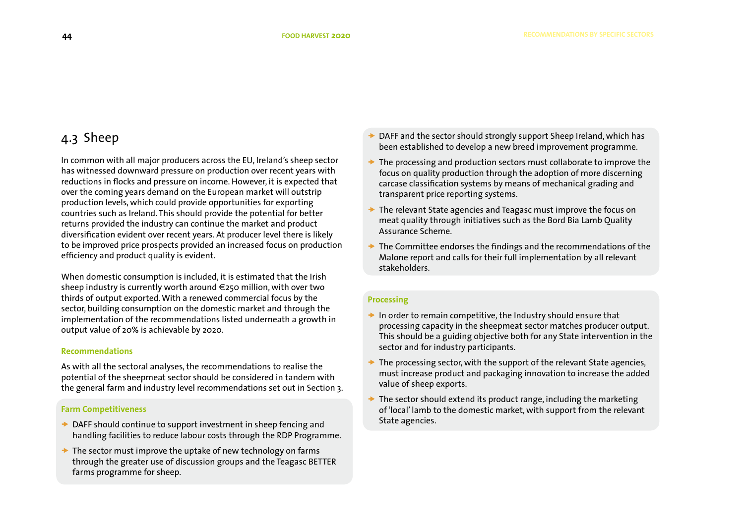## 4.3 Sheep

In common with all major producers across the EU, Ireland's sheep sector has witnessed downward pressure on production over recent years with reductions in flocks and pressure on income. However, it is expected that over the coming years demand on the European market will outstrip production levels, which could provide opportunities for exporting countries such as Ireland. This should provide the potential for better returns provided the industry can continue the market and product diversification evident over recent years. At producer level there is likely to be improved price prospects provided an increased focus on production efficiency and product quality is evident.

When domestic consumption is included, it is estimated that the Irish sheep industry is currently worth around €250 million, with over two thirds of output exported. With a renewed commercial focus by the sector, building consumption on the domestic market and through the implementation of the recommendations listed underneath a growth in output value of 20% is achievable by 2020.

### Recommendations

As with all the sectoral analyses, the recommendations to realise the potential of the sheepmeat sector should be considered in tandem with the general farm and industry level recommendations set out in Section 3.

#### Farm Competitiveness

- DAFF should continue to support investment in sheep fencing and handling facilities to reduce labour costs through the RDP Programme.
- The sector must improve the uptake of new technology on farms through the greater use of discussion groups and the Teagasc BETTER farms programme for sheep.
- DAFF and the sector should strongly support Sheep Ireland, which has been established to develop a new breed improvement programme.
- The processing and production sectors must collaborate to improve the focus on quality production through the adoption of more discerning carcase classification systems by means of mechanical grading and transparent price reporting systems.
- The relevant State agencies and Teagasc must improve the focus on meat quality through initiatives such as the Bord Bia Lamb Quality Assurance Scheme.
- The Committee endorses the findings and the recommendations of the Malone report and calls for their full implementation by all relevant stakeholders.

#### Processing

- In order to remain competitive, the Industry should ensure that processing capacity in the sheepmeat sector matches producer output. This should be a guiding objective both for any State intervention in the sector and for industry participants.
- The processing sector, with the support of the relevant State agencies, must increase product and packaging innovation to increase the added value of sheep exports.
- The sector should extend its product range, including the marketing of 'local' lamb to the domestic market, with support from the relevant State agencies.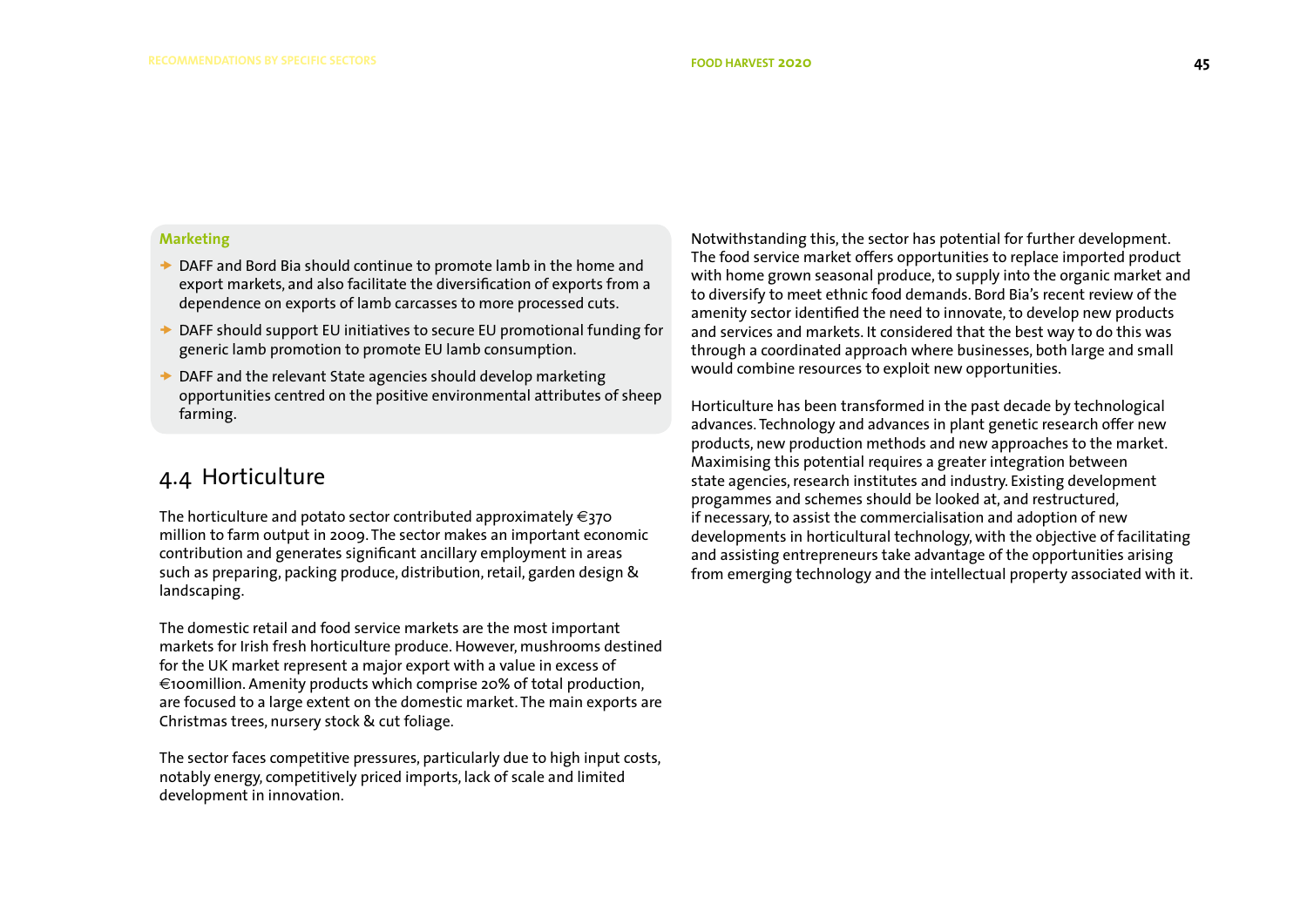**Marketing**

- DAFF and Bord Bia should continue to promote lamb in the home and export markets, and also facilitate the diversification of exports from a dependence on exports of lamb carcasses to more processed cuts.
- DAFF should support EU initiatives to secure EU promotional funding for generic lamb promotion to promote EU lamb consumption.
- DAFF and the relevant State agencies should develop marketing opportunities centred on the positive environmental attributes of sheep farming.

## 4.4 Horticulture

The horticulture and potato sector contributed approximately €370 million to farm output in 2009. The sector makes an important economic contribution and generates significant ancillary employment in areas such as preparing, packing produce, distribution, retail, garden design & landscaping.

The domestic retail and food service markets are the most important markets for Irish fresh horticulture produce. However, mushrooms destined for the UK market represent a major export with a value in excess of €100million. Amenity products which comprise 20% of total production, are focused to a large extent on the domestic market. The main exports are Christmas trees, nursery stock & cut foliage.

The sector faces competitive pressures, particularly due to high input costs, notably energy, competitively priced imports, lack of scale and limited development in innovation.

Notwithstanding this, the sector has potential for further development. The food service market offers opportunities to replace imported product with home grown seasonal produce, to supply into the organic market and to diversify to meet ethnic food demands. Bord Bia's recent review of the amenity sector identified the need to innovate, to develop new products and services and markets. It considered that the best way to do this was through a coordinated approach where businesses, both large and small would combine resources to exploit new opportunities.

Horticulture has been transformed in the past decade by technological advances. Technology and advances in plant genetic research offer new products, new production methods and new approaches to the market. Maximising this potential requires a greater integration between state agencies, research institutes and industry. Existing development progammes and schemes should be looked at, and restructured, if necessary, to assist the commercialisation and adoption of new developments in horticultural technology, with the objective of facilitating and assisting entrepreneurs take advantage of the opportunities arising from emerging technology and the intellectual property associated with it.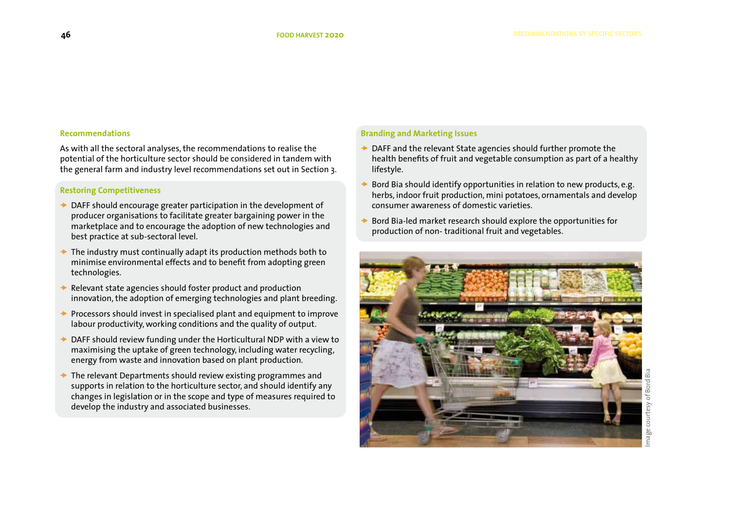### Recommendations

As with all the sectoral analyses, the recommendations to realise the potential of the horticulture sector should be considered in tandem with the general farm and industry level recommendations set out in Section 3.

### Restoring Competitiveness

- DAFF should encourage greater participation in the development of producer organisations to facilitate greater bargaining power in the marketplace and to encourage the adoption of new technologies and best practice at sub-sectoral level.
- The industry must continually adapt its production methods both to minimise environmental effects and to benefit from adopting green technologies.
- Relevant state agencies should foster product and production innovation, the adoption of emerging technologies and plant breeding.
- Processors should invest in specialised plant and equipment to improve labour productivity, working conditions and the quality of output.
- DAFF should review funding under the Horticultural NDP with a view to maximising the uptake of green technology, including water recycling, energy from waste and innovation based on plant production.
- The relevant Departments should review existing programmes and supports in relation to the horticulture sector, and should identify any changes in legislation or in the scope and type of measures required to develop the industry and associated businesses.

### Branding and Marketing Issues

- DAFF and the relevant State agencies should further promote the health benefits of fruit and vegetable consumption as part of a healthy lifestyle.
- Bord Bia should identify opportunities in relation to new products, e.g. herbs, indoor fruit production, mini potatoes, ornamentals and develop consumer awareness of domestic varieties.
- Bord Bia-led market research should explore the opportunities for production of non- traditional fruit and vegetables.

Image courtesy of Bord Bia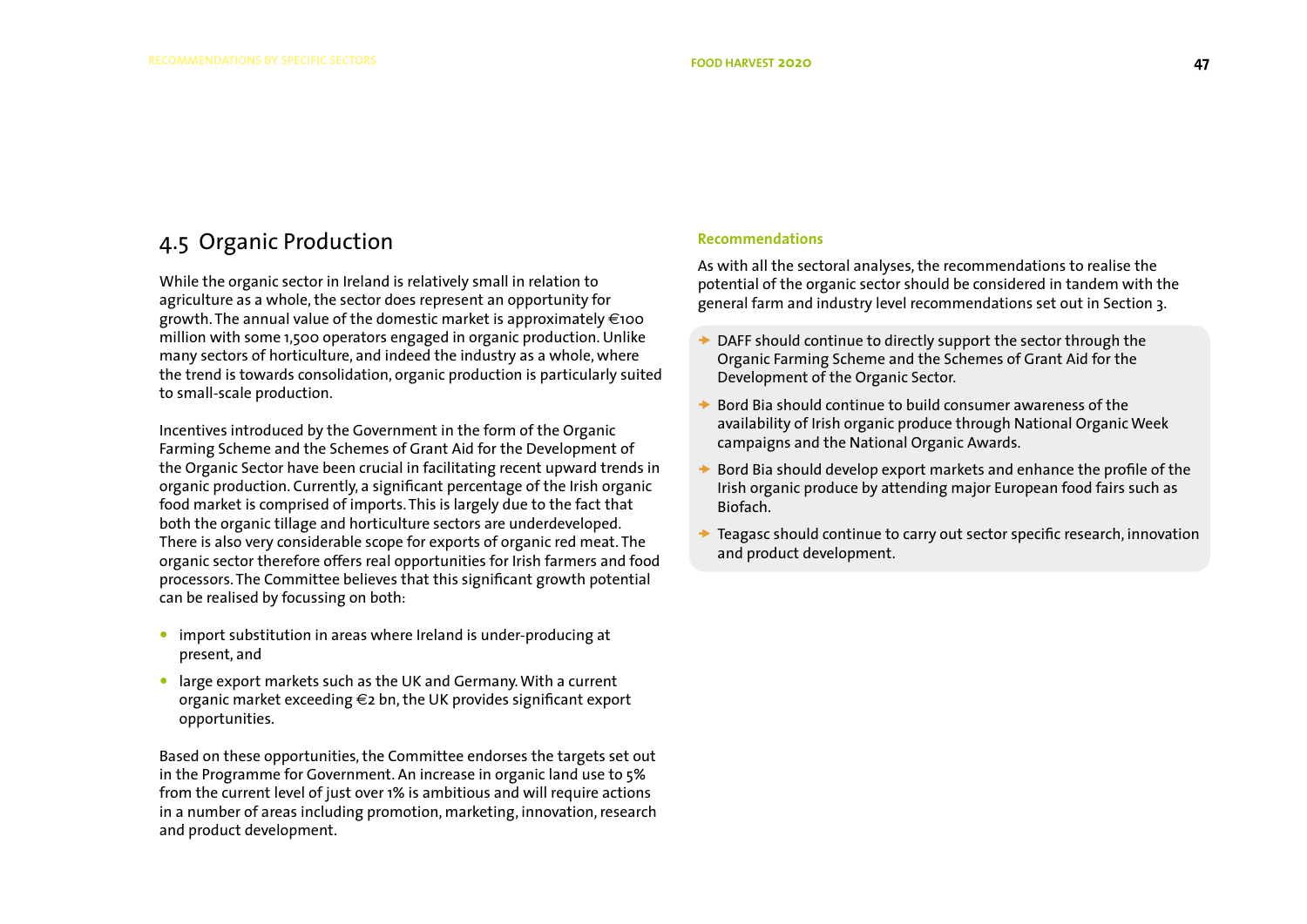## 4.5 Organic Production

While the organic sector in Ireland is relatively small in relation to agriculture as a whole, the sector does represent an opportunity for growth. The annual value of the domestic market is approximately €100 million with some 1,500 operators engaged in organic production. Unlike many sectors of horticulture, and indeed the industry as a whole, where the trend is towards consolidation, organic production is particularly suited to small-scale production.

Incentives introduced by the Government in the form of the Organic Farming Scheme and the Schemes of Grant Aid for the Development of the Organic Sector have been crucial in facilitating recent upward trends in organic production. Currently, a significant percentage of the Irish organic food market is comprised of imports. This is largely due to the fact that both the organic tillage and horticulture sectors are underdeveloped. There is also very considerable scope for exports of organic red meat. The organic sector therefore offers real opportunities for Irish farmers and food processors. The Committee believes that this significant growth potential can be realised by focussing on both:

- import substitution in areas where Ireland is under-producing at present, and
- large export markets such as the UK and Germany. With a current organic market exceeding €2 bn, the UK provides significant export opportunities.

Based on these opportunities, the Committee endorses the targets set out in the Programme for Government. An increase in organic land use to 5% from the current level of just over 1% is ambitious and will require actions in a number of areas including promotion, marketing, innovation, research and product development.

### Recommendations

As with all the sectoral analyses, the recommendations to realise the potential of the organic sector should be considered in tandem with the general farm and industry level recommendations set out in Section 3.

- DAFF should continue to directly support the sector through the Organic Farming Scheme and the Schemes of Grant Aid for the Development of the Organic Sector.
- Bord Bia should continue to build consumer awareness of the availability of Irish organic produce through National Organic Week campaigns and the National Organic Awards.
- Bord Bia should develop export markets and enhance the profile of the Irish organic produce by attending major European food fairs such as Biofach.
- Teagasc should continue to carry out sector specific research, innovation and product development.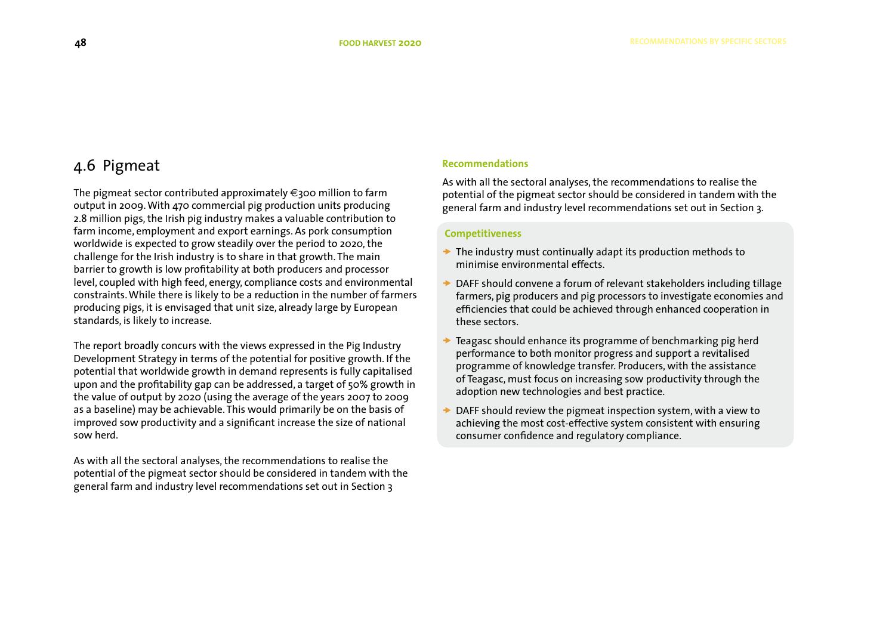## 4.6 Pigmeat

The pigmeat sector contributed approximately €300 million to farm output in 2009. With 470 commercial pig production units producing 2.8 million pigs, the Irish pig industry makes a valuable contribution to farm income, employment and export earnings. As pork consumption worldwide is expected to grow steadily over the period to 2020, the challenge for the Irish industry is to share in that growth. The main barrier to growth is low profitability at both producers and processor level, coupled with high feed, energy, compliance costs and environmental constraints. While there is likely to be a reduction in the number of farmers producing pigs, it is envisaged that unit size, already large by European standards, is likely to increase.

The report broadly concurs with the views expressed in the Pig Industry Development Strategy in terms of the potential for positive growth. If the potential that worldwide growth in demand represents is fully capitalised upon and the profitability gap can be addressed, a target of 50% growth in the value of output by 2020 (using the average of the years 2007 to 2009 as a baseline) may be achievable. This would primarily be on the basis of improved sow productivity and a significant increase the size of national sow herd.

As with all the sectoral analyses, the recommendations to realise the potential of the pigmeat sector should be considered in tandem with the general farm and industry level recommendations set out in Section 3

### Recommendations

As with all the sectoral analyses, the recommendations to realise the potential of the pigmeat sector should be considered in tandem with the general farm and industry level recommendations set out in Section 3.

#### Competitiveness

- The industry must continually adapt its production methods to minimise environmental effects.
- DAFF should convene a forum of relevant stakeholders including tillage farmers, pig producers and pig processors to investigate economies and efficiencies that could be achieved through enhanced cooperation in these sectors.
- Teagasc should enhance its programme of benchmarking pig herd performance to both monitor progress and support a revitalised programme of knowledge transfer. Producers, with the assistance of Teagasc, must focus on increasing sow productivity through the adoption new technologies and best practice.
- DAFF should review the pigmeat inspection system, with a view to achieving the most cost-effective system consistent with ensuring consumer confidence and regulatory compliance.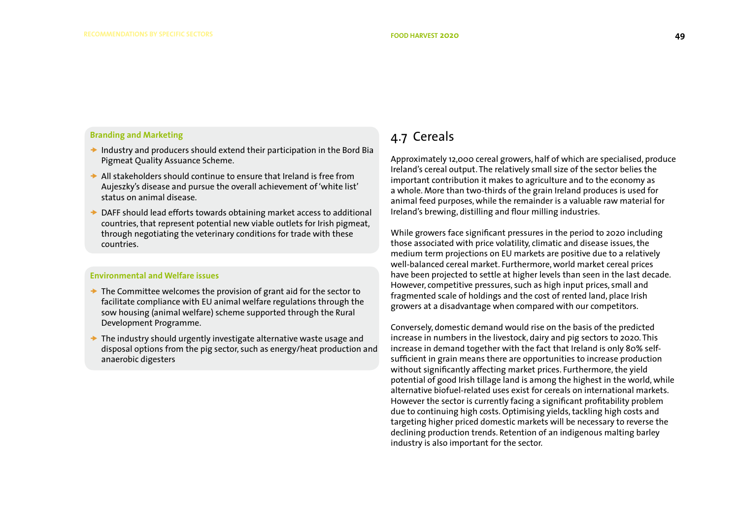### Branding and Marketing

- Industry and producers should extend their participation in the Bord Bia Pigmeat Quality Assuance Scheme.
- All stakeholders should continue to ensure that Ireland is free from Aujeszky's disease and pursue the overall achievement of 'white list' status on animal disease.
- DAFF should lead efforts towards obtaining market access to additional countries, that represent potential new viable outlets for Irish pigmeat, through negotiating the veterinary conditions for trade with these countries.

### Environmental and Welfare issues

- The Committee welcomes the provision of grant aid for the sector to facilitate compliance with EU animal welfare regulations through the sow housing (animal welfare) scheme supported through the Rural Development Programme.
- The industry should urgently investigate alternative waste usage and disposal options from the pig sector, such as energy/heat production and anaerobic digesters

## 4.7 Cereals

Approximately 12,000 cereal growers, half of which are specialised, produce Ireland's cereal output. The relatively small size of the sector belies the important contribution it makes to agriculture and to the economy as a whole. More than two-thirds of the grain Ireland produces is used for animal feed purposes, while the remainder is a valuable raw material for Ireland's brewing, distilling and flour milling industries.

While growers face significant pressures in the period to 2020 including those associated with price volatility, climatic and disease issues, the medium term projections on EU markets are positive due to a relatively well-balanced cereal market. Furthermore, world market cereal prices have been projected to settle at higher levels than seen in the last decade. However, competitive pressures, such as high input prices, small and fragmented scale of holdings and the cost of rented land, place Irish growers at a disadvantage when compared with our competitors.

Conversely, domestic demand would rise on the basis of the predicted increase in numbers in the livestock, dairy and pig sectors to 2020. This increase in demand together with the fact that Ireland is only 80% self-sufficient in grain means there are opportunities to increase production without significantly affecting market prices. Furthermore, the yield potential of good Irish tillage land is among the highest in the world, while alternative biofuel-related uses exist for cereals on international markets. However the sector is currently facing a significant profitability problem due to continuing high costs. Optimising yields, tackling high costs and targeting higher priced domestic markets will be necessary to reverse the declining production trends. Retention of an indigenous malting barley industry is also important for the sector.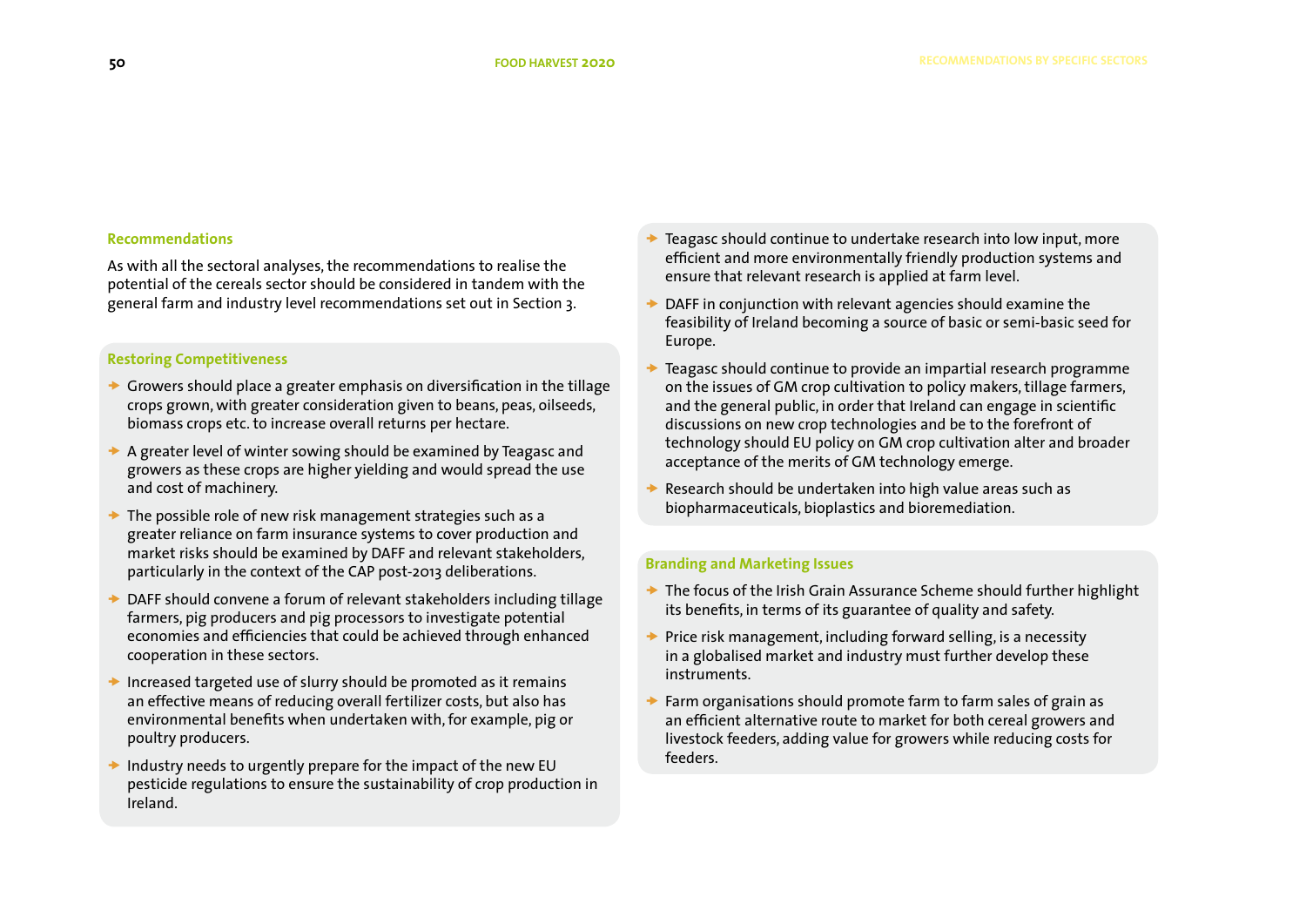### Recommendations

As with all the sectoral analyses, the recommendations to realise the potential of the cereals sector should be considered in tandem with the general farm and industry level recommendations set out in Section 3.

#### Restoring Competitiveness

- Growers should place a greater emphasis on diversification in the tillage crops grown, with greater consideration given to beans, peas, oilseeds, biomass crops etc. to increase overall returns per hectare.
- A greater level of winter sowing should be examined by Teagasc and growers as these crops are higher yielding and would spread the use and cost of machinery.
- The possible role of new risk management strategies such as a greater reliance on farm insurance systems to cover production and market risks should be examined by DAFF and relevant stakeholders, particularly in the context of the CAP post-2013 deliberations.
- DAFF should convene a forum of relevant stakeholders including tillage farmers, pig producers and pig processors to investigate potential economies and efficiencies that could be achieved through enhanced cooperation in these sectors.
- Increased targeted use of slurry should be promoted as it remains an effective means of reducing overall fertilizer costs, but also has environmental benefits when undertaken with, for example, pig or poultry producers.
- Industry needs to urgently prepare for the impact of the new EU pesticide regulations to ensure the sustainability of crop production in Ireland.
- Teagasc should continue to undertake research into low input, more efficient and more environmentally friendly production systems and ensure that relevant research is applied at farm level.
- DAFF in conjunction with relevant agencies should examine the feasibility of Ireland becoming a source of basic or semi-basic seed for Europe.
- Teagasc should continue to provide an impartial research programme on the issues of GM crop cultivation to policy makers, tillage farmers, and the general public, in order that Ireland can engage in scientific discussions on new crop technologies and be to the forefront of technology should EU policy on GM crop cultivation alter and broader acceptance of the merits of GM technology emerge.
- Research should be undertaken into high value areas such as biopharmaceuticals, bioplastics and bioremediation.

#### Branding and Marketing Issues

- The focus of the Irish Grain Assurance Scheme should further highlight its benefits, in terms of its guarantee of quality and safety.
- Price risk management, including forward selling, is a necessity in a globalised market and industry must further develop these instruments.
- Farm organisations should promote farm to farm sales of grain as an efficient alternative route to market for both cereal growers and livestock feeders, adding value for growers while reducing costs for feeders.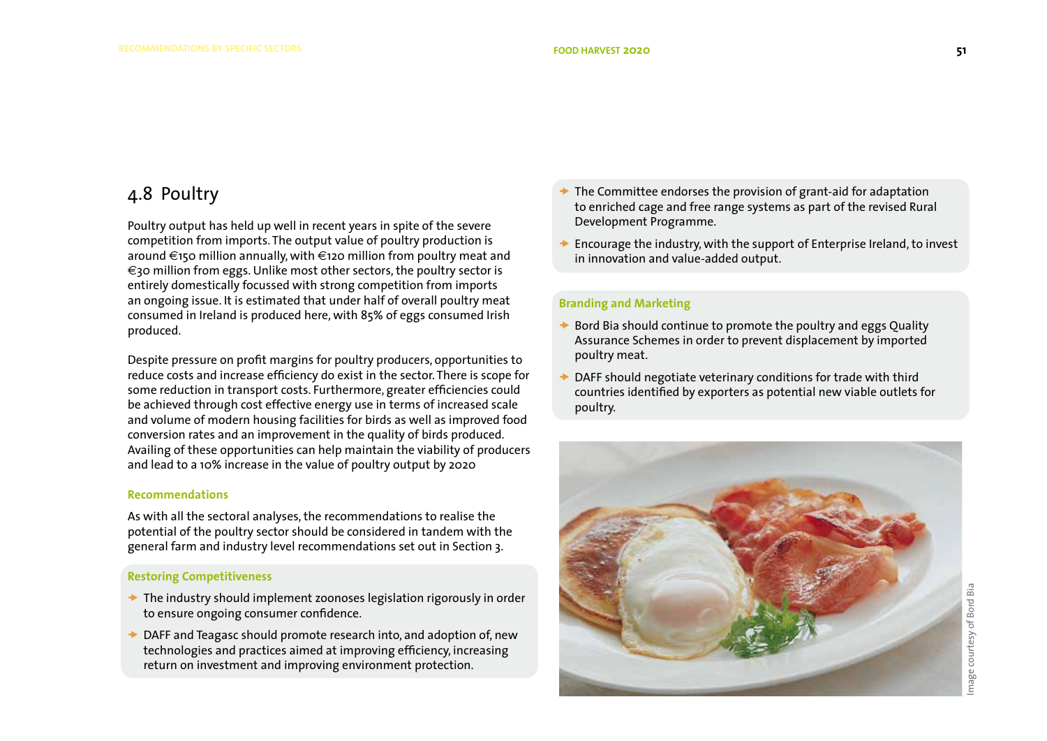## 4.8 Poultry

Poultry output has held up well in recent years in spite of the severe competition from imports. The output value of poultry production is around €150 million annually, with €120 million from poultry meat and €30 million from eggs. Unlike most other sectors, the poultry sector is entirely domestically focussed with strong competition from imports an ongoing issue. It is estimated that under half of overall poultry meat consumed in Ireland is produced here, with 85% of eggs consumed Irish produced.

Despite pressure on profit margins for poultry producers, opportunities to reduce costs and increase efficiency do exist in the sector. There is scope for some reduction in transport costs. Furthermore, greater efficiencies could be achieved through cost effective energy use in terms of increased scale and volume of modern housing facilities for birds as well as improved food conversion rates and an improvement in the quality of birds produced. Availing of these opportunities can help maintain the viability of producers and lead to a 10% increase in the value of poultry output by 2020

### Recommendations

As with all the sectoral analyses, the recommendations to realise the potential of the poultry sector should be considered in tandem with the general farm and industry level recommendations set out in Section 3.

#### Restoring Competitiveness

- The industry should implement zoonoses legislation rigorously in order to ensure ongoing consumer confidence.
- DAFF and Teagasc should promote research into, and adoption of, new technologies and practices aimed at improving efficiency, increasing return on investment and improving environment protection.
- The Committee endorses the provision of grant-aid for adaptation to enriched cage and free range systems as part of the revised Rural Development Programme.
- Encourage the industry, with the support of Enterprise Ireland, to invest in innovation and value-added output.

#### Branding and Marketing

- Bord Bia should continue to promote the poultry and eggs Quality Assurance Schemes in order to prevent displacement by imported poultry meat.
- DAFF should negotiate veterinary conditions for trade with third countries identified by exporters as potential new viable outlets for poultry.

Image courtesy of Bord Bia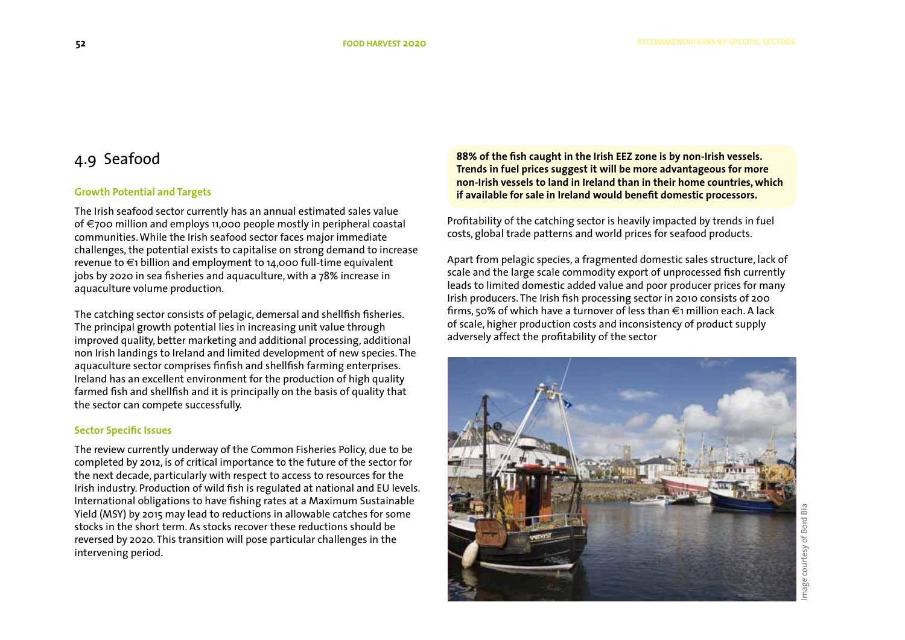## 4.9 Seafood

### Growth Potential and Targets

The Irish seafood sector currently has an annual estimated sales value of €700 million and employs 11,000 people mostly in peripheral coastal communities. While the Irish seafood sector faces major immediate challenges, the potential exists to capitalise on strong demand to increase revenue to €1 billion and employment to 14,000 full-time equivalent jobs by 2020 in sea fisheries and aquaculture, with a 78% increase in aquaculture volume production.

The catching sector consists of pelagic, demersal and shellfish fisheries. The principal growth potential lies in increasing unit value through improved quality, better marketing and additional processing, additional non Irish landings to Ireland and limited development of new species. The aquaculture sector comprises finfish and shellfish farming enterprises. Ireland has an excellent environment for the production of high quality farmed fish and shellfish and it is principally on the basis of quality that the sector can compete successfully.

### Sector Specific Issues

The review currently underway of the Common Fisheries Policy, due to be completed by 2012, is of critical importance to the future of the sector for the next decade, particularly with respect to access to resources for the Irish industry. Production of wild fish is regulated at national and EU levels. International obligations to have fishing rates at a Maximum Sustainable Yield (MSY) by 2015 may lead to reductions in allowable catches for some stocks in the short term. As stocks recover these reductions should be reversed by 2020. This transition will pose particular challenges in the intervening period.

**88% of the fish caught in the Irish EEZ zone is by non-Irish vessels. Trends in fuel prices suggest it will be more advantageous for more non-Irish vessels to land in Ireland than in their home countries, which if available for sale in Ireland would benefit domestic processors.**

Profitability of the catching sector is heavily impacted by trends in fuel costs, global trade patterns and world prices for seafood products.

Apart from pelagic species, a fragmented domestic sales structure, lack of scale and the large scale commodity export of unprocessed fish currently leads to limited domestic added value and poor producer prices for many Irish producers. The Irish fish processing sector in 2010 consists of 200 firms, 50% of which have a turnover of less than €1 million each. A lack of scale, higher production costs and inconsistency of product supply adversely affect the profitability of the sector

Image courtesy of Bord Bia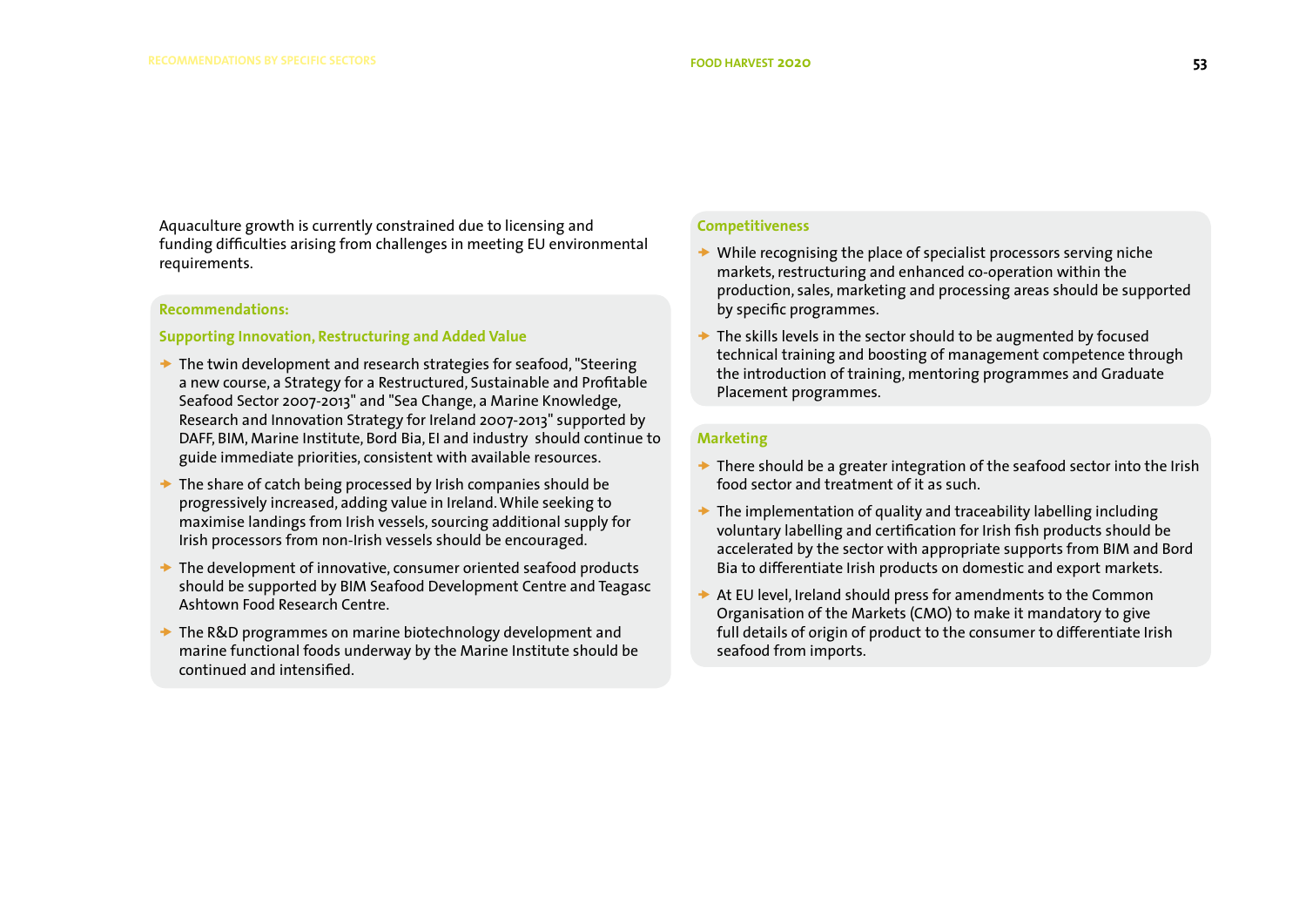Aquaculture growth is currently constrained due to licensing and funding difficulties arising from challenges in meeting EU environmental requirements.

### Recommendations:

#### Supporting Innovation, Restructuring and Added Value

- The twin development and research strategies for seafood, "Steering a new course, a Strategy for a Restructured, Sustainable and Profitable Seafood Sector 2007-2013" and "Sea Change, a Marine Knowledge, Research and Innovation Strategy for Ireland 2007-2013" supported by DAFF, BIM, Marine Institute, Bord Bia, EI and industry should continue to guide immediate priorities, consistent with available resources.
- The share of catch being processed by Irish companies should be progressively increased, adding value in Ireland. While seeking to maximise landings from Irish vessels, sourcing additional supply for Irish processors from non-Irish vessels should be encouraged.
- The development of innovative, consumer oriented seafood products should be supported by BIM Seafood Development Centre and Teagasc Ashtown Food Research Centre.
- The R&D programmes on marine biotechnology development and marine functional foods underway by the Marine Institute should be continued and intensified.

#### Competitiveness

- While recognising the place of specialist processors serving niche markets, restructuring and enhanced co-operation within the production, sales, marketing and processing areas should be supported by specific programmes.
- The skills levels in the sector should to be augmented by focused technical training and boosting of management competence through the introduction of training, mentoring programmes and Graduate Placement programmes.

#### Marketing

- There should be a greater integration of the seafood sector into the Irish food sector and treatment of it as such.
- The implementation of quality and traceability labelling including voluntary labelling and certification for Irish fish products should be accelerated by the sector with appropriate supports from BIM and Bord Bia to differentiate Irish products on domestic and export markets.
- At EU level, Ireland should press for amendments to the Common Organisation of the Markets (CMO) to make it mandatory to give full details of origin of product to the consumer to differentiate Irish seafood from imports.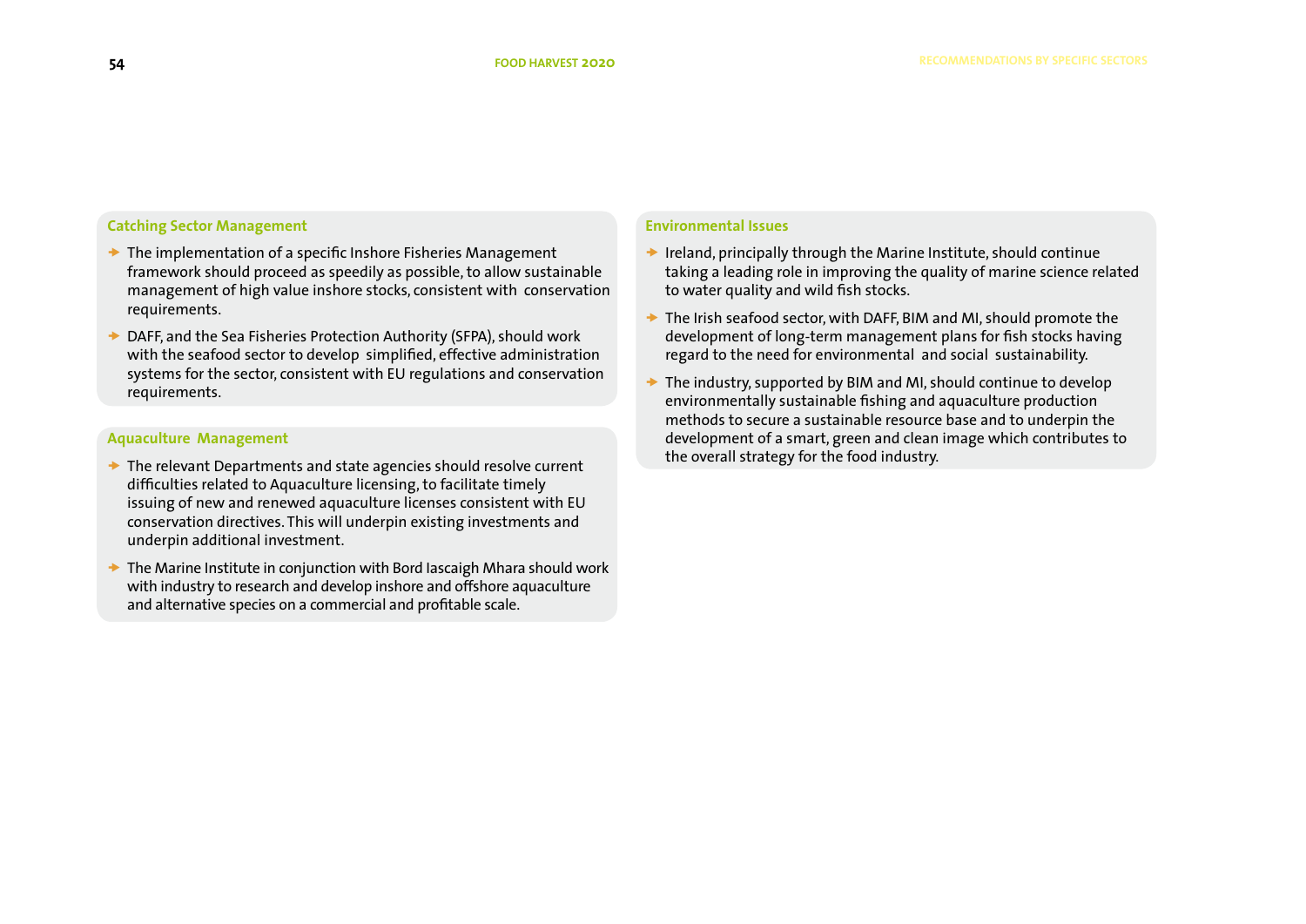### Catching Sector Management

- The implementation of a specific Inshore Fisheries Management framework should proceed as speedily as possible, to allow sustainable management of high value inshore stocks, consistent with conservation requirements.
- DAFF, and the Sea Fisheries Protection Authority (SFPA), should work with the seafood sector to develop simplified, effective administration systems for the sector, consistent with EU regulations and conservation requirements.

### Aquaculture Management

- The relevant Departments and state agencies should resolve current difficulties related to Aquaculture licensing, to facilitate timely issuing of new and renewed aquaculture licenses consistent with EU conservation directives. This will underpin existing investments and underpin additional investment.
- The Marine Institute in conjunction with Bord Iascaigh Mhara should work with industry to research and develop inshore and offshore aquaculture and alternative species on a commercial and profitable scale.

### Environmental Issues

- Ireland, principally through the Marine Institute, should continue taking a leading role in improving the quality of marine science related to water quality and wild fish stocks.
- The Irish seafood sector, with DAFF, BIM and MI, should promote the development of long-term management plans for fish stocks having regard to the need for environmental and social sustainability.
- The industry, supported by BIM and MI, should continue to develop environmentally sustainable fishing and aquaculture production methods to secure a sustainable resource base and to underpin the development of a smart, green and clean image which contributes to the overall strategy for the food industry.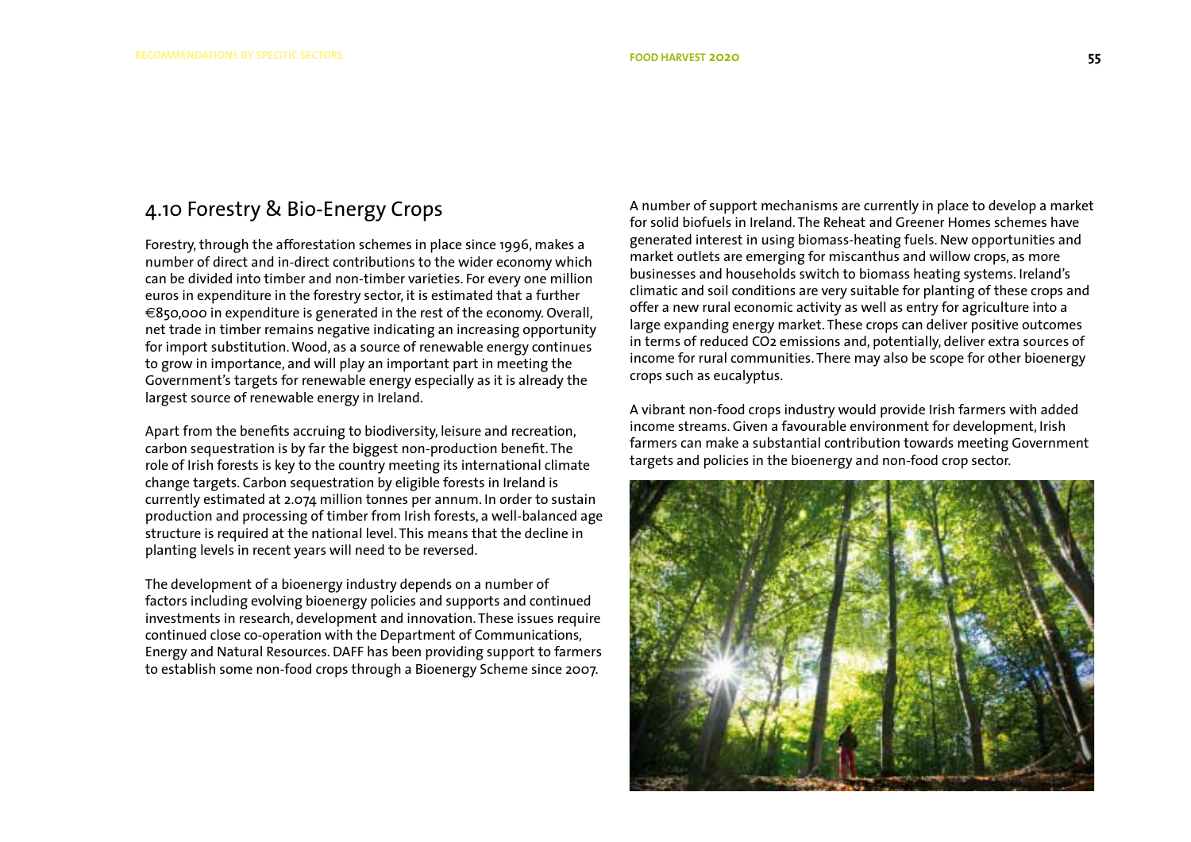## 4.10 Forestry & Bio-Energy Crops

Forestry, through the afforestation schemes in place since 1996, makes a number of direct and in-direct contributions to the wider economy which can be divided into timber and non-timber varieties. For every one million euros in expenditure in the forestry sector, it is estimated that a further €850,000 in expenditure is generated in the rest of the economy. Overall, net trade in timber remains negative indicating an increasing opportunity for import substitution. Wood, as a source of renewable energy continues to grow in importance, and will play an important part in meeting the Government's targets for renewable energy especially as it is already the largest source of renewable energy in Ireland.

Apart from the benefits accruing to biodiversity, leisure and recreation, carbon sequestration is by far the biggest non-production benefit. The role of Irish forests is key to the country meeting its international climate change targets. Carbon sequestration by eligible forests in Ireland is currently estimated at 2.074 million tonnes per annum. In order to sustain production and processing of timber from Irish forests, a well-balanced age structure is required at the national level. This means that the decline in planting levels in recent years will need to be reversed.

The development of a bioenergy industry depends on a number of factors including evolving bioenergy policies and supports and continued investments in research, development and innovation. These issues require continued close co-operation with the Department of Communications, Energy and Natural Resources. DAFF has been providing support to farmers to establish some non-food crops through a Bioenergy Scheme since 2007.

A number of support mechanisms are currently in place to develop a market for solid biofuels in Ireland. The Reheat and Greener Homes schemes have generated interest in using biomass-heating fuels. New opportunities and market outlets are emerging for miscanthus and willow crops, as more businesses and households switch to biomass heating systems. Ireland's climatic and soil conditions are very suitable for planting of these crops and offer a new rural economic activity as well as entry for agriculture into a large expanding energy market. These crops can deliver positive outcomes in terms of reduced $CO_2$ emissions and, potentially, deliver extra sources of income for rural communities. There may also be scope for other bioenergy crops such as eucalyptus.

A vibrant non-food crops industry would provide Irish farmers with added income streams. Given a favourable environment for development, Irish farmers can make a substantial contribution towards meeting Government targets and policies in the bioenergy and non-food crop sector.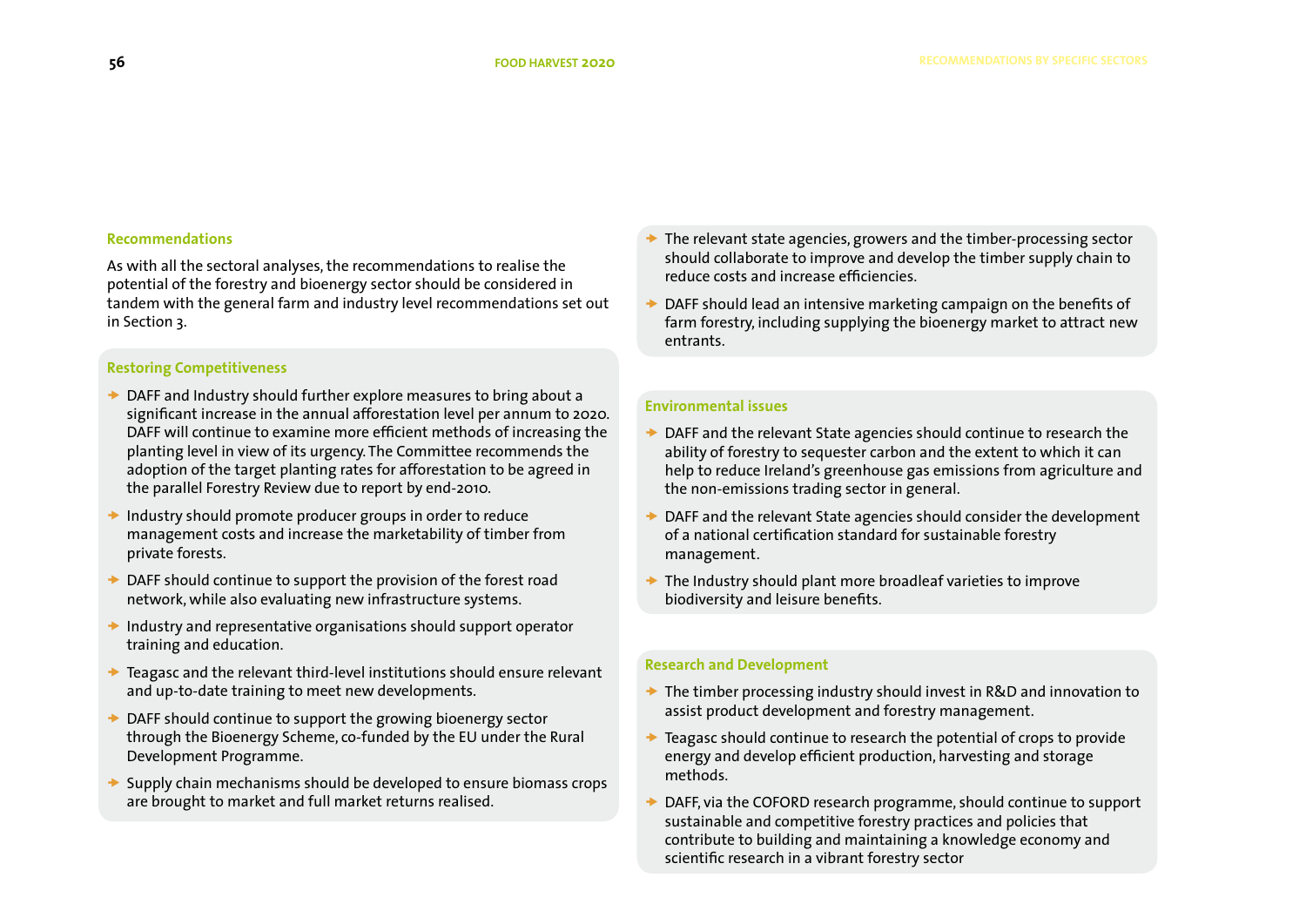### Recommendations

As with all the sectoral analyses, the recommendations to realise the potential of the forestry and bioenergy sector should be considered in tandem with the general farm and industry level recommendations set out in Section 3.

#### Restoring Competitiveness

- DAFF and Industry should further explore measures to bring about a significant increase in the annual afforestation level per annum to 2020. DAFF will continue to examine more efficient methods of increasing the planting level in view of its urgency. The Committee recommends the adoption of the target planting rates for afforestation to be agreed in the parallel Forestry Review due to report by end-2010.
- Industry should promote producer groups in order to reduce management costs and increase the marketability of timber from private forests.
- DAFF should continue to support the provision of the forest road network, while also evaluating new infrastructure systems.
- Industry and representative organisations should support operator training and education.
- Teagasc and the relevant third-level institutions should ensure relevant and up-to-date training to meet new developments.
- DAFF should continue to support the growing bioenergy sector through the Bioenergy Scheme, co-funded by the EU under the Rural Development Programme.
- Supply chain mechanisms should be developed to ensure biomass crops are brought to market and full market returns realised.
- The relevant state agencies, growers and the timber-processing sector should collaborate to improve and develop the timber supply chain to reduce costs and increase efficiencies.
- DAFF should lead an intensive marketing campaign on the benefits of farm forestry, including supplying the bioenergy market to attract new entrants.

#### Environmental issues

- DAFF and the relevant State agencies should continue to research the ability of forestry to sequester carbon and the extent to which it can help to reduce Ireland's greenhouse gas emissions from agriculture and the non-emissions trading sector in general.
- DAFF and the relevant State agencies should consider the development of a national certification standard for sustainable forestry management.
- The Industry should plant more broadleaf varieties to improve biodiversity and leisure benefits.

#### Research and Development

- The timber processing industry should invest in R&D and innovation to assist product development and forestry management.
- Teagasc should continue to research the potential of crops to provide energy and develop efficient production, harvesting and storage methods.
- DAFF, via the COFORD research programme, should continue to support sustainable and competitive forestry practices and policies that contribute to building and maintaining a knowledge economy and scientific research in a vibrant forestry sector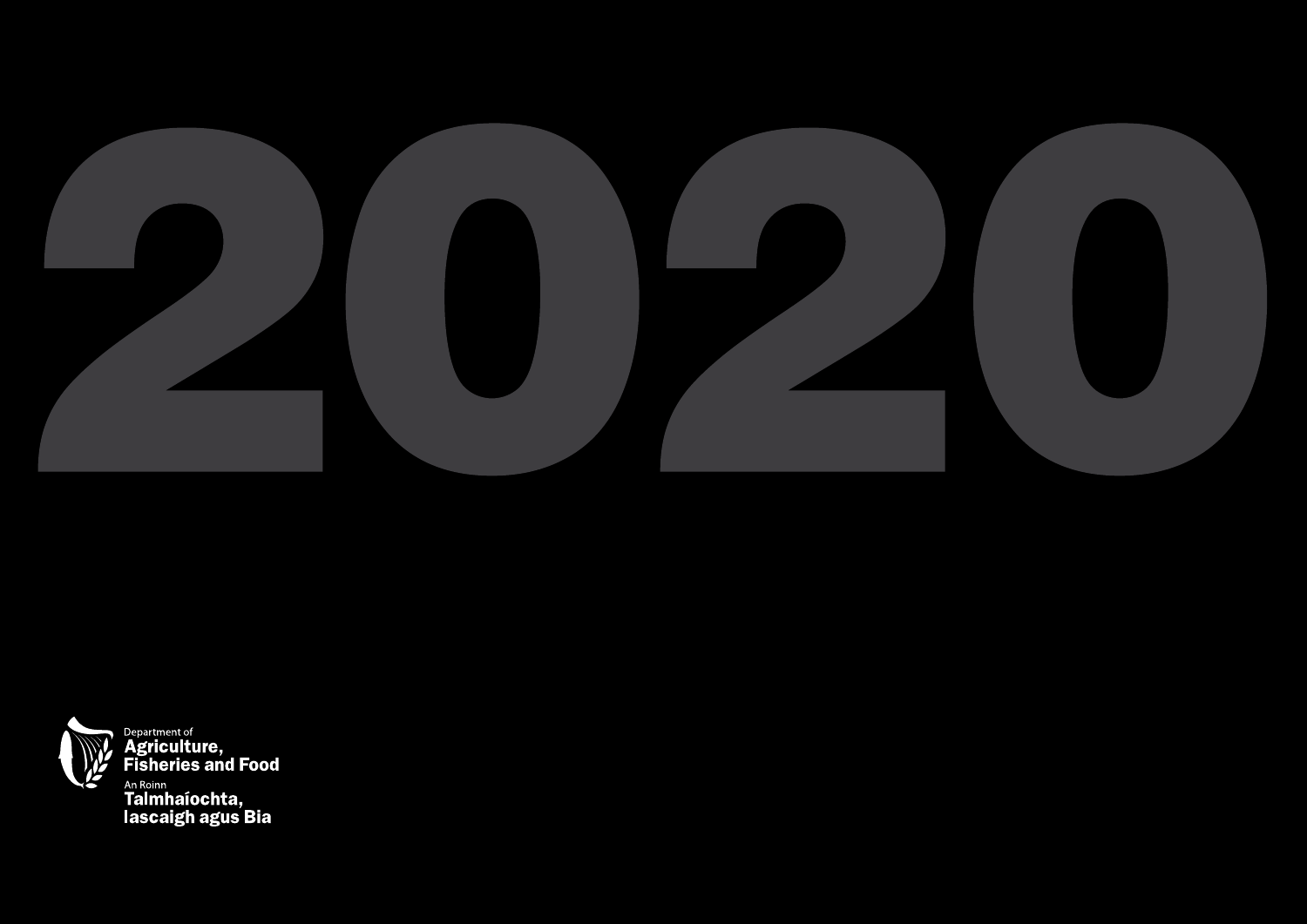# 2020

Department of
**Agriculture,
Fisheries and Food**
An Roinn
**Talmhaíochta,
Iascaigh agus Bia**